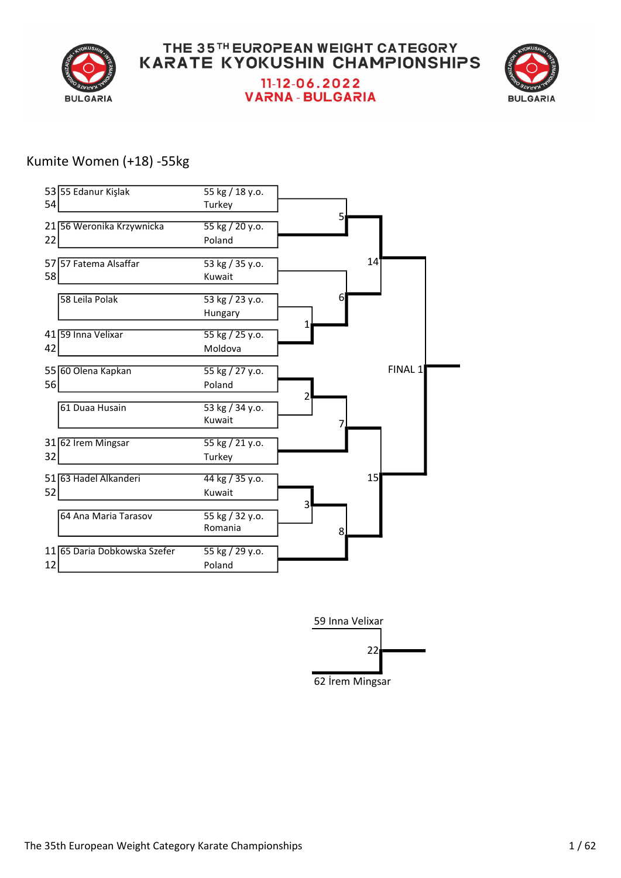# THE 35TH EUROPEAN WEIGHT CATEGORY KARATE KYOKUSHIN CHAMPIONSHIPS

## 11-12-06.2022
## VARNA - BULGARIA

### Kumite Women (+18) -55kg

| Bout | No. | Name | Weight / Age | Country |
|---|---|---|---|---|
| 53 / 54 | 55 | Edanur Kişlak | 55 kg / 18 y.o. | Turkey |
| 21 / 22 | 56 | Weronika Krzywnicka | 55 kg / 20 y.o. | Poland |
| 57 / 58 | 57 | Fatema Alsaffar | 53 kg / 35 y.o. | Kuwait |
| | 58 | Leila Polak | 53 kg / 23 y.o. | Hungary |
| 41 / 42 | 59 | Inna Velixar | 55 kg / 25 y.o. | Moldova |
| 55 / 56 | 60 | Olena Kapkan | 55 kg / 27 y.o. | Poland |
| | 61 | Duaa Husain | 53 kg / 34 y.o. | Kuwait |
| 31 / 32 | 62 | Irem Mingsar | 55 kg / 21 y.o. | Turkey |
| 51 / 52 | 63 | Hadel Alkanderi | 44 kg / 35 y.o. | Kuwait |
| | 64 | Ana Maria Tarasov | 55 kg / 32 y.o. | Romania |
| 11 / 12 | 65 | Daria Dobkowska Szefer | 55 kg / 29 y.o. | Poland |

Bracket bouts: 1, 2, 3, 5, 6, 7, 8, 14, 15, FINAL 1

Bout 22 (third place): 59 Inna Velixar vs 62 İrem Mingsar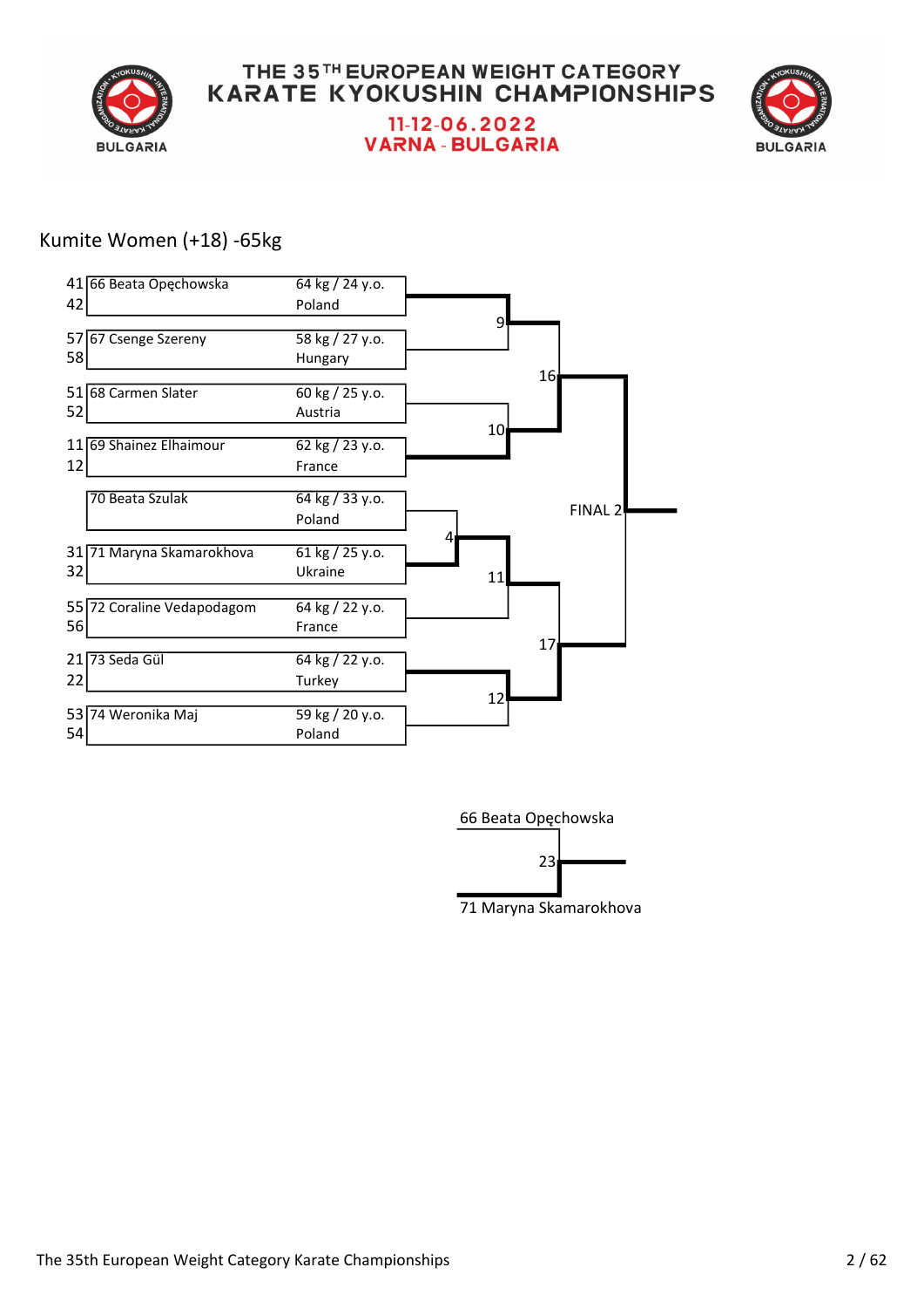# THE 35TH EUROPEAN WEIGHT CATEGORY KARATE KYOKUSHIN CHAMPIONSHIPS

11-12-06.2022
VARNA - BULGARIA

## Kumite Women (+18) -65kg

| Fight Nos. | Competitor | Weight / Age | Country |
|---|---|---|---|
| 41, 42 | 66 Beata Opęchowska | 64 kg / 24 y.o. | Poland |
| 57, 58 | 67 Csenge Szereny | 58 kg / 27 y.o. | Hungary |
| 51, 52 | 68 Carmen Slater | 60 kg / 25 y.o. | Austria |
| 11, 12 | 69 Shainez Elhaimour | 62 kg / 23 y.o. | France |
| | 70 Beata Szulak | 64 kg / 33 y.o. | Poland |
| 31, 32 | 71 Maryna Skamarokhova | 61 kg / 25 y.o. | Ukraine |
| 55, 56 | 72 Coraline Vedapodagom | 64 kg / 22 y.o. | France |
| 21, 22 | 73 Seda Gül | 64 kg / 22 y.o. | Turkey |
| 53, 54 | 74 Weronika Maj | 59 kg / 20 y.o. | Poland |

Bracket fights: 4, 9, 10, 11, 12, 16, 17, FINAL 2

Fight 23:

66 Beata Opęchowska

71 Maryna Skamarokhova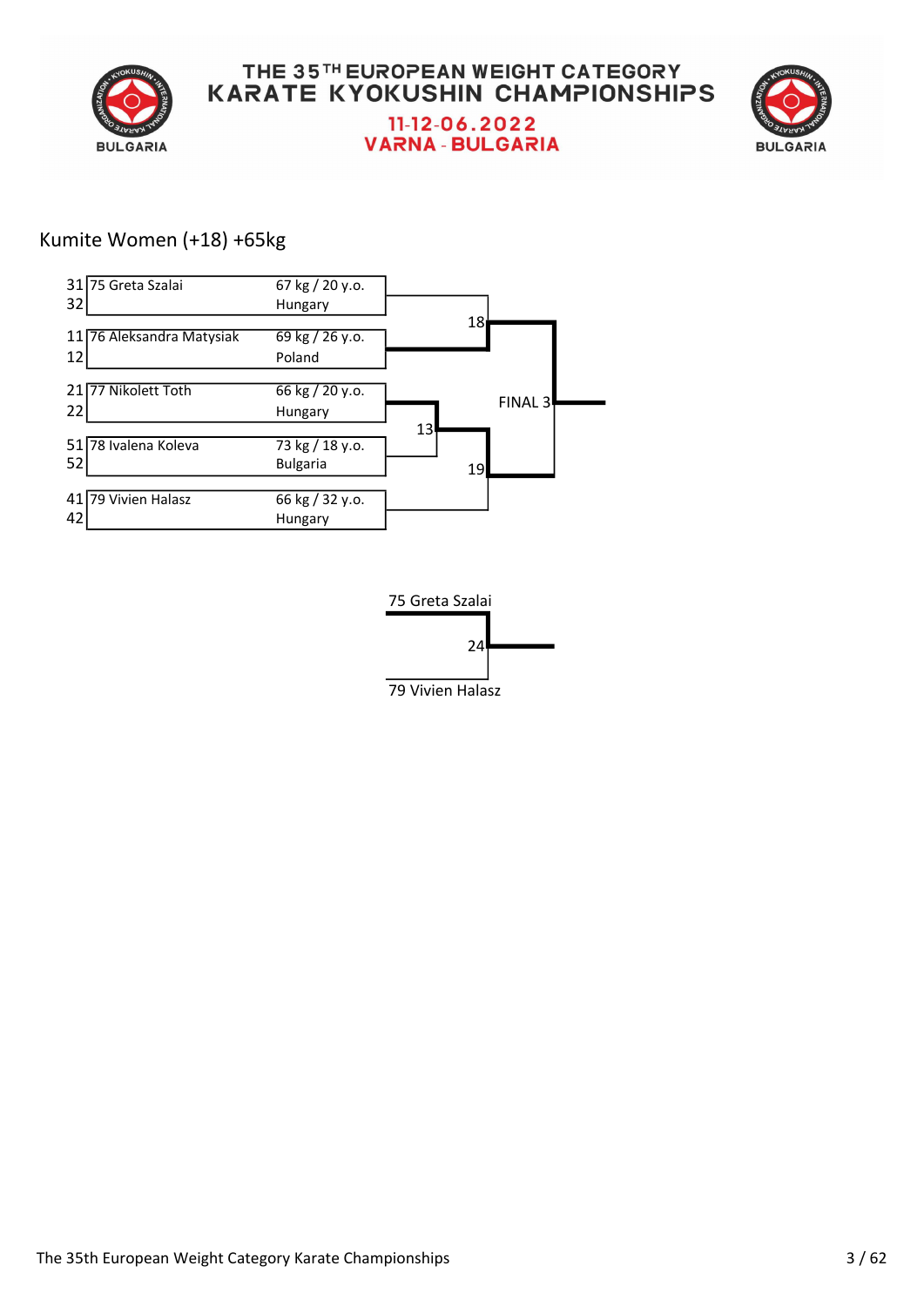# THE 35TH EUROPEAN WEIGHT CATEGORY KARATE KYOKUSHIN CHAMPIONSHIPS

**11-12-06.2022**
**VARNA - BULGARIA**

## Kumite Women (+18) +65kg

| Pos | No. | Name | Weight / Age | Country |
|---|---|---|---|---|
| 31 / 32 | 75 | Greta Szalai | 67 kg / 20 y.o. | Hungary |
| 11 / 12 | 76 | Aleksandra Matysiak | 69 kg / 26 y.o. | Poland |
| 21 / 22 | 77 | Nikolett Toth | 66 kg / 20 y.o. | Hungary |
| 51 / 52 | 78 | Ivalena Koleva | 73 kg / 18 y.o. | Bulgaria |
| 41 / 42 | 79 | Vivien Halasz | 66 kg / 32 y.o. | Hungary |

- Fight 13: 77 Nikolett Toth vs 78 Ivalena Koleva
- Fight 18: 75 Greta Szalai vs 76 Aleksandra Matysiak
- Fight 19: Winner of 13 vs 79 Vivien Halasz
- FINAL 3: Winner of 18 vs Winner of 19

Fight 24:
- 75 Greta Szalai
- 79 Vivien Halasz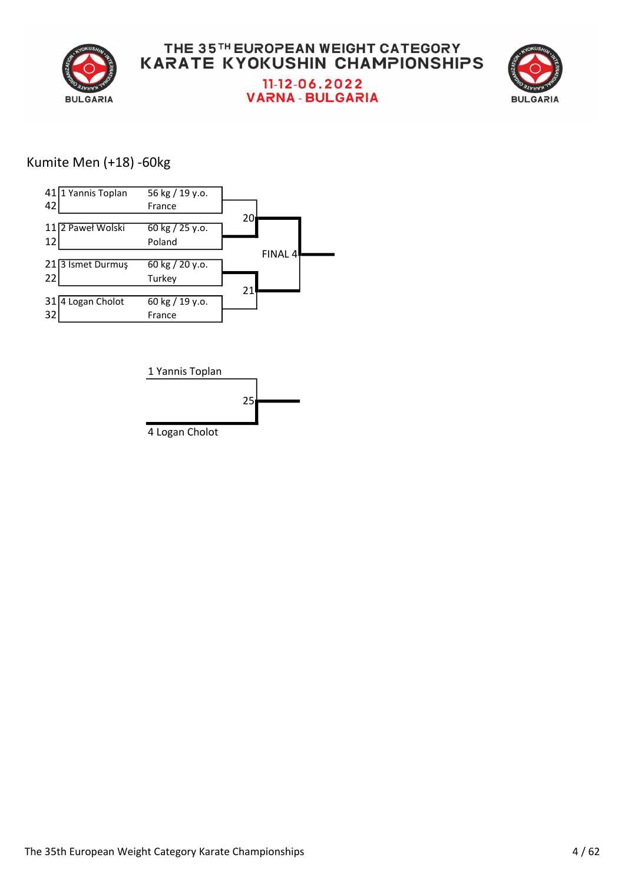THE 35TH EUROPEAN WEIGHT CATEGORY KARATE KYOKUSHIN CHAMPIONSHIPS

11-12-06.2022

VARNA - BULGARIA

## Kumite Men (+18) -60kg

| No. | Competitor | Weight / Age | Country |
|---|---|---|---|
| 41 / 42 | 1 Yannis Toplan | 56 kg / 19 y.o. | France |
| 11 / 12 | 2 Paweł Wolski | 60 kg / 25 y.o. | Poland |
| 21 / 22 | 3 Ismet Durmuş | 60 kg / 20 y.o. | Turkey |
| 31 / 32 | 4 Logan Cholot | 60 kg / 19 y.o. | France |

Match 20: 1 Yannis Toplan vs 2 Paweł Wolski

Match 21: 3 Ismet Durmuş vs 4 Logan Cholot

FINAL 4

Match 25: 1 Yannis Toplan vs 4 Logan Cholot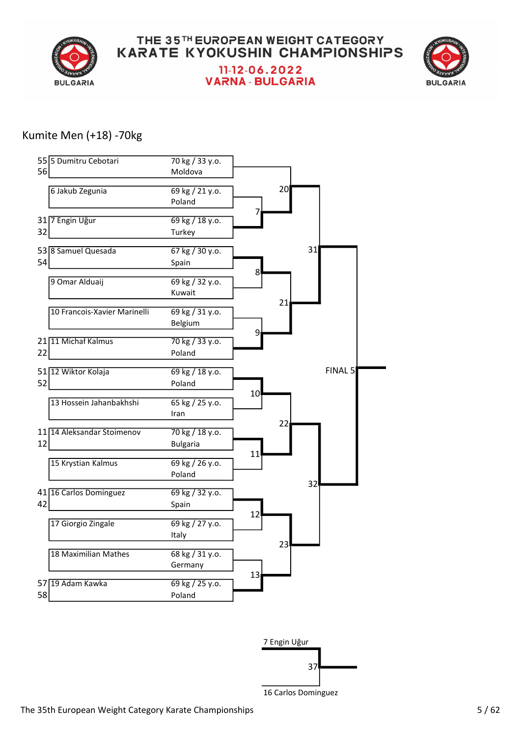# THE 35TH EUROPEAN WEIGHT CATEGORY KARATE KYOKUSHIN CHAMPIONSHIPS

11-12-06.2022
VARNA - BULGARIA

## Kumite Men (+18) -70kg

| Fight Nos. | Competitor | Weight / Age | Country |
|---|---|---|---|
| 55, 56 | 5 Dumitru Cebotari | 70 kg / 33 y.o. | Moldova |
| | 6 Jakub Zegunia | 69 kg / 21 y.o. | Poland |
| 31, 32 | 7 Engin Uğur | 69 kg / 18 y.o. | Turkey |
| 53, 54 | 8 Samuel Quesada | 67 kg / 30 y.o. | Spain |
| | 9 Omar Alduaij | 69 kg / 32 y.o. | Kuwait |
| | 10 Francois-Xavier Marinelli | 69 kg / 31 y.o. | Belgium |
| 21, 22 | 11 Michał Kalmus | 70 kg / 33 y.o. | Poland |
| 51, 52 | 12 Wiktor Kolaja | 69 kg / 18 y.o. | Poland |
| | 13 Hossein Jahanbakhshi | 65 kg / 25 y.o. | Iran |
| 11, 12 | 14 Aleksandar Stoimenov | 70 kg / 18 y.o. | Bulgaria |
| | 15 Krystian Kalmus | 69 kg / 26 y.o. | Poland |
| 41, 42 | 16 Carlos Dominguez | 69 kg / 32 y.o. | Spain |
| | 17 Giorgio Zingale | 69 kg / 27 y.o. | Italy |
| | 18 Maximilian Mathes | 68 kg / 31 y.o. | Germany |
| 57, 58 | 19 Adam Kawka | 69 kg / 25 y.o. | Poland |

Bracket fights: 7, 8, 9, 10, 11, 12, 13, 20, 21, 22, 23, 31, 32, FINAL 5

Fight 37 (third place): 7 Engin Uğur vs 16 Carlos Dominguez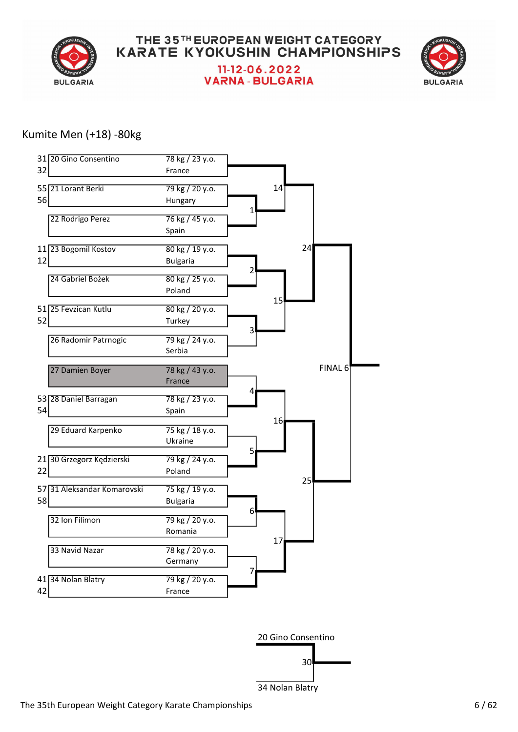# THE 35TH EUROPEAN WEIGHT CATEGORY KARATE KYOKUSHIN CHAMPIONSHIPS

11-12-06.2022
VARNA - BULGARIA

## Kumite Men (+18) -80kg

| Numbers | Competitor | Weight / Age | Country |
|---|---|---|---|
| 31 / 32 | 20 Gino Consentino | 78 kg / 23 y.o. | France |
| 55 / 56 | 21 Lorant Berki | 79 kg / 20 y.o. | Hungary |
| | 22 Rodrigo Perez | 76 kg / 45 y.o. | Spain |
| 11 / 12 | 23 Bogomil Kostov | 80 kg / 19 y.o. | Bulgaria |
| | 24 Gabriel Bożek | 80 kg / 25 y.o. | Poland |
| 51 / 52 | 25 Fevzican Kutlu | 80 kg / 20 y.o. | Turkey |
| | 26 Radomir Patrnogic | 79 kg / 24 y.o. | Serbia |
| | 27 Damien Boyer | 78 kg / 43 y.o. | France |
| 53 / 54 | 28 Daniel Barragan | 78 kg / 23 y.o. | Spain |
| | 29 Eduard Karpenko | 75 kg / 18 y.o. | Ukraine |
| 21 / 22 | 30 Grzegorz Kędzierski | 79 kg / 24 y.o. | Poland |
| 57 / 58 | 31 Aleksandar Komarovski | 75 kg / 19 y.o. | Bulgaria |
| | 32 Ion Filimon | 79 kg / 20 y.o. | Romania |
| | 33 Navid Nazar | 78 kg / 20 y.o. | Germany |
| 41 / 42 | 34 Nolan Blatry | 79 kg / 20 y.o. | France |

Bracket matches: 1, 2, 3, 4, 5, 6, 7, 14, 15, 16, 17, 24, 25, FINAL 6

Match 30:
- 20 Gino Consentino
- 34 Nolan Blatry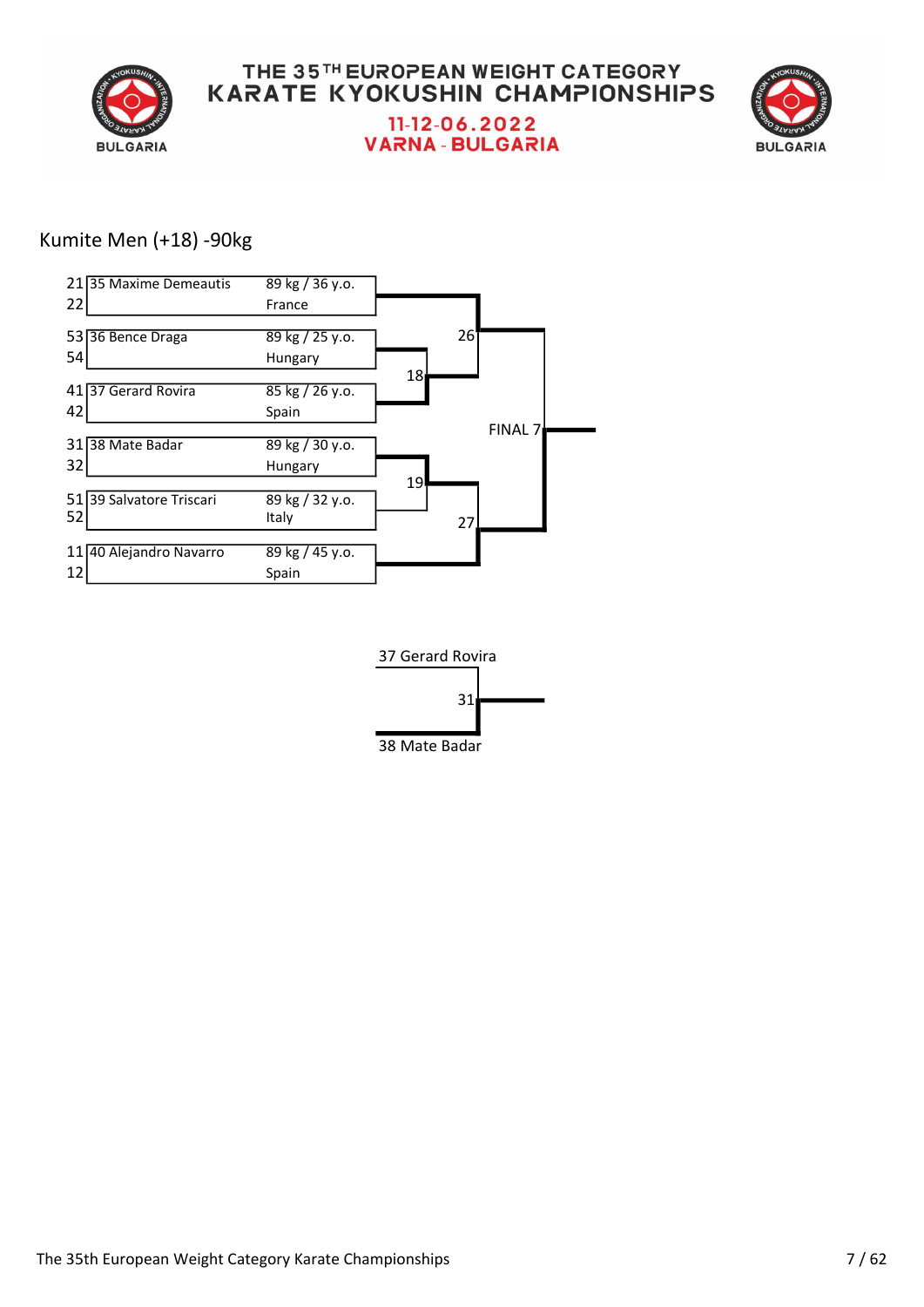THE 35TH EUROPEAN WEIGHT CATEGORY KARATE KYOKUSHIN CHAMPIONSHIPS

11-12-06.2022

VARNA - BULGARIA

## Kumite Men (+18) -90kg

| Seat | No. | Name | Weight / Age | Country |
|---|---|---|---|---|
| 21 / 22 | 35 | Maxime Demeautis | 89 kg / 36 y.o. | France |
| 53 / 54 | 36 | Bence Draga | 89 kg / 25 y.o. | Hungary |
| 41 / 42 | 37 | Gerard Rovira | 85 kg / 26 y.o. | Spain |
| 31 / 32 | 38 | Mate Badar | 89 kg / 30 y.o. | Hungary |
| 51 / 52 | 39 | Salvatore Triscari | 89 kg / 32 y.o. | Italy |
| 11 / 12 | 40 | Alejandro Navarro | 89 kg / 45 y.o. | Spain |

Bouts: 18, 19, 26, 27, FINAL 7

37 Gerard Rovira

31

38 Mate Badar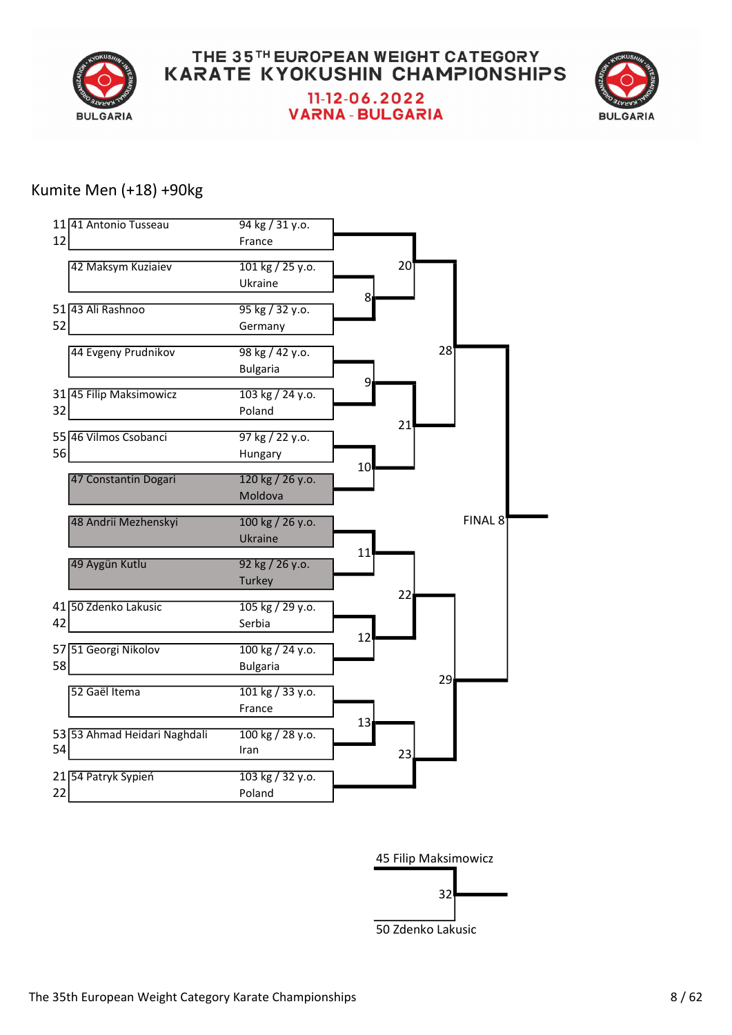# THE 35TH EUROPEAN WEIGHT CATEGORY KARATE KYOKUSHIN CHAMPIONSHIPS

11-12-06.2022

VARNA - BULGARIA

## Kumite Men (+18) +90kg

| Bouts | Competitor | Weight / Age | Country |
|---|---|---|---|
| 11 / 12 | 41 Antonio Tusseau | 94 kg / 31 y.o. | France |
| | 42 Maksym Kuziaiev | 101 kg / 25 y.o. | Ukraine |
| 51 / 52 | 43 Ali Rashnoo | 95 kg / 32 y.o. | Germany |
| | 44 Evgeny Prudnikov | 98 kg / 42 y.o. | Bulgaria |
| 31 / 32 | 45 Filip Maksimowicz | 103 kg / 24 y.o. | Poland |
| 55 / 56 | 46 Vilmos Csobanci | 97 kg / 22 y.o. | Hungary |
| | 47 Constantin Dogari | 120 kg / 26 y.o. | Moldova |
| | 48 Andrii Mezhenskyi | 100 kg / 26 y.o. | Ukraine |
| | 49 Aygün Kutlu | 92 kg / 26 y.o. | Turkey |
| 41 / 42 | 50 Zdenko Lakusic | 105 kg / 29 y.o. | Serbia |
| 57 / 58 | 51 Georgi Nikolov | 100 kg / 24 y.o. | Bulgaria |
| | 52 Gaël Itema | 101 kg / 33 y.o. | France |
| 53 / 54 | 53 Ahmad Heidari Naghdali | 100 kg / 28 y.o. | Iran |
| 21 / 22 | 54 Patryk Sypień | 103 kg / 32 y.o. | Poland |

Bracket bouts: 8 (42 vs 43), 9 (44 vs 45), 10 (46 vs 47), 11 (48 vs 49), 12 (50 vs 51), 13 (52 vs 53), 20 (41 vs winner 8), 21 (winner 9 vs winner 10), 22 (winner 11 vs winner 12), 23 (winner 13 vs 54), 28 (winner 20 vs winner 21), 29 (winner 22 vs winner 23), FINAL 8 (winner 28 vs winner 29)

Bout 32: 45 Filip Maksimowicz vs 50 Zdenko Lakusic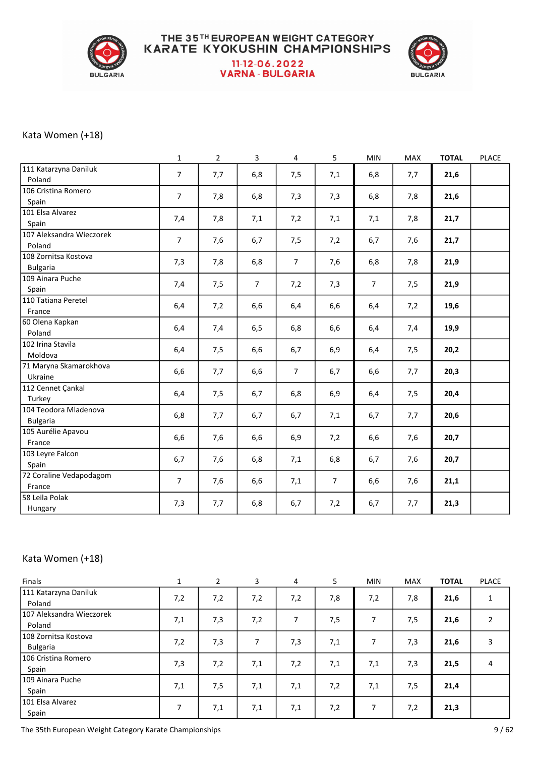# THE 35TH EUROPEAN WEIGHT CATEGORY KARATE KYOKUSHIN CHAMPIONSHIPS

11-12.06.2022
VARNA - BULGARIA

## Kata Women (+18)

| | 1 | 2 | 3 | 4 | 5 | MIN | MAX | TOTAL | PLACE |
|---|---|---|---|---|---|---|---|---|---|
| 111 Katarzyna Daniluk<br>Poland | 7 | 7,7 | 6,8 | 7,5 | 7,1 | 6,8 | 7,7 | **21,6** | |
| 106 Cristina Romero<br>Spain | 7 | 7,8 | 6,8 | 7,3 | 7,3 | 6,8 | 7,8 | **21,6** | |
| 101 Elsa Alvarez<br>Spain | 7,4 | 7,8 | 7,1 | 7,2 | 7,1 | 7,1 | 7,8 | **21,7** | |
| 107 Aleksandra Wieczorek<br>Poland | 7 | 7,6 | 6,7 | 7,5 | 7,2 | 6,7 | 7,6 | **21,7** | |
| 108 Zornitsa Kostova<br>Bulgaria | 7,3 | 7,8 | 6,8 | 7 | 7,6 | 6,8 | 7,8 | **21,9** | |
| 109 Ainara Puche<br>Spain | 7,4 | 7,5 | 7 | 7,2 | 7,3 | 7 | 7,5 | **21,9** | |
| 110 Tatiana Peretel<br>France | 6,4 | 7,2 | 6,6 | 6,4 | 6,6 | 6,4 | 7,2 | **19,6** | |
| 60 Olena Kapkan<br>Poland | 6,4 | 7,4 | 6,5 | 6,8 | 6,6 | 6,4 | 7,4 | **19,9** | |
| 102 Irina Stavila<br>Moldova | 6,4 | 7,5 | 6,6 | 6,7 | 6,9 | 6,4 | 7,5 | **20,2** | |
| 71 Maryna Skamarokhova<br>Ukraine | 6,6 | 7,7 | 6,6 | 7 | 6,7 | 6,6 | 7,7 | **20,3** | |
| 112 Cennet Çankal<br>Turkey | 6,4 | 7,5 | 6,7 | 6,8 | 6,9 | 6,4 | 7,5 | **20,4** | |
| 104 Teodora Mladenova<br>Bulgaria | 6,8 | 7,7 | 6,7 | 6,7 | 7,1 | 6,7 | 7,7 | **20,6** | |
| 105 Aurélie Apavou<br>France | 6,6 | 7,6 | 6,6 | 6,9 | 7,2 | 6,6 | 7,6 | **20,7** | |
| 103 Leyre Falcon<br>Spain | 6,7 | 7,6 | 6,8 | 7,1 | 6,8 | 6,7 | 7,6 | **20,7** | |
| 72 Coraline Vedapodagom<br>France | 7 | 7,6 | 6,6 | 7,1 | 7 | 6,6 | 7,6 | **21,1** | |
| 58 Leila Polak<br>Hungary | 7,3 | 7,7 | 6,8 | 6,7 | 7,2 | 6,7 | 7,7 | **21,3** | |

## Kata Women (+18)

| Finals | 1 | 2 | 3 | 4 | 5 | MIN | MAX | TOTAL | PLACE |
|---|---|---|---|---|---|---|---|---|---|
| 111 Katarzyna Daniluk<br>Poland | 7,2 | 7,2 | 7,2 | 7,2 | 7,8 | 7,2 | 7,8 | **21,6** | 1 |
| 107 Aleksandra Wieczorek<br>Poland | 7,1 | 7,3 | 7,2 | 7 | 7,5 | 7 | 7,5 | **21,6** | 2 |
| 108 Zornitsa Kostova<br>Bulgaria | 7,2 | 7,3 | 7 | 7,3 | 7,1 | 7 | 7,3 | **21,6** | 3 |
| 106 Cristina Romero<br>Spain | 7,3 | 7,2 | 7,1 | 7,2 | 7,1 | 7,1 | 7,3 | **21,5** | 4 |
| 109 Ainara Puche<br>Spain | 7,1 | 7,5 | 7,1 | 7,1 | 7,2 | 7,1 | 7,5 | **21,4** | |
| 101 Elsa Alvarez<br>Spain | 7 | 7,1 | 7,1 | 7,1 | 7,2 | 7 | 7,2 | **21,3** | |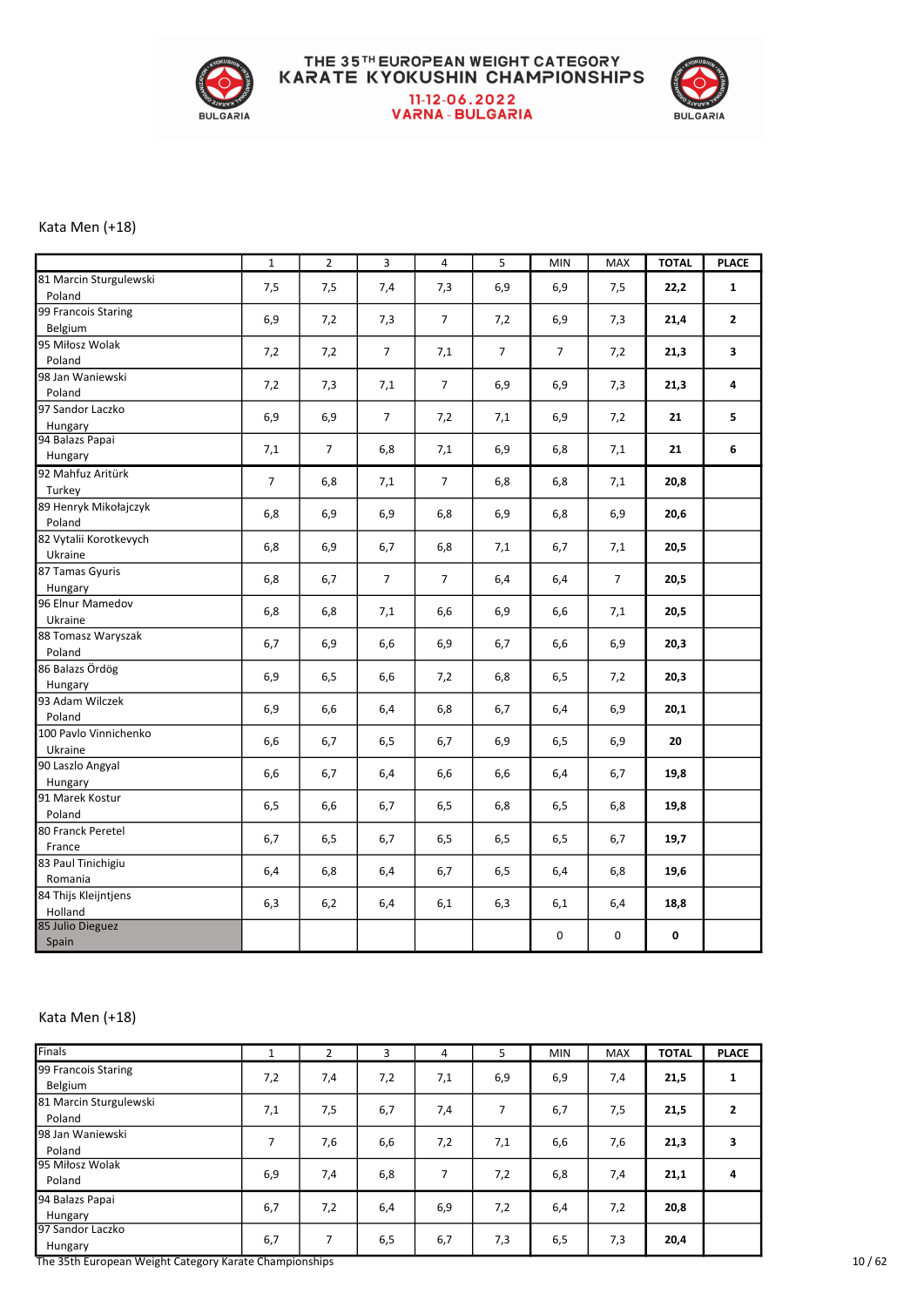# THE 35TH EUROPEAN WEIGHT CATEGORY KARATE KYOKUSHIN CHAMPIONSHIPS

11-12-06.2022
VARNA - BULGARIA

## Kata Men (+18)

| | 1 | 2 | 3 | 4 | 5 | MIN | MAX | TOTAL | PLACE |
|---|---|---|---|---|---|---|---|---|---|
| 81 Marcin Sturgulewski Poland | 7,5 | 7,5 | 7,4 | 7,3 | 6,9 | 6,9 | 7,5 | **22,2** | **1** |
| 99 Francois Staring Belgium | 6,9 | 7,2 | 7,3 | 7 | 7,2 | 6,9 | 7,3 | **21,4** | **2** |
| 95 Miłosz Wolak Poland | 7,2 | 7,2 | 7 | 7,1 | 7 | 7 | 7,2 | **21,3** | **3** |
| 98 Jan Waniewski Poland | 7,2 | 7,3 | 7,1 | 7 | 6,9 | 6,9 | 7,3 | **21,3** | **4** |
| 97 Sandor Laczko Hungary | 6,9 | 6,9 | 7 | 7,2 | 7,1 | 6,9 | 7,2 | **21** | **5** |
| 94 Balazs Papai Hungary | 7,1 | 7 | 6,8 | 7,1 | 6,9 | 6,8 | 7,1 | **21** | **6** |
| 92 Mahfuz Aritürk Turkey | 7 | 6,8 | 7,1 | 7 | 6,8 | 6,8 | 7,1 | **20,8** | |
| 89 Henryk Mikołajczyk Poland | 6,8 | 6,9 | 6,9 | 6,8 | 6,9 | 6,8 | 6,9 | **20,6** | |
| 82 Vytalii Korotkevych Ukraine | 6,8 | 6,9 | 6,7 | 6,8 | 7,1 | 6,7 | 7,1 | **20,5** | |
| 87 Tamas Gyuris Hungary | 6,8 | 6,7 | 7 | 7 | 6,4 | 6,4 | 7 | **20,5** | |
| 96 Elnur Mamedov Ukraine | 6,8 | 6,8 | 7,1 | 6,6 | 6,9 | 6,6 | 7,1 | **20,5** | |
| 88 Tomasz Waryszak Poland | 6,7 | 6,9 | 6,6 | 6,9 | 6,7 | 6,6 | 6,9 | **20,3** | |
| 86 Balazs Ördög Hungary | 6,9 | 6,5 | 6,6 | 7,2 | 6,8 | 6,5 | 7,2 | **20,3** | |
| 93 Adam Wilczek Poland | 6,9 | 6,6 | 6,4 | 6,8 | 6,7 | 6,4 | 6,9 | **20,1** | |
| 100 Pavlo Vinnichenko Ukraine | 6,6 | 6,7 | 6,5 | 6,7 | 6,9 | 6,5 | 6,9 | **20** | |
| 90 Laszlo Angyal Hungary | 6,6 | 6,7 | 6,4 | 6,6 | 6,6 | 6,4 | 6,7 | **19,8** | |
| 91 Marek Kostur Poland | 6,5 | 6,6 | 6,7 | 6,5 | 6,8 | 6,5 | 6,8 | **19,8** | |
| 80 Franck Peretel France | 6,7 | 6,5 | 6,7 | 6,5 | 6,5 | 6,5 | 6,7 | **19,7** | |
| 83 Paul Tinichigiu Romania | 6,4 | 6,8 | 6,4 | 6,7 | 6,5 | 6,4 | 6,8 | **19,6** | |
| 84 Thijs Kleijntjens Holland | 6,3 | 6,2 | 6,4 | 6,1 | 6,3 | 6,1 | 6,4 | **18,8** | |
| 85 Julio Dieguez Spain | | | | | | 0 | 0 | **0** | |

## Kata Men (+18)

| Finals | 1 | 2 | 3 | 4 | 5 | MIN | MAX | TOTAL | PLACE |
|---|---|---|---|---|---|---|---|---|---|
| 99 Francois Staring Belgium | 7,2 | 7,4 | 7,2 | 7,1 | 6,9 | 6,9 | 7,4 | **21,5** | **1** |
| 81 Marcin Sturgulewski Poland | 7,1 | 7,5 | 6,7 | 7,4 | 7 | 6,7 | 7,5 | **21,5** | **2** |
| 98 Jan Waniewski Poland | 7 | 7,6 | 6,6 | 7,2 | 7,1 | 6,6 | 7,6 | **21,3** | **3** |
| 95 Miłosz Wolak Poland | 6,9 | 7,4 | 6,8 | 7 | 7,2 | 6,8 | 7,4 | **21,1** | **4** |
| 94 Balazs Papai Hungary | 6,7 | 7,2 | 6,4 | 6,9 | 7,2 | 6,4 | 7,2 | **20,8** | |
| 97 Sandor Laczko Hungary | 6,7 | 7 | 6,5 | 6,7 | 7,3 | 6,5 | 7,3 | **20,4** | |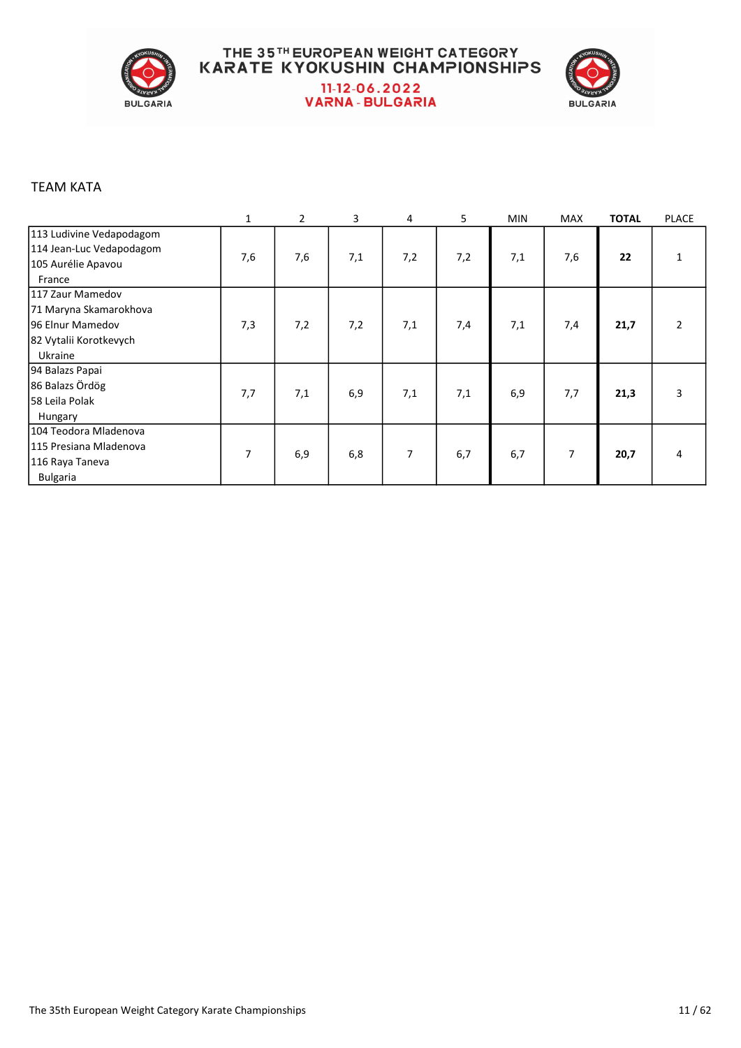# THE 35TH EUROPEAN WEIGHT CATEGORY KARATE KYOKUSHIN CHAMPIONSHIPS

11-12-06.2022
VARNA - BULGARIA

TEAM KATA

| | 1 | 2 | 3 | 4 | 5 | MIN | MAX | **TOTAL** | PLACE |
|---|---|---|---|---|---|---|---|---|---|
| 113 Ludivine Vedapodagom<br>114 Jean-Luc Vedapodagom<br>105 Aurélie Apavou<br>France | 7,6 | 7,6 | 7,1 | 7,2 | 7,2 | 7,1 | 7,6 | **22** | 1 |
| 117 Zaur Mamedov<br>71 Maryna Skamarokhova<br>96 Elnur Mamedov<br>82 Vytalii Korotkevych<br>Ukraine | 7,3 | 7,2 | 7,2 | 7,1 | 7,4 | 7,1 | 7,4 | **21,7** | 2 |
| 94 Balazs Papai<br>86 Balazs Ördög<br>58 Leila Polak<br>Hungary | 7,7 | 7,1 | 6,9 | 7,1 | 7,1 | 6,9 | 7,7 | **21,3** | 3 |
| 104 Teodora Mladenova<br>115 Presiana Mladenova<br>116 Raya Taneva<br>Bulgaria | 7 | 6,9 | 6,8 | 7 | 6,7 | 6,7 | 7 | **20,7** | 4 |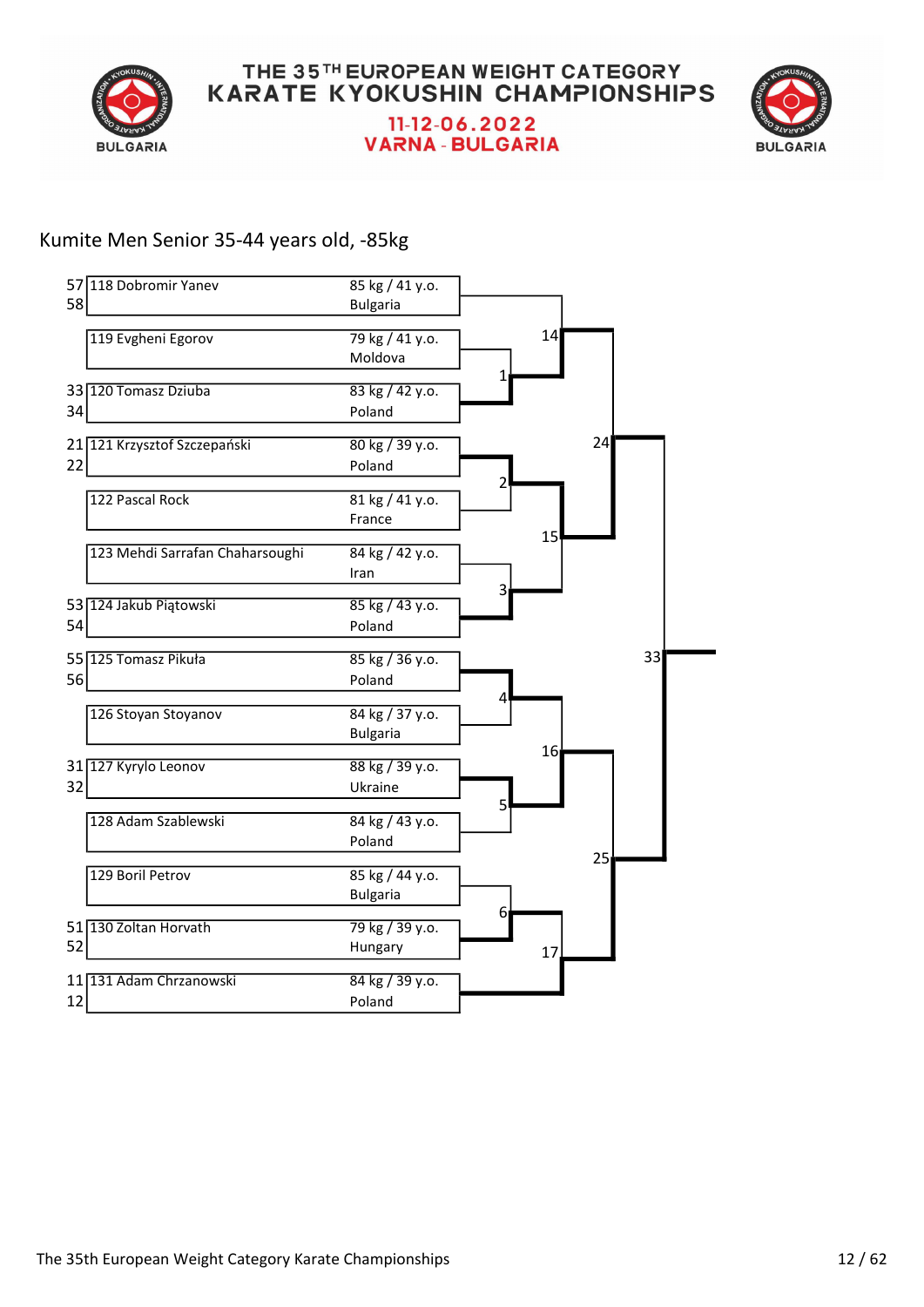# THE 35TH EUROPEAN WEIGHT CATEGORY KARATE KYOKUSHIN CHAMPIONSHIPS

**11-12-06.2022**
**VARNA - BULGARIA**

## Kumite Men Senior 35-44 years old, -85kg

| Fight nos. | No. | Name | Weight / Age | Country |
|---|---|---|---|---|
| 57 / 58 | 118 | Dobromir Yanev | 85 kg / 41 y.o. | Bulgaria |
| | 119 | Evgheni Egorov | 79 kg / 41 y.o. | Moldova |
| 33 / 34 | 120 | Tomasz Dziuba | 83 kg / 42 y.o. | Poland |
| 21 / 22 | 121 | Krzysztof Szczepański | 80 kg / 39 y.o. | Poland |
| | 122 | Pascal Rock | 81 kg / 41 y.o. | France |
| | 123 | Mehdi Sarrafan Chaharsoughi | 84 kg / 42 y.o. | Iran |
| 53 / 54 | 124 | Jakub Piątowski | 85 kg / 43 y.o. | Poland |
| 55 / 56 | 125 | Tomasz Pikuła | 85 kg / 36 y.o. | Poland |
| | 126 | Stoyan Stoyanov | 84 kg / 37 y.o. | Bulgaria |
| 31 / 32 | 127 | Kyrylo Leonov | 88 kg / 39 y.o. | Ukraine |
| | 128 | Adam Szablewski | 84 kg / 43 y.o. | Poland |
| | 129 | Boril Petrov | 85 kg / 44 y.o. | Bulgaria |
| 51 / 52 | 130 | Zoltan Horvath | 79 kg / 39 y.o. | Hungary |
| 11 / 12 | 131 | Adam Chrzanowski | 84 kg / 39 y.o. | Poland |

Bracket fights:

- Fight 1: 119 Evgheni Egorov vs 120 Tomasz Dziuba
- Fight 2: 121 Krzysztof Szczepański vs 122 Pascal Rock
- Fight 3: 123 Mehdi Sarrafan Chaharsoughi vs 124 Jakub Piątowski
- Fight 4: 125 Tomasz Pikuła vs 126 Stoyan Stoyanov
- Fight 5: 127 Kyrylo Leonov vs 128 Adam Szablewski
- Fight 6: 129 Boril Petrov vs 130 Zoltan Horvath
- Fight 14: 118 Dobromir Yanev vs winner of Fight 1
- Fight 15: winner of Fight 2 vs winner of Fight 3
- Fight 16: winner of Fight 4 vs winner of Fight 5
- Fight 17: winner of Fight 6 vs 131 Adam Chrzanowski
- Fight 24: winner of Fight 14 vs winner of Fight 15
- Fight 25: winner of Fight 16 vs winner of Fight 17
- Fight 33: winner of Fight 24 vs winner of Fight 25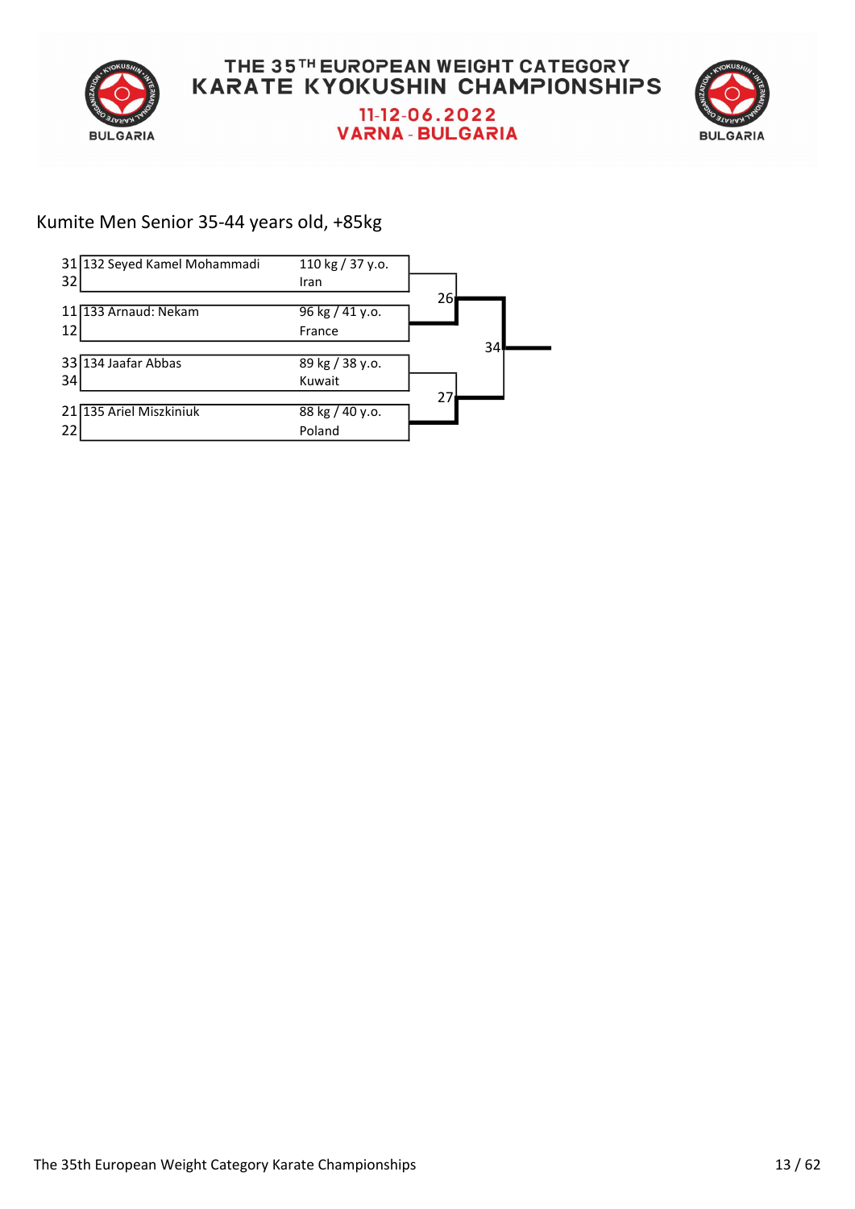# THE 35TH EUROPEAN WEIGHT CATEGORY KARATE KYOKUSHIN CHAMPIONSHIPS

11-12-06.2022
VARNA - BULGARIA

## Kumite Men Senior 35-44 years old, +85kg

| Fight | Competitor | Weight / Age / Country |
|---|---|---|
| 31 / 32 | 132 Seyed Kamel Mohammadi | 110 kg / 37 y.o. Iran |
| 11 / 12 | 133 Arnaud: Nekam | 96 kg / 41 y.o. France |
| 33 / 34 | 134 Jaafar Abbas | 89 kg / 38 y.o. Kuwait |
| 21 / 22 | 135 Ariel Miszkiniuk | 88 kg / 40 y.o. Poland |

Semi-finals: 26 (Mohammadi vs Nekam), 27 (Abbas vs Miszkiniuk)

Final: 34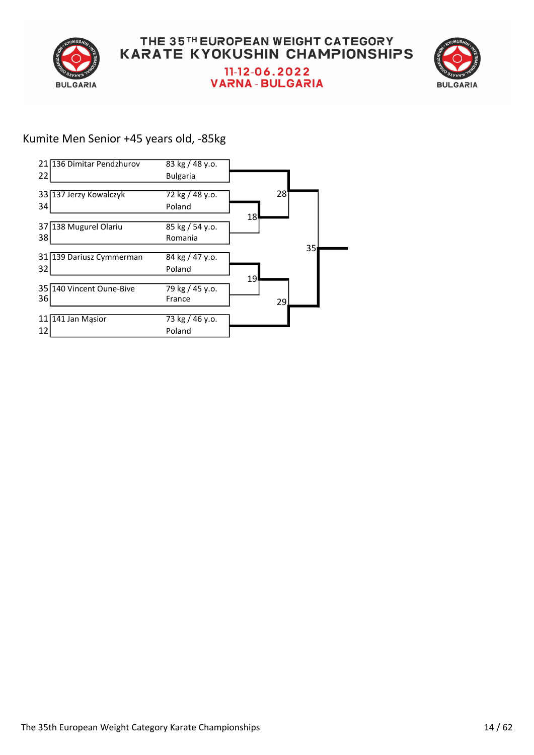# THE 35TH EUROPEAN WEIGHT CATEGORY KARATE KYOKUSHIN CHAMPIONSHIPS

## 11-12-06.2022

## VARNA - BULGARIA

### Kumite Men Senior +45 years old, -85kg

| Fight No. | No. | Name | Weight / Age | Country |
|---|---|---|---|---|
| 21 / 22 | 136 | Dimitar Pendzhurov | 83 kg / 48 y.o. | Bulgaria |
| 33 / 34 | 137 | Jerzy Kowalczyk | 72 kg / 48 y.o. | Poland |
| 37 / 38 | 138 | Mugurel Olariu | 85 kg / 54 y.o. | Romania |
| 31 / 32 | 139 | Dariusz Cymmerman | 84 kg / 47 y.o. | Poland |
| 35 / 36 | 140 | Vincent Oune-Bive | 79 kg / 45 y.o. | France |
| 11 / 12 | 141 | Jan Mąsior | 73 kg / 46 y.o. | Poland |

Bracket fights: 18, 19, 28, 29, 35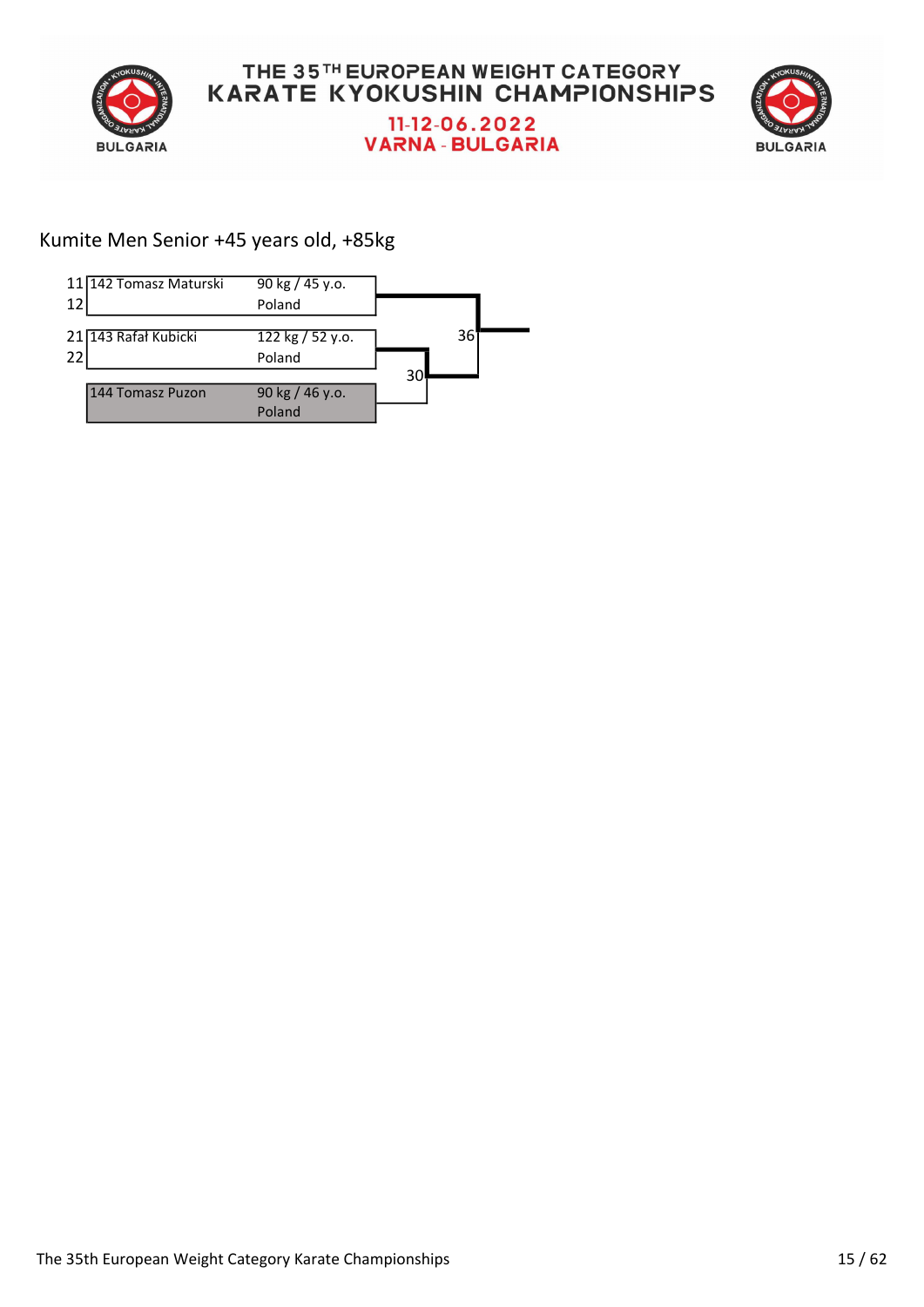# THE 35TH EUROPEAN WEIGHT CATEGORY KARATE KYOKUSHIN CHAMPIONSHIPS

## 11-12-06.2022
## VARNA - BULGARIA

### Kumite Men Senior +45 years old, +85kg

| Pos | Competitor | Weight / Age | Country |
| --- | --- | --- | --- |
| 11 / 12 | 142 Tomasz Maturski | 90 kg / 45 y.o. | Poland |
| 21 / 22 | 143 Rafał Kubicki | 122 kg / 52 y.o. | Poland |
| | 144 Tomasz Puzon | 90 kg / 46 y.o. | Poland |

Bracket: Match 30 — 143 Rafał Kubicki vs 144 Tomasz Puzon; Match 36 — 142 Tomasz Maturski vs winner of Match 30.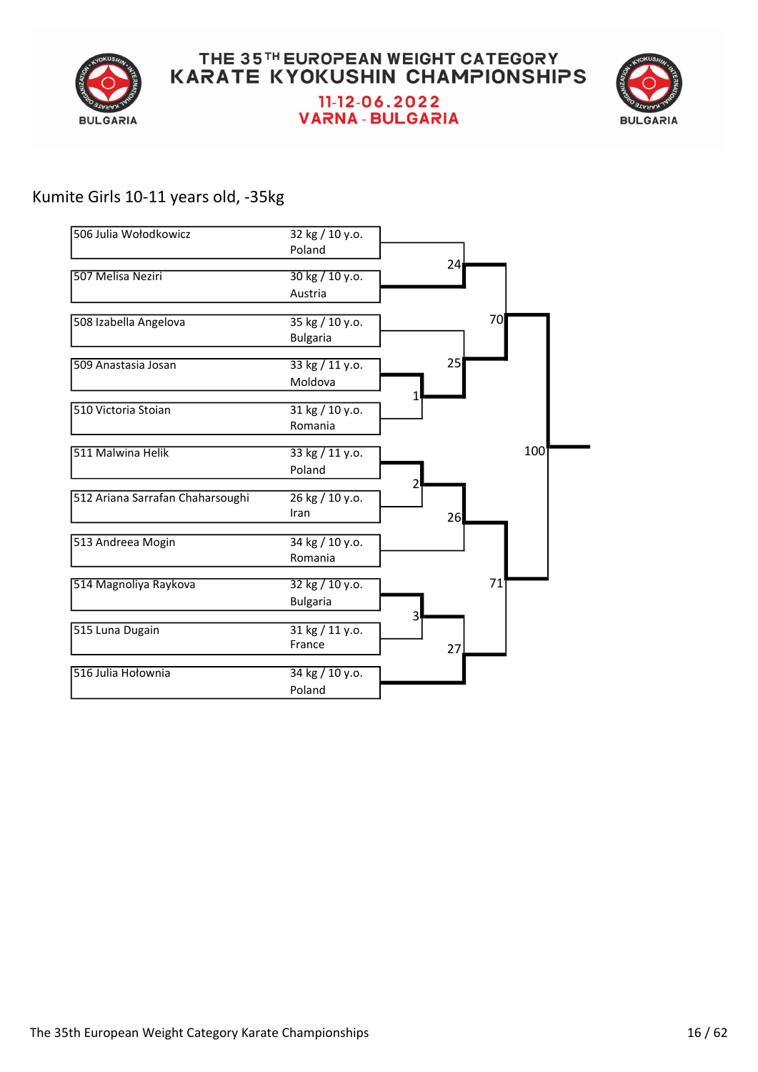# THE 35TH EUROPEAN WEIGHT CATEGORY KARATE KYOKUSHIN CHAMPIONSHIPS

## 11-12-06.2022
## VARNA - BULGARIA

### Kumite Girls 10-11 years old, -35kg

| Competitor | Weight / Age | Country |
|---|---|---|
| 506 Julia Wołodkowicz | 32 kg / 10 y.o. | Poland |
| 507 Melisa Neziri | 30 kg / 10 y.o. | Austria |
| 508 Izabella Angelova | 35 kg / 10 y.o. | Bulgaria |
| 509 Anastasia Josan | 33 kg / 11 y.o. | Moldova |
| 510 Victoria Stoian | 31 kg / 10 y.o. | Romania |
| 511 Malwina Helik | 33 kg / 11 y.o. | Poland |
| 512 Ariana Sarrafan Chaharsoughi | 26 kg / 10 y.o. | Iran |
| 513 Andreea Mogin | 34 kg / 10 y.o. | Romania |
| 514 Magnoliya Raykova | 32 kg / 10 y.o. | Bulgaria |
| 515 Luna Dugain | 31 kg / 11 y.o. | France |
| 516 Julia Hołownia | 34 kg / 10 y.o. | Poland |

Bracket fights: 1, 2, 3, 24, 25, 26, 27, 70, 71, 100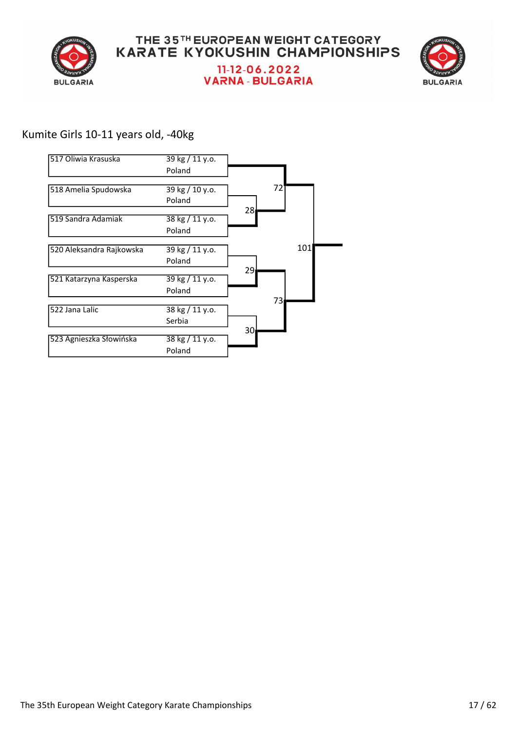# THE 35TH EUROPEAN WEIGHT CATEGORY KARATE KYOKUSHIN CHAMPIONSHIPS

11-12-06.2022

VARNA - BULGARIA

## Kumite Girls 10-11 years old, -40kg

| Competitor | Weight / Age | Country |
|---|---|---|
| 517 Oliwia Krasuska | 39 kg / 11 y.o. | Poland |
| 518 Amelia Spudowska | 39 kg / 10 y.o. | Poland |
| 519 Sandra Adamiak | 38 kg / 11 y.o. | Poland |
| 520 Aleksandra Rajkowska | 39 kg / 11 y.o. | Poland |
| 521 Katarzyna Kasperska | 39 kg / 11 y.o. | Poland |
| 522 Jana Lalic | 38 kg / 11 y.o. | Serbia |
| 523 Agnieszka Słowińska | 38 kg / 11 y.o. | Poland |

Bracket fights:

- 28: 518 Amelia Spudowska vs 519 Sandra Adamiak
- 29: 520 Aleksandra Rajkowska vs 521 Katarzyna Kasperska
- 30: 522 Jana Lalic vs 523 Agnieszka Słowińska
- 72: 517 Oliwia Krasuska vs winner of 28
- 73: winner of 29 vs winner of 30
- 101: winner of 72 vs winner of 73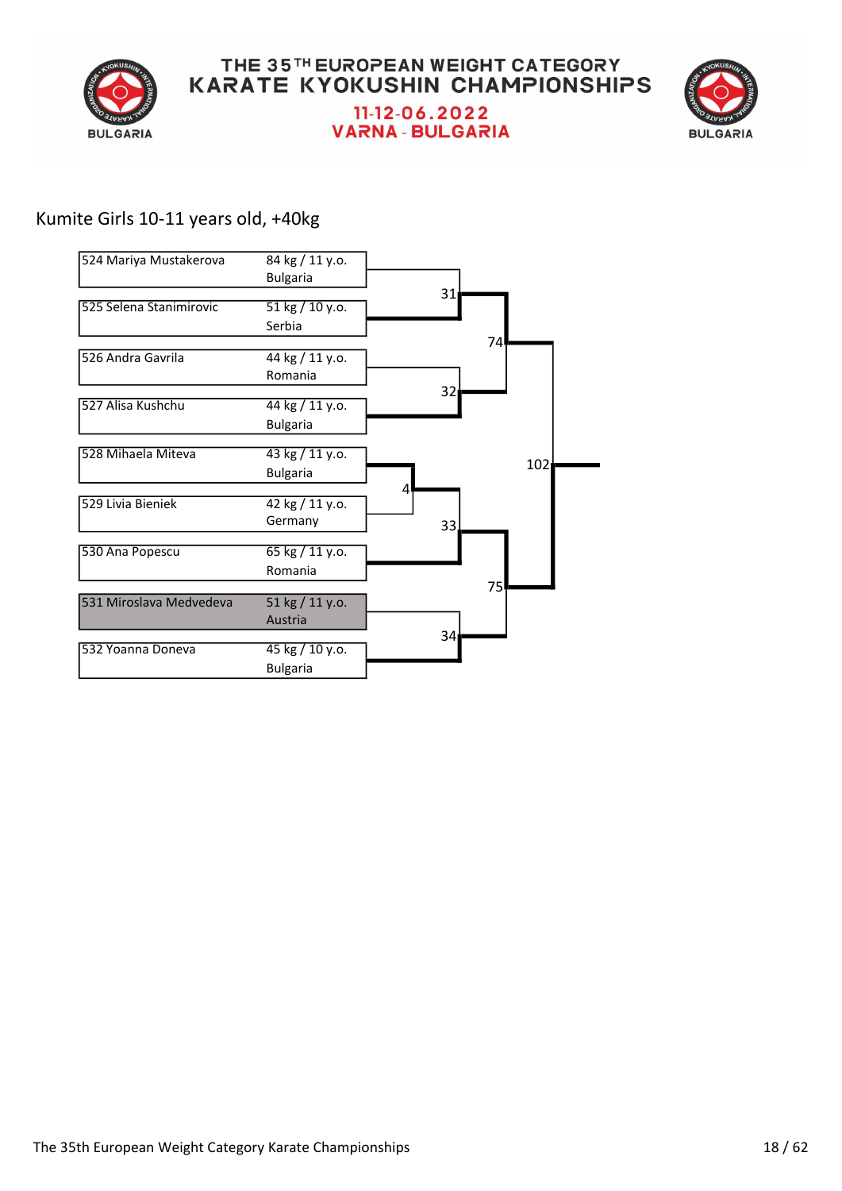# THE 35TH EUROPEAN WEIGHT CATEGORY KARATE KYOKUSHIN CHAMPIONSHIPS

11-12-06.2022

VARNA - BULGARIA

## Kumite Girls 10-11 years old, +40kg

| No. | Name | Weight / Age | Country |
|---|---|---|---|
| 524 | Mariya Mustakerova | 84 kg / 11 y.o. | Bulgaria |
| 525 | Selena Stanimirovic | 51 kg / 10 y.o. | Serbia |
| 526 | Andra Gavrila | 44 kg / 11 y.o. | Romania |
| 527 | Alisa Kushchu | 44 kg / 11 y.o. | Bulgaria |
| 528 | Mihaela Miteva | 43 kg / 11 y.o. | Bulgaria |
| 529 | Livia Bieniek | 42 kg / 11 y.o. | Germany |
| 530 | Ana Popescu | 65 kg / 11 y.o. | Romania |
| 531 | Miroslava Medvedeva | 51 kg / 11 y.o. | Austria |
| 532 | Yoanna Doneva | 45 kg / 10 y.o. | Bulgaria |

Bouts:

- 4: 528 Mihaela Miteva vs 529 Livia Bieniek
- 31: 524 Mariya Mustakerova vs 525 Selena Stanimirovic
- 32: 526 Andra Gavrila vs 527 Alisa Kushchu
- 33: Winner of 4 vs 530 Ana Popescu
- 34: 531 Miroslava Medvedeva vs 532 Yoanna Doneva
- 74: Winner of 31 vs Winner of 32
- 75: Winner of 33 vs Winner of 34
- 102: Winner of 74 vs Winner of 75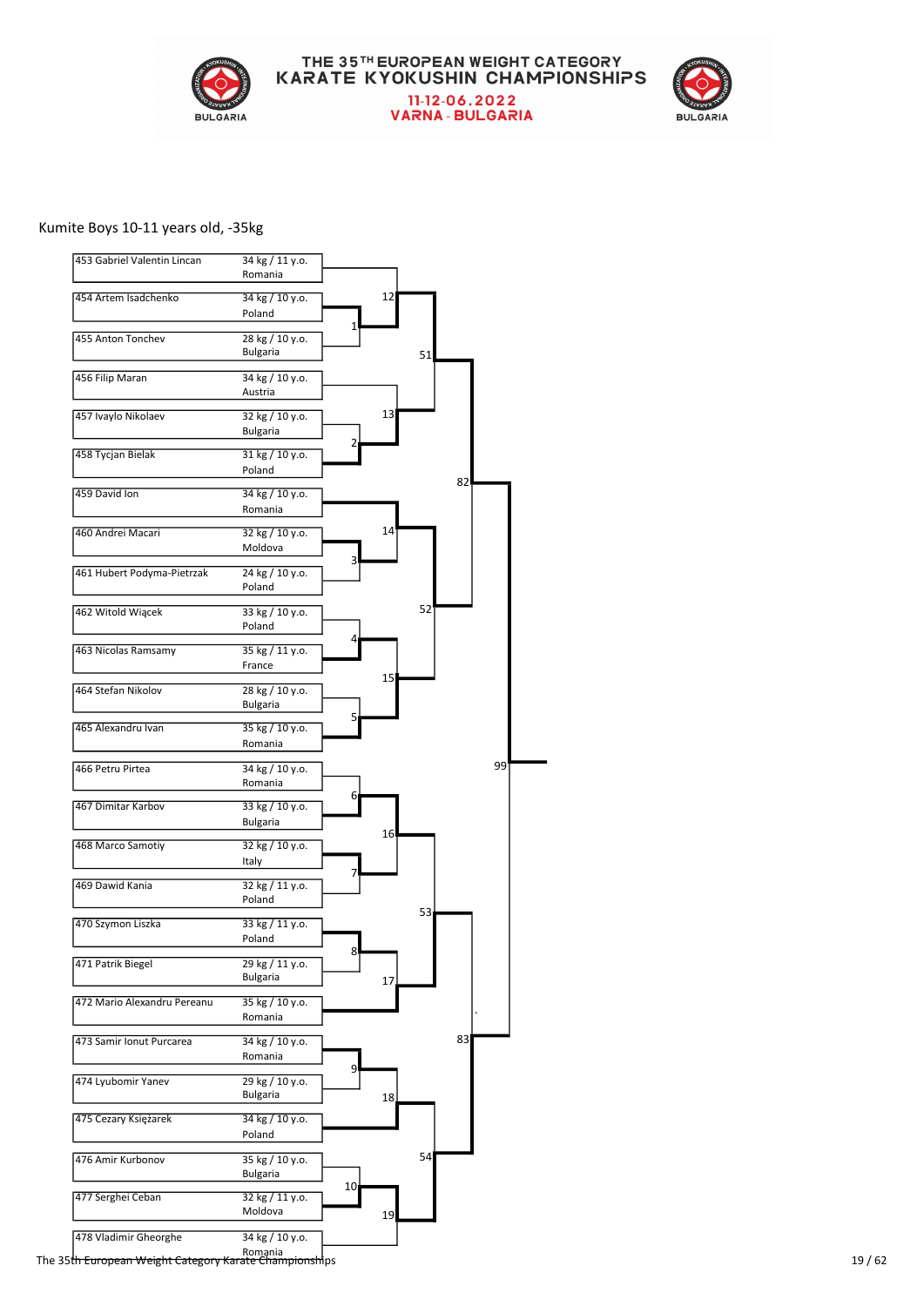# THE 35TH EUROPEAN WEIGHT CATEGORY KARATE KYOKUSHIN CHAMPIONSHIPS

11-12-06.2022
VARNA - BULGARIA

## Kumite Boys 10-11 years old, -35kg

| No. | Name | Weight / Age | Country |
|---|---|---|---|
| 453 | Gabriel Valentin Lincan | 34 kg / 11 y.o. | Romania |
| 454 | Artem Isadchenko | 34 kg / 10 y.o. | Poland |
| 455 | Anton Tonchev | 28 kg / 10 y.o. | Bulgaria |
| 456 | Filip Maran | 34 kg / 10 y.o. | Austria |
| 457 | Ivaylo Nikolaev | 32 kg / 10 y.o. | Bulgaria |
| 458 | Tycjan Bielak | 31 kg / 10 y.o. | Poland |
| 459 | David Ion | 34 kg / 10 y.o. | Romania |
| 460 | Andrei Macari | 32 kg / 10 y.o. | Moldova |
| 461 | Hubert Podyma-Pietrzak | 24 kg / 10 y.o. | Poland |
| 462 | Witold Wiącek | 33 kg / 10 y.o. | Poland |
| 463 | Nicolas Ramsamy | 35 kg / 11 y.o. | France |
| 464 | Stefan Nikolov | 28 kg / 10 y.o. | Bulgaria |
| 465 | Alexandru Ivan | 35 kg / 10 y.o. | Romania |
| 466 | Petru Pirtea | 34 kg / 10 y.o. | Romania |
| 467 | Dimitar Karbov | 33 kg / 10 y.o. | Bulgaria |
| 468 | Marco Samotiy | 32 kg / 10 y.o. | Italy |
| 469 | Dawid Kania | 32 kg / 11 y.o. | Poland |
| 470 | Szymon Liszka | 33 kg / 11 y.o. | Poland |
| 471 | Patrik Biegel | 29 kg / 11 y.o. | Bulgaria |
| 472 | Mario Alexandru Pereanu | 35 kg / 10 y.o. | Romania |
| 473 | Samir Ionut Purcarea | 34 kg / 10 y.o. | Romania |
| 474 | Lyubomir Yanev | 29 kg / 10 y.o. | Bulgaria |
| 475 | Cezary Księżarek | 34 kg / 10 y.o. | Poland |
| 476 | Amir Kurbonov | 35 kg / 10 y.o. | Bulgaria |
| 477 | Serghei Ceban | 32 kg / 11 y.o. | Moldova |
| 478 | Vladimir Gheorghe | 34 kg / 10 y.o. | Romania |

Bracket match numbers: 1, 2, 3, 4, 5, 6, 7, 8, 9, 10, 12, 13, 14, 15, 16, 17, 18, 19, 51, 52, 53, 54, 82, 83, 99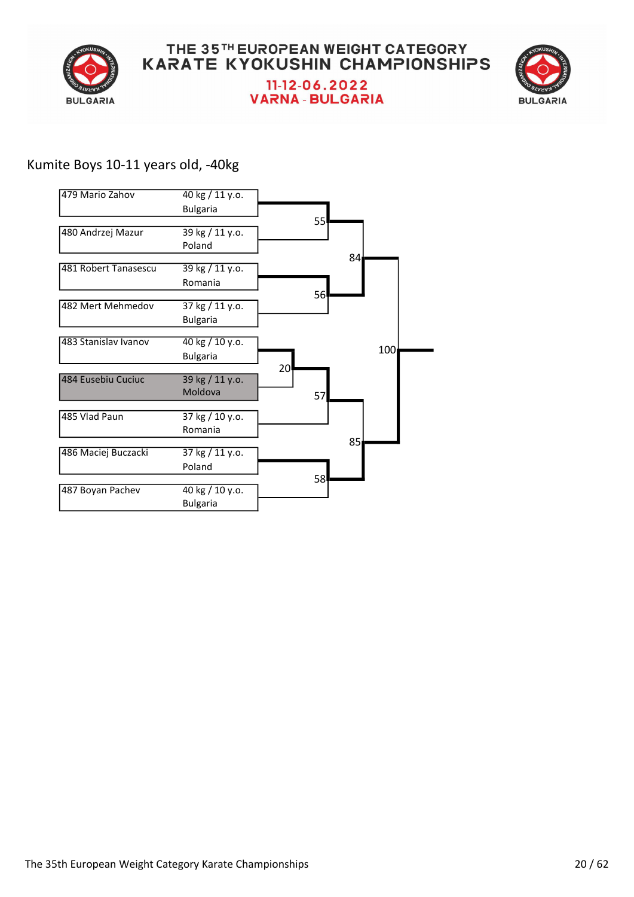# THE 35TH EUROPEAN WEIGHT CATEGORY KARATE KYOKUSHIN CHAMPIONSHIPS

11-12-06.2022

VARNA - BULGARIA

## Kumite Boys 10-11 years old, -40kg

| No. | Name | Weight / Age | Country |
|---|---|---|---|
| 479 | Mario Zahov | 40 kg / 11 y.o. | Bulgaria |
| 480 | Andrzej Mazur | 39 kg / 11 y.o. | Poland |
| 481 | Robert Tanasescu | 39 kg / 11 y.o. | Romania |
| 482 | Mert Mehmedov | 37 kg / 11 y.o. | Bulgaria |
| 483 | Stanislav Ivanov | 40 kg / 10 y.o. | Bulgaria |
| 484 | Eusebiu Cuciuc | 39 kg / 11 y.o. | Moldova |
| 485 | Vlad Paun | 37 kg / 10 y.o. | Romania |
| 486 | Maciej Buczacki | 37 kg / 11 y.o. | Poland |
| 487 | Boyan Pachev | 40 kg / 10 y.o. | Bulgaria |

Bouts: 20, 55, 56, 57, 58, 84, 85, 100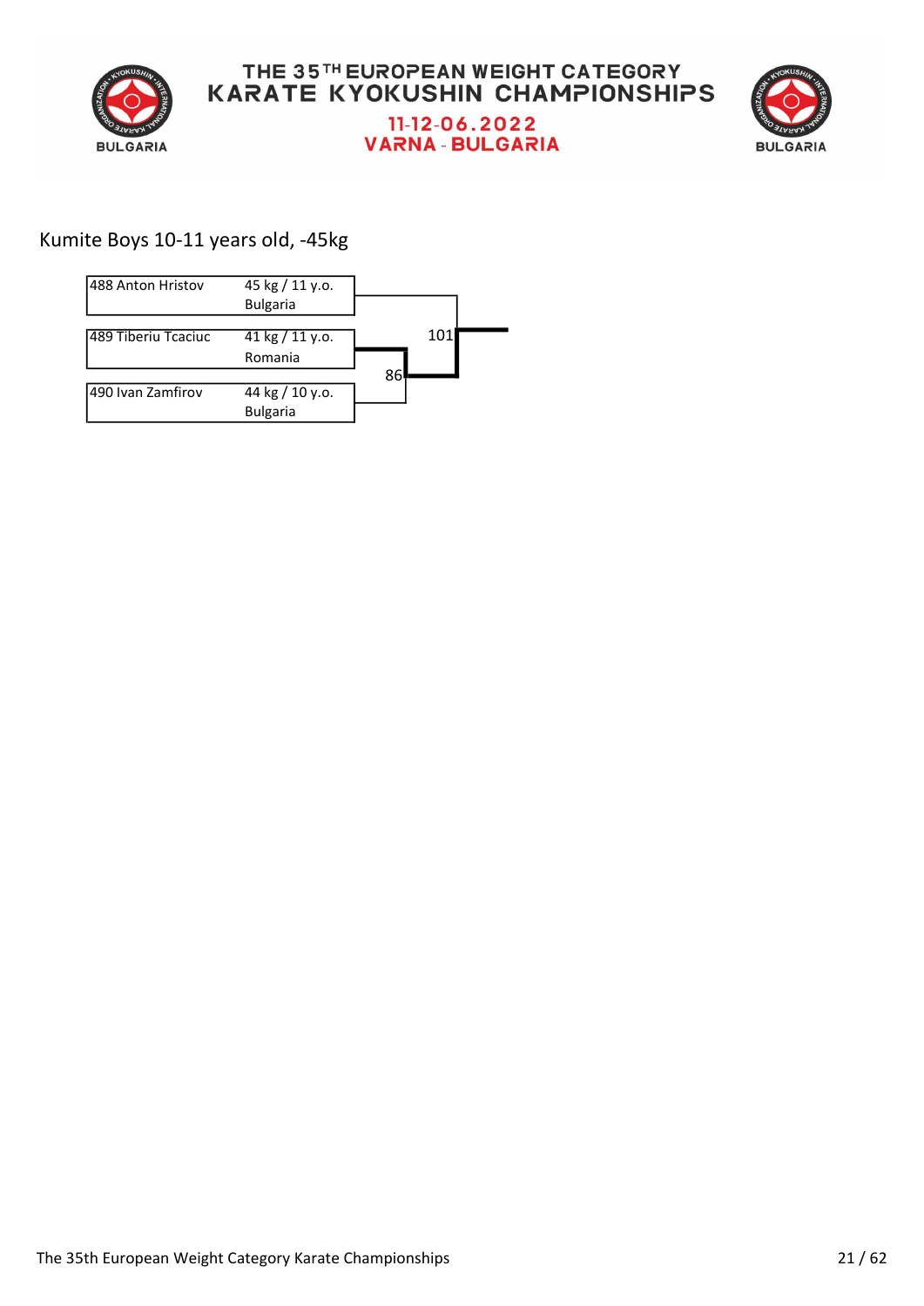# THE 35TH EUROPEAN WEIGHT CATEGORY KARATE KYOKUSHIN CHAMPIONSHIPS

11-12-06.2022
VARNA - BULGARIA

## Kumite Boys 10-11 years old, -45kg

| Competitor | Details |
|---|---|
| 488 Anton Hristov | 45 kg / 11 y.o. Bulgaria |
| 489 Tiberiu Tcaciuc | 41 kg / 11 y.o. Romania |
| 490 Ivan Zamfirov | 44 kg / 10 y.o. Bulgaria |

86

101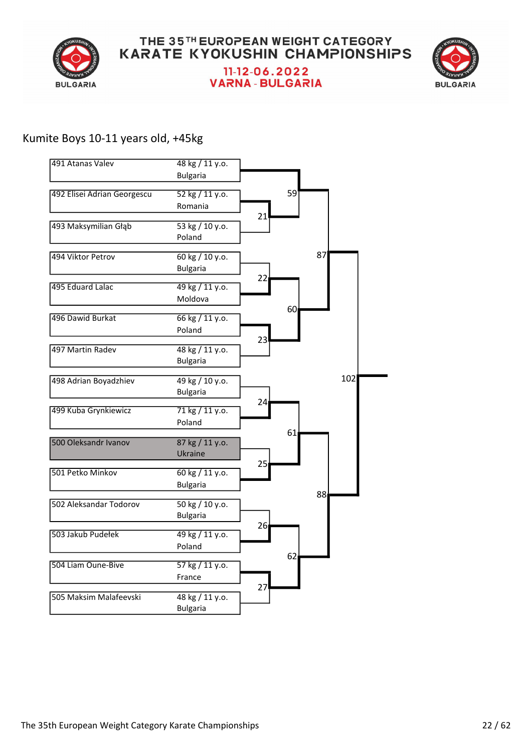# THE 35TH EUROPEAN WEIGHT CATEGORY KARATE KYOKUSHIN CHAMPIONSHIPS

11-12-06.2022

VARNA - BULGARIA

## Kumite Boys 10-11 years old, +45kg

| No. | Name | Weight / Age | Country |
|---|---|---|---|
| 491 | Atanas Valev | 48 kg / 11 y.o. | Bulgaria |
| 492 | Elisei Adrian Georgescu | 52 kg / 11 y.o. | Romania |
| 493 | Maksymilian Głąb | 53 kg / 10 y.o. | Poland |
| 494 | Viktor Petrov | 60 kg / 10 y.o. | Bulgaria |
| 495 | Eduard Lalac | 49 kg / 11 y.o. | Moldova |
| 496 | Dawid Burkat | 66 kg / 11 y.o. | Poland |
| 497 | Martin Radev | 48 kg / 11 y.o. | Bulgaria |
| 498 | Adrian Boyadzhiev | 49 kg / 10 y.o. | Bulgaria |
| 499 | Kuba Grynkiewicz | 71 kg / 11 y.o. | Poland |
| 500 | Oleksandr Ivanov | 87 kg / 11 y.o. | Ukraine |
| 501 | Petko Minkov | 60 kg / 11 y.o. | Bulgaria |
| 502 | Aleksandar Todorov | 50 kg / 10 y.o. | Bulgaria |
| 503 | Jakub Pudełek | 49 kg / 11 y.o. | Poland |
| 504 | Liam Oune-Bive | 57 kg / 11 y.o. | France |
| 505 | Maksim Malafeevski | 48 kg / 11 y.o. | Bulgaria |

Bracket fights:

- 21: 492 vs 493
- 22: 494 vs 495
- 23: 496 vs 497
- 24: 498 vs 499
- 25: 500 vs 501
- 26: 502 vs 503
- 27: 504 vs 505
- 59: 491 vs winner of 21
- 60: winner of 22 vs winner of 23
- 61: winner of 24 vs winner of 25
- 62: winner of 26 vs winner of 27
- 87: winner of 59 vs winner of 60
- 88: winner of 61 vs winner of 62
- 102: winner of 87 vs winner of 88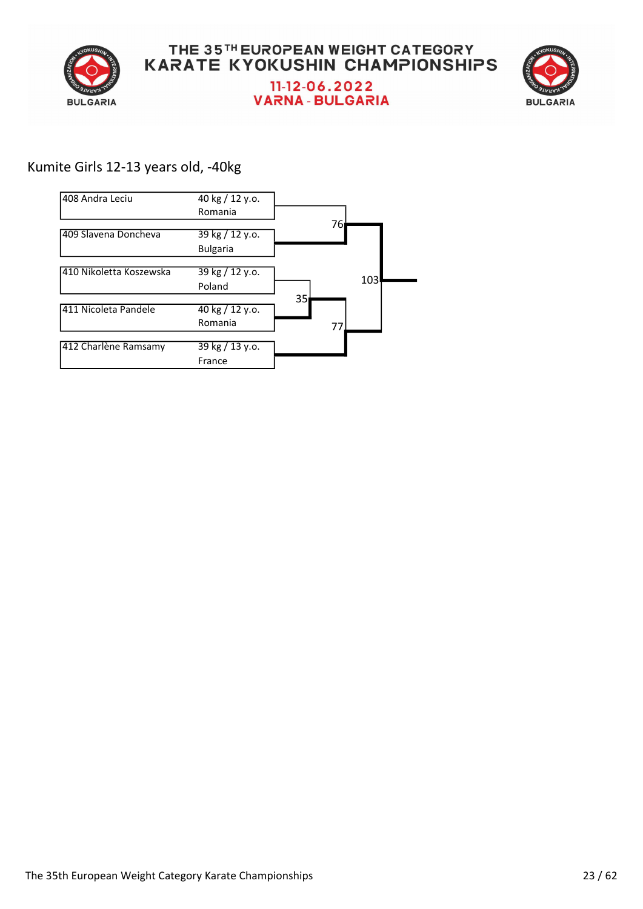THE 35TH EUROPEAN WEIGHT CATEGORY KARATE KYOKUSHIN CHAMPIONSHIPS

11-12-06.2022

VARNA - BULGARIA

## Kumite Girls 12-13 years old, -40kg

| Competitor | Weight / Age | Country |
|---|---|---|
| 408 Andra Leciu | 40 kg / 12 y.o. | Romania |
| 409 Slavena Doncheva | 39 kg / 12 y.o. | Bulgaria |
| 410 Nikoletta Koszewska | 39 kg / 12 y.o. | Poland |
| 411 Nicoleta Pandele | 40 kg / 12 y.o. | Romania |
| 412 Charlène Ramsamy | 39 kg / 13 y.o. | France |

- Fight 35: 410 Nikoletta Koszewska vs 411 Nicoleta Pandele
- Fight 76: 408 Andra Leciu vs 409 Slavena Doncheva
- Fight 77: Winner of 35 vs 412 Charlène Ramsamy
- Fight 103: Winner of 76 vs Winner of 77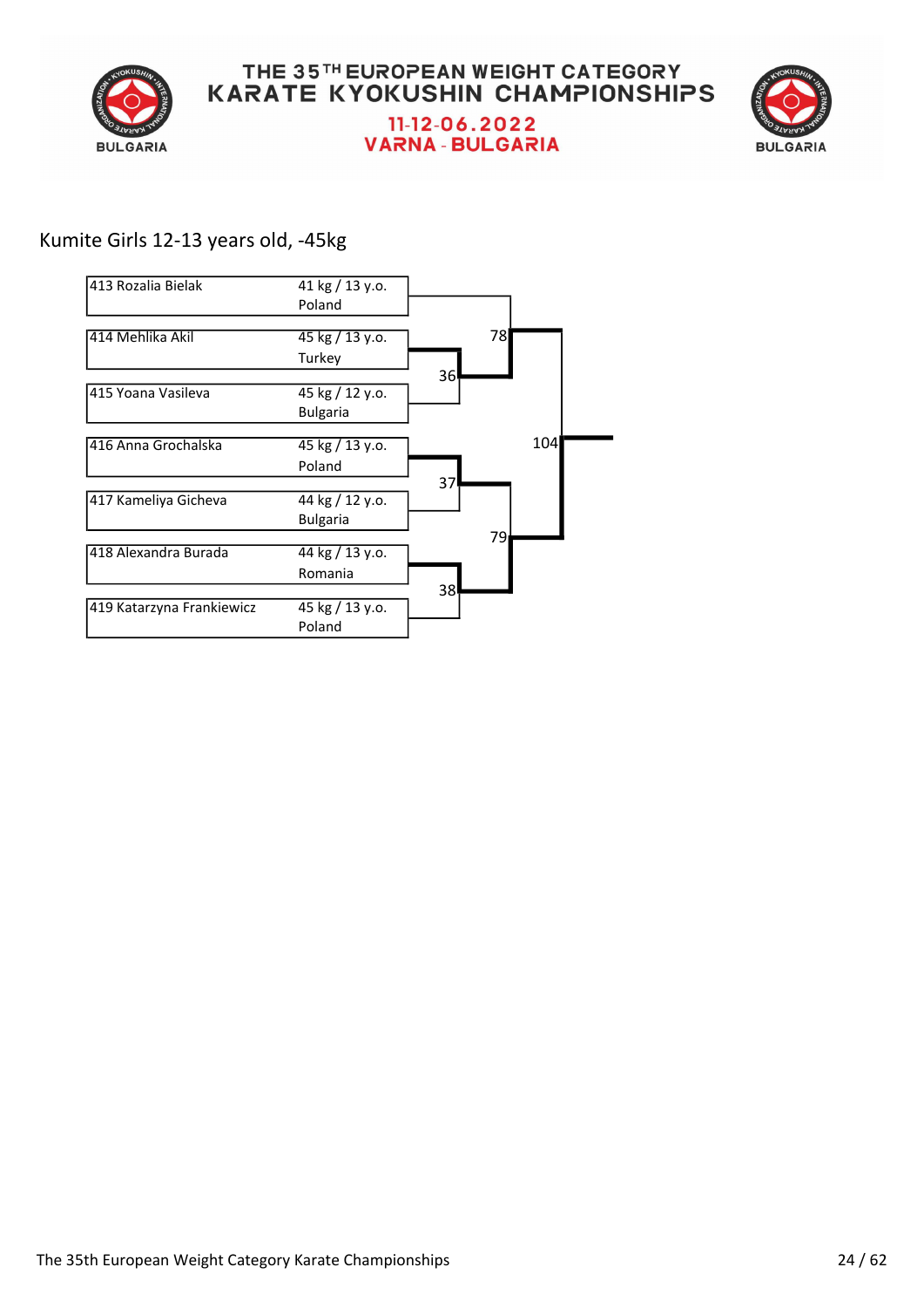# THE 35TH EUROPEAN WEIGHT CATEGORY KARATE KYOKUSHIN CHAMPIONSHIPS

11-12-06.2022

VARNA - BULGARIA

## Kumite Girls 12-13 years old, -45kg

| No. | Name | Weight / Age | Country |
|---|---|---|---|
| 413 | Rozalia Bielak | 41 kg / 13 y.o. | Poland |
| 414 | Mehlika Akil | 45 kg / 13 y.o. | Turkey |
| 415 | Yoana Vasileva | 45 kg / 12 y.o. | Bulgaria |
| 416 | Anna Grochalska | 45 kg / 13 y.o. | Poland |
| 417 | Kameliya Gicheva | 44 kg / 12 y.o. | Bulgaria |
| 418 | Alexandra Burada | 44 kg / 13 y.o. | Romania |
| 419 | Katarzyna Frankiewicz | 45 kg / 13 y.o. | Poland |

| Fight | Participants |
|---|---|
| 36 | 414 Mehlika Akil vs 415 Yoana Vasileva |
| 37 | 416 Anna Grochalska vs 417 Kameliya Gicheva |
| 38 | 418 Alexandra Burada vs 419 Katarzyna Frankiewicz |
| 78 | 413 Rozalia Bielak vs winner of 36 |
| 79 | winner of 37 vs winner of 38 |
| 104 | winner of 78 vs winner of 79 |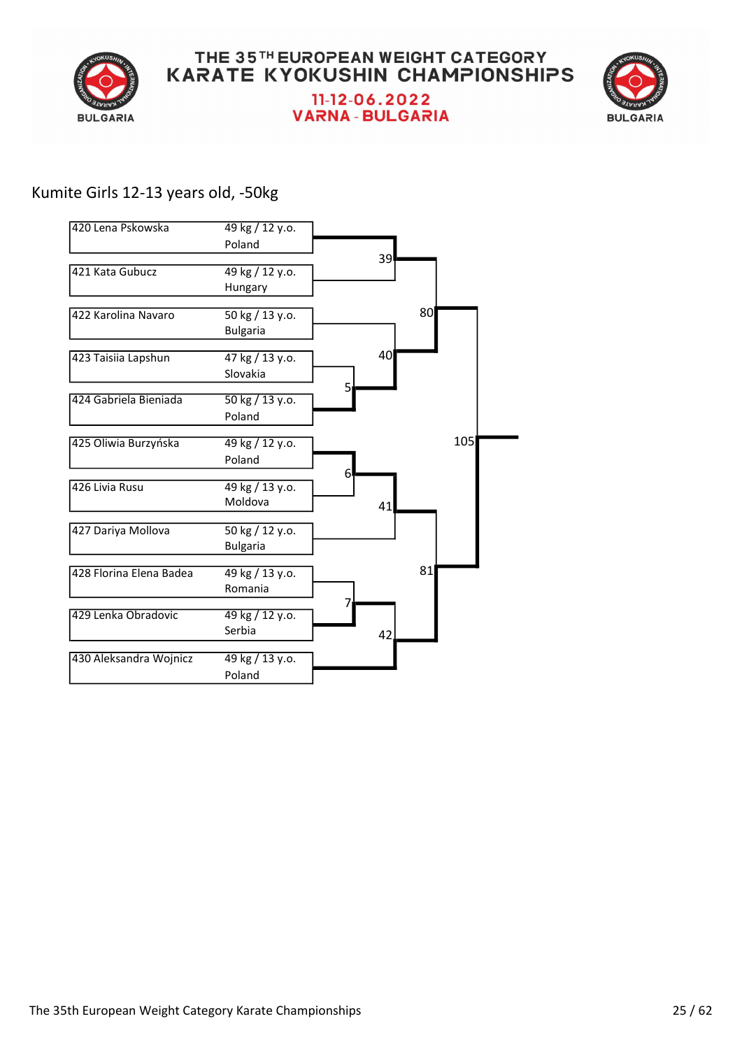# Kumite Girls 12-13 years old, -50kg

| No. | Name | Weight / Age | Country |
|---|---|---|---|
| 420 | Lena Pskowska | 49 kg / 12 y.o. | Poland |
| 421 | Kata Gubucz | 49 kg / 12 y.o. | Hungary |
| 422 | Karolina Navaro | 50 kg / 13 y.o. | Bulgaria |
| 423 | Taisiia Lapshun | 47 kg / 13 y.o. | Slovakia |
| 424 | Gabriela Bieniada | 50 kg / 13 y.o. | Poland |
| 425 | Oliwia Burzyńska | 49 kg / 12 y.o. | Poland |
| 426 | Livia Rusu | 49 kg / 13 y.o. | Moldova |
| 427 | Dariya Mollova | 50 kg / 12 y.o. | Bulgaria |
| 428 | Florina Elena Badea | 49 kg / 13 y.o. | Romania |
| 429 | Lenka Obradovic | 49 kg / 12 y.o. | Serbia |
| 430 | Aleksandra Wojnicz | 49 kg / 13 y.o. | Poland |

Bracket fights:

- 5: 423 Taisiia Lapshun vs 424 Gabriela Bieniada
- 6: 425 Oliwia Burzyńska vs 426 Livia Rusu
- 7: 428 Florina Elena Badea vs 429 Lenka Obradovic
- 39: 420 Lena Pskowska vs 421 Kata Gubucz
- 40: 422 Karolina Navaro vs winner of 5
- 41: winner of 6 vs 427 Dariya Mollova
- 42: winner of 7 vs 430 Aleksandra Wojnicz
- 80: winner of 39 vs winner of 40
- 81: winner of 41 vs winner of 42
- 105: winner of 80 vs winner of 81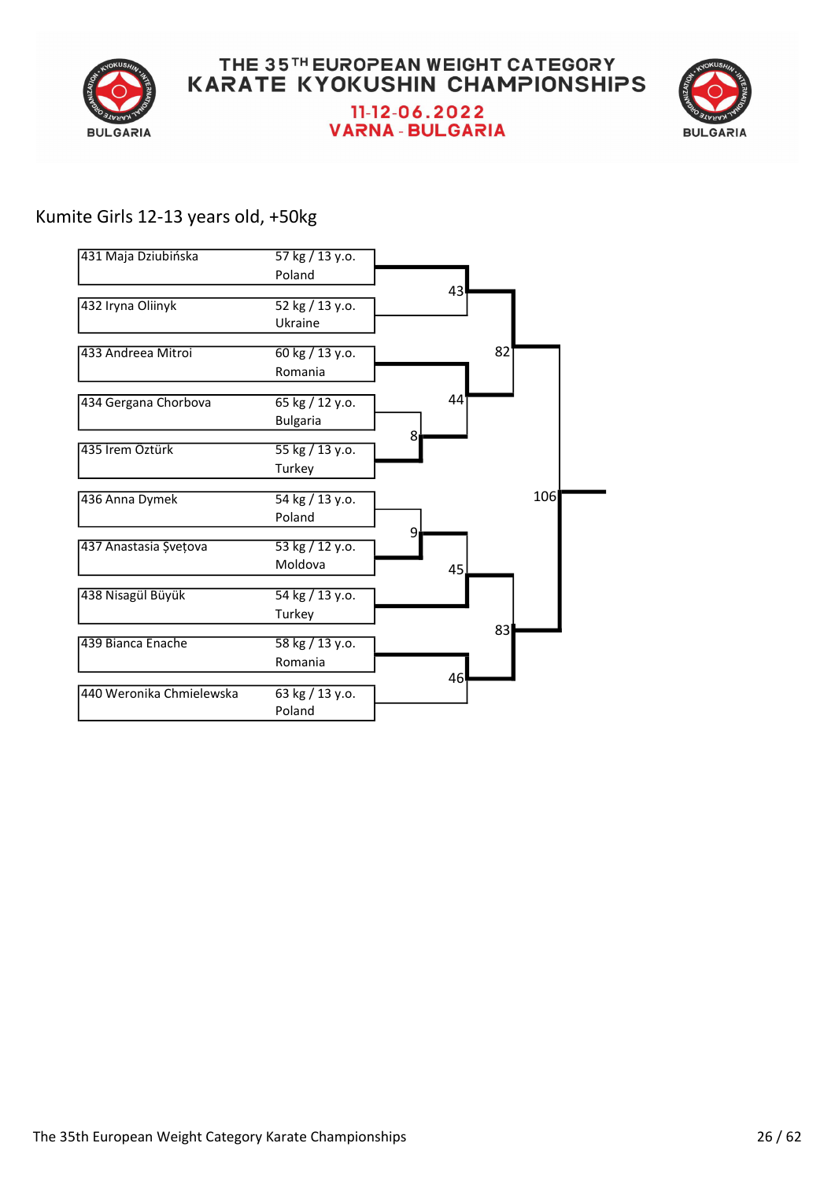# THE 35TH EUROPEAN WEIGHT CATEGORY KARATE KYOKUSHIN CHAMPIONSHIPS

11-12-06.2022
VARNA - BULGARIA

## Kumite Girls 12-13 years old, +50kg

| No. | Name | Weight / Age | Country |
|---|---|---|---|
| 431 | Maja Dziubińska | 57 kg / 13 y.o. | Poland |
| 432 | Iryna Oliinyk | 52 kg / 13 y.o. | Ukraine |
| 433 | Andreea Mitroi | 60 kg / 13 y.o. | Romania |
| 434 | Gergana Chorbova | 65 kg / 12 y.o. | Bulgaria |
| 435 | Irem Öztürk | 55 kg / 13 y.o. | Turkey |
| 436 | Anna Dymek | 54 kg / 13 y.o. | Poland |
| 437 | Anastasia Șvețova | 53 kg / 12 y.o. | Moldova |
| 438 | Nisagül Büyük | 54 kg / 13 y.o. | Turkey |
| 439 | Bianca Enache | 58 kg / 13 y.o. | Romania |
| 440 | Weronika Chmielewska | 63 kg / 13 y.o. | Poland |

Bracket fights:

- Fight 8: 434 Gergana Chorbova vs 435 Irem Öztürk
- Fight 9: 436 Anna Dymek vs 437 Anastasia Șvețova
- Fight 43: 431 Maja Dziubińska vs 432 Iryna Oliinyk
- Fight 44: 433 Andreea Mitroi vs winner of Fight 8
- Fight 45: winner of Fight 9 vs 438 Nisagül Büyük
- Fight 46: 439 Bianca Enache vs 440 Weronika Chmielewska
- Fight 82: winner of Fight 43 vs winner of Fight 44
- Fight 83: winner of Fight 45 vs winner of Fight 46
- Fight 106: winner of Fight 82 vs winner of Fight 83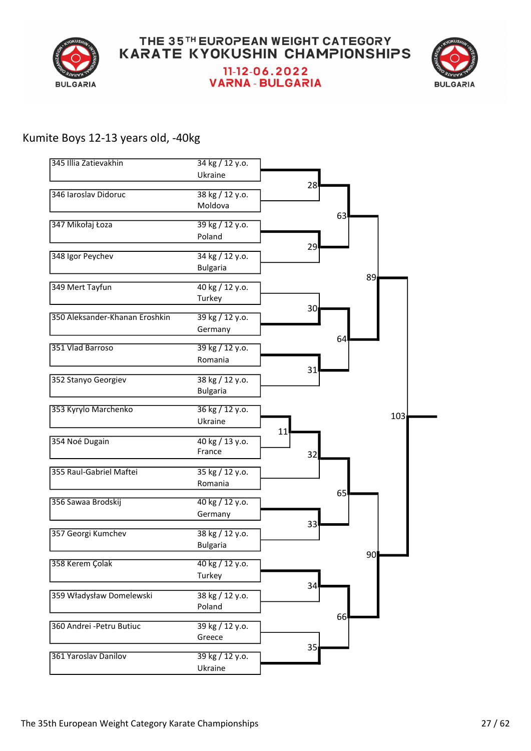# THE 35TH EUROPEAN WEIGHT CATEGORY KARATE KYOKUSHIN CHAMPIONSHIPS

## 11-12-06.2022 VARNA - BULGARIA

### Kumite Boys 12-13 years old, -40kg

| No. | Name | Weight / Age | Country |
|---|---|---|---|
| 345 | Illia Zatievakhin | 34 kg / 12 y.o. | Ukraine |
| 346 | Iaroslav Didoruc | 38 kg / 12 y.o. | Moldova |
| 347 | Mikołaj Łoza | 39 kg / 12 y.o. | Poland |
| 348 | Igor Peychev | 34 kg / 12 y.o. | Bulgaria |
| 349 | Mert Tayfun | 40 kg / 12 y.o. | Turkey |
| 350 | Aleksander-Khanan Eroshkin | 39 kg / 12 y.o. | Germany |
| 351 | Vlad Barroso | 39 kg / 12 y.o. | Romania |
| 352 | Stanyo Georgiev | 38 kg / 12 y.o. | Bulgaria |
| 353 | Kyrylo Marchenko | 36 kg / 12 y.o. | Ukraine |
| 354 | Noé Dugain | 40 kg / 13 y.o. | France |
| 355 | Raul-Gabriel Maftei | 35 kg / 12 y.o. | Romania |
| 356 | Sawaa Brodskij | 40 kg / 12 y.o. | Germany |
| 357 | Georgi Kumchev | 38 kg / 12 y.o. | Bulgaria |
| 358 | Kerem Çolak | 40 kg / 12 y.o. | Turkey |
| 359 | Władysław Domelewski | 38 kg / 12 y.o. | Poland |
| 360 | Andrei -Petru Butiuc | 39 kg / 12 y.o. | Greece |
| 361 | Yaroslav Danilov | 39 kg / 12 y.o. | Ukraine |

Bracket fights:

- Fight 11: 353 Kyrylo Marchenko vs 354 Noé Dugain
- Fight 28: 345 Illia Zatievakhin vs 346 Iaroslav Didoruc
- Fight 29: 347 Mikołaj Łoza vs 348 Igor Peychev
- Fight 30: 349 Mert Tayfun vs 350 Aleksander-Khanan Eroshkin
- Fight 31: 351 Vlad Barroso vs 352 Stanyo Georgiev
- Fight 32: Winner of 11 vs 355 Raul-Gabriel Maftei
- Fight 33: 356 Sawaa Brodskij vs 357 Georgi Kumchev
- Fight 34: 358 Kerem Çolak vs 359 Władysław Domelewski
- Fight 35: 360 Andrei -Petru Butiuc vs 361 Yaroslav Danilov
- Fight 63: Winner of 28 vs Winner of 29
- Fight 64: Winner of 30 vs Winner of 31
- Fight 65: Winner of 32 vs Winner of 33
- Fight 66: Winner of 34 vs Winner of 35
- Fight 89: Winner of 63 vs Winner of 64
- Fight 90: Winner of 65 vs Winner of 66
- Fight 103: Winner of 89 vs Winner of 90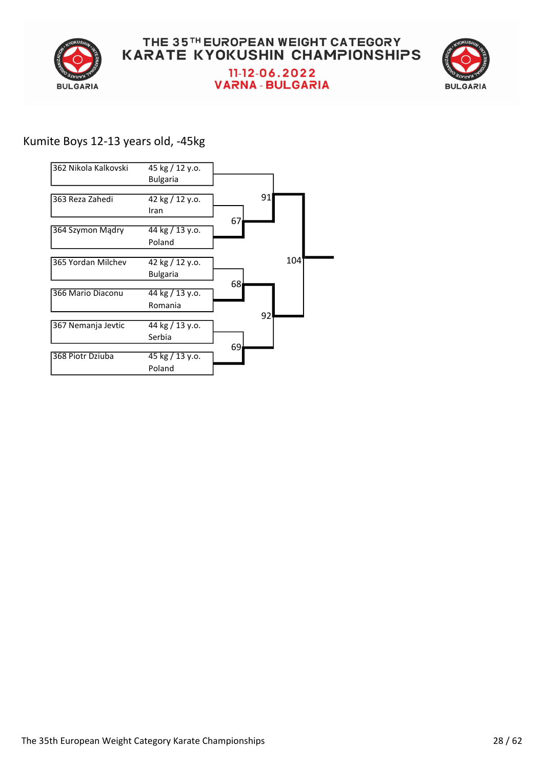Kumite Boys 12-13 years old, -45kg

| No. | Name | Weight / Age | Country |
|---|---|---|---|
| 362 | Nikola Kalkovski | 45 kg / 12 y.o. | Bulgaria |
| 363 | Reza Zahedi | 42 kg / 12 y.o. | Iran |
| 364 | Szymon Mądry | 44 kg / 13 y.o. | Poland |
| 365 | Yordan Milchev | 42 kg / 12 y.o. | Bulgaria |
| 366 | Mario Diaconu | 44 kg / 13 y.o. | Romania |
| 367 | Nemanja Jevtic | 44 kg / 13 y.o. | Serbia |
| 368 | Piotr Dziuba | 45 kg / 13 y.o. | Poland |

| Fight | Participants | Winner |
|---|---|---|
| 67 | 363 Reza Zahedi vs 364 Szymon Mądry | 364 Szymon Mądry |
| 68 | 365 Yordan Milchev vs 366 Mario Diaconu | 366 Mario Diaconu |
| 69 | 367 Nemanja Jevtic vs 368 Piotr Dziuba | 368 Piotr Dziuba |
| 91 | 362 Nikola Kalkovski vs winner of 67 | winner of 67 |
| 92 | winner of 68 vs winner of 69 | winner of 68 |
| 104 | winner of 91 vs winner of 92 | winner of 91 |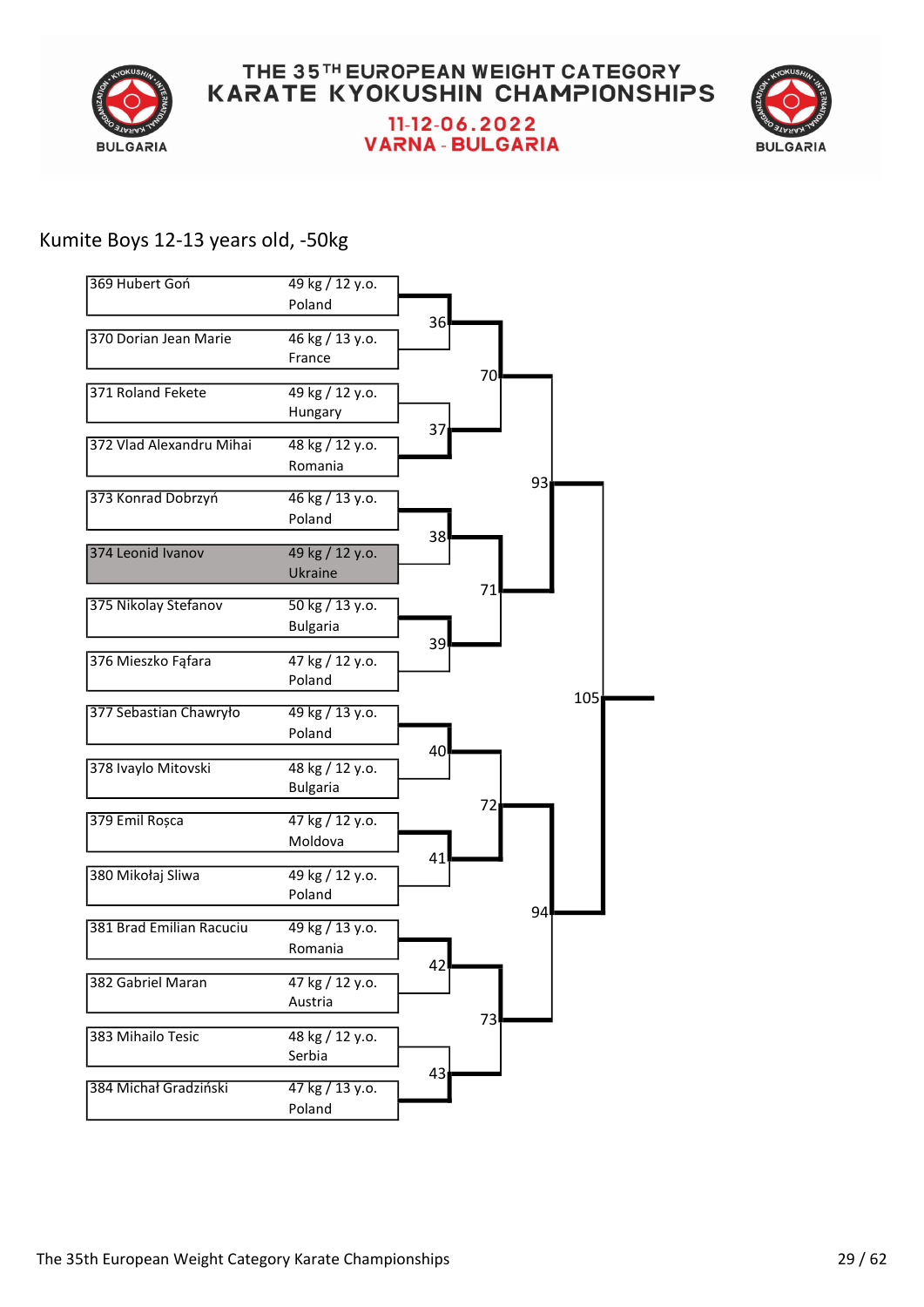# THE 35TH EUROPEAN WEIGHT CATEGORY KARATE KYOKUSHIN CHAMPIONSHIPS

11-12-06.2022
VARNA - BULGARIA

## Kumite Boys 12-13 years old, -50kg

| No. | Name | Weight / Age | Country |
|---|---|---|---|
| 369 | Hubert Goń | 49 kg / 12 y.o. | Poland |
| 370 | Dorian Jean Marie | 46 kg / 13 y.o. | France |
| 371 | Roland Fekete | 49 kg / 12 y.o. | Hungary |
| 372 | Vlad Alexandru Mihai | 48 kg / 12 y.o. | Romania |
| 373 | Konrad Dobrzyń | 46 kg / 13 y.o. | Poland |
| 374 | Leonid Ivanov | 49 kg / 12 y.o. | Ukraine |
| 375 | Nikolay Stefanov | 50 kg / 13 y.o. | Bulgaria |
| 376 | Mieszko Fąfara | 47 kg / 12 y.o. | Poland |
| 377 | Sebastian Chawryło | 49 kg / 13 y.o. | Poland |
| 378 | Ivaylo Mitovski | 48 kg / 12 y.o. | Bulgaria |
| 379 | Emil Roșca | 47 kg / 12 y.o. | Moldova |
| 380 | Mikołaj Sliwa | 49 kg / 12 y.o. | Poland |
| 381 | Brad Emilian Racuciu | 49 kg / 13 y.o. | Romania |
| 382 | Gabriel Maran | 47 kg / 12 y.o. | Austria |
| 383 | Mihailo Tesic | 48 kg / 12 y.o. | Serbia |
| 384 | Michał Gradziński | 47 kg / 13 y.o. | Poland |

Bracket fights:

- Fight 36: 369 vs 370
- Fight 37: 371 vs 372
- Fight 38: 373 vs 374
- Fight 39: 375 vs 376
- Fight 40: 377 vs 378
- Fight 41: 379 vs 380
- Fight 42: 381 vs 382
- Fight 43: 383 vs 384
- Fight 70: winner 36 vs winner 37
- Fight 71: winner 38 vs winner 39
- Fight 72: winner 40 vs winner 41
- Fight 73: winner 42 vs winner 43
- Fight 93: winner 70 vs winner 71
- Fight 94: winner 72 vs winner 73
- Fight 105: winner 93 vs winner 94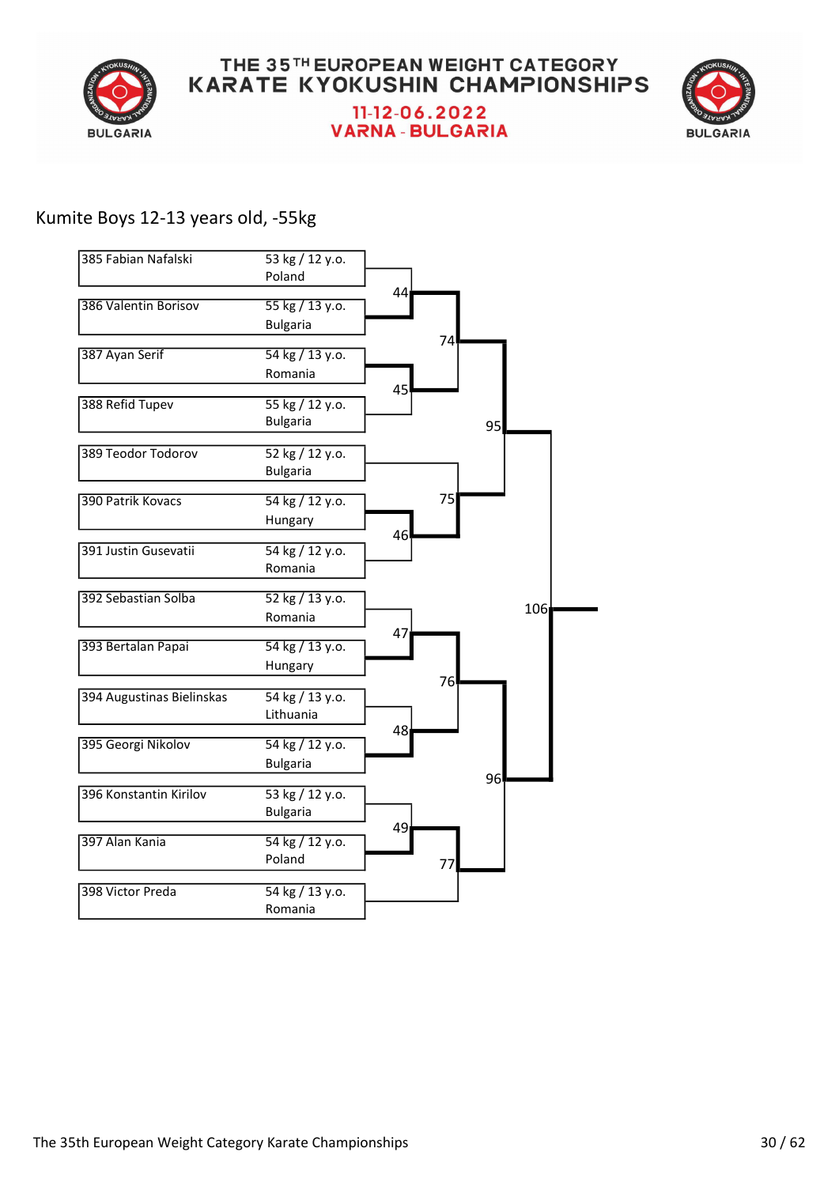# THE 35TH EUROPEAN WEIGHT CATEGORY KARATE KYOKUSHIN CHAMPIONSHIPS

**11-12-06.2022**
**VARNA - BULGARIA**

## Kumite Boys 12-13 years old, -55kg

| No. | Name | Weight / Age | Country |
|---|---|---|---|
| 385 | Fabian Nafalski | 53 kg / 12 y.o. | Poland |
| 386 | Valentin Borisov | 55 kg / 13 y.o. | Bulgaria |
| 387 | Ayan Serif | 54 kg / 13 y.o. | Romania |
| 388 | Refid Tupev | 55 kg / 12 y.o. | Bulgaria |
| 389 | Teodor Todorov | 52 kg / 12 y.o. | Bulgaria |
| 390 | Patrik Kovacs | 54 kg / 12 y.o. | Hungary |
| 391 | Justin Gusevatii | 54 kg / 12 y.o. | Romania |
| 392 | Sebastian Solba | 52 kg / 13 y.o. | Romania |
| 393 | Bertalan Papai | 54 kg / 13 y.o. | Hungary |
| 394 | Augustinas Bielinskas | 54 kg / 13 y.o. | Lithuania |
| 395 | Georgi Nikolov | 54 kg / 12 y.o. | Bulgaria |
| 396 | Konstantin Kirilov | 53 kg / 12 y.o. | Bulgaria |
| 397 | Alan Kania | 54 kg / 12 y.o. | Poland |
| 398 | Victor Preda | 54 kg / 13 y.o. | Romania |

Bracket fights:

- 44: 385 Fabian Nafalski vs 386 Valentin Borisov
- 45: 387 Ayan Serif vs 388 Refid Tupev
- 46: 390 Patrik Kovacs vs 391 Justin Gusevatii
- 47: 392 Sebastian Solba vs 393 Bertalan Papai
- 48: 394 Augustinas Bielinskas vs 395 Georgi Nikolov
- 49: 396 Konstantin Kirilov vs 397 Alan Kania
- 74: winner 44 vs winner 45
- 75: 389 Teodor Todorov vs winner 46
- 76: winner 47 vs winner 48
- 77: winner 49 vs 398 Victor Preda
- 95: winner 74 vs winner 75
- 96: winner 76 vs winner 77
- 106: winner 95 vs winner 96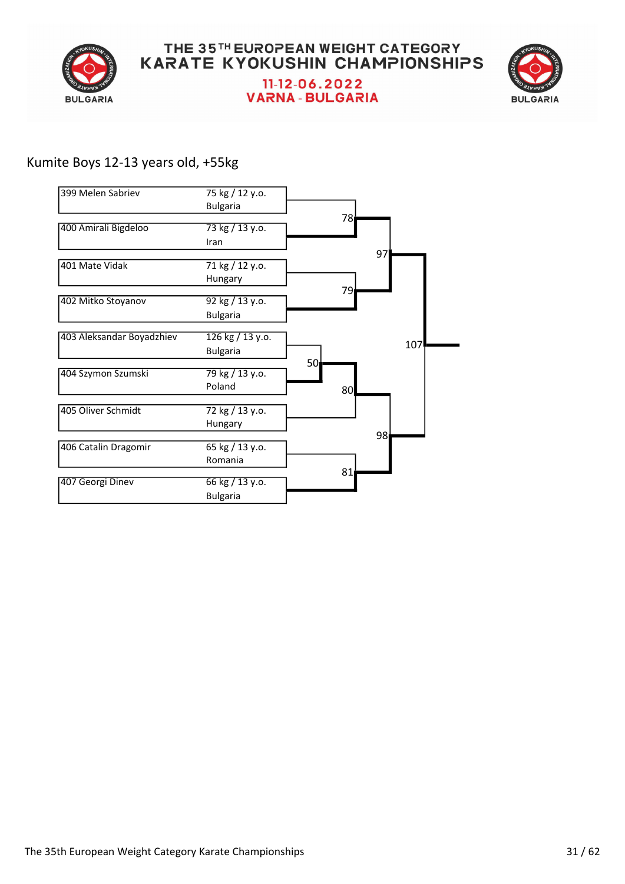# THE 35TH EUROPEAN WEIGHT CATEGORY KARATE KYOKUSHIN CHAMPIONSHIPS

11-12-06.2022

VARNA - BULGARIA

## Kumite Boys 12-13 years old, +55kg

| Competitor | Weight / Age | Country |
| --- | --- | --- |
| 399 Melen Sabriev | 75 kg / 12 y.o. | Bulgaria |
| 400 Amirali Bigdeloo | 73 kg / 13 y.o. | Iran |
| 401 Mate Vidak | 71 kg / 12 y.o. | Hungary |
| 402 Mitko Stoyanov | 92 kg / 13 y.o. | Bulgaria |
| 403 Aleksandar Boyadzhiev | 126 kg / 13 y.o. | Bulgaria |
| 404 Szymon Szumski | 79 kg / 13 y.o. | Poland |
| 405 Oliver Schmidt | 72 kg / 13 y.o. | Hungary |
| 406 Catalin Dragomir | 65 kg / 13 y.o. | Romania |
| 407 Georgi Dinev | 66 kg / 13 y.o. | Bulgaria |

Bouts:

- 50: 403 Aleksandar Boyadzhiev vs 404 Szymon Szumski
- 78: 399 Melen Sabriev vs 400 Amirali Bigdeloo
- 79: 401 Mate Vidak vs 402 Mitko Stoyanov
- 80: Winner of 50 vs 405 Oliver Schmidt
- 81: 406 Catalin Dragomir vs 407 Georgi Dinev
- 97: Winner of 78 vs Winner of 79
- 98: Winner of 80 vs Winner of 81
- 107: Winner of 97 vs Winner of 98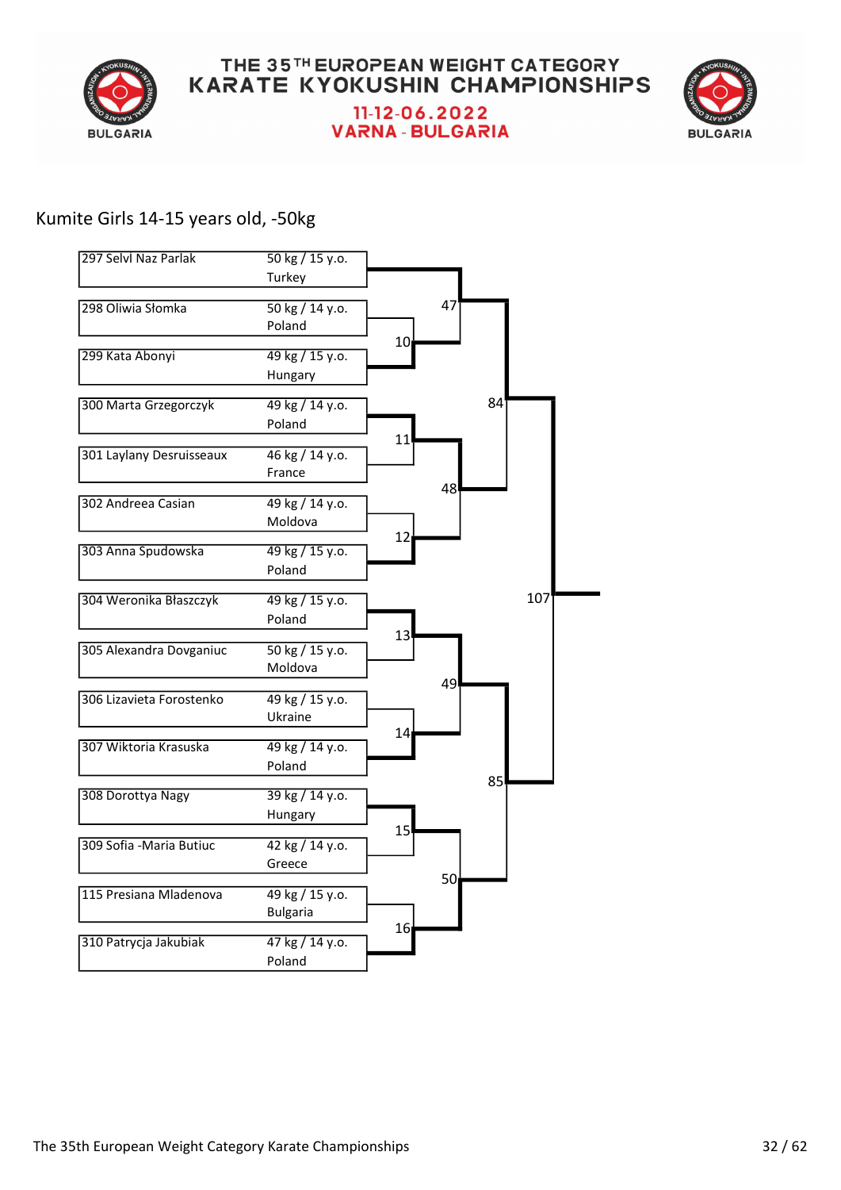# THE 35TH EUROPEAN WEIGHT CATEGORY KARATE KYOKUSHIN CHAMPIONSHIPS

11-12-06.2022

VARNA - BULGARIA

## Kumite Girls 14-15 years old, -50kg

| No. | Name | Weight / Age | Country |
|---|---|---|---|
| 297 | Selvl Naz Parlak | 50 kg / 15 y.o. | Turkey |
| 298 | Oliwia Słomka | 50 kg / 14 y.o. | Poland |
| 299 | Kata Abonyi | 49 kg / 15 y.o. | Hungary |
| 300 | Marta Grzegorczyk | 49 kg / 14 y.o. | Poland |
| 301 | Laylany Desruisseaux | 46 kg / 14 y.o. | France |
| 302 | Andreea Casian | 49 kg / 14 y.o. | Moldova |
| 303 | Anna Spudowska | 49 kg / 15 y.o. | Poland |
| 304 | Weronika Błaszczyk | 49 kg / 15 y.o. | Poland |
| 305 | Alexandra Dovganiuc | 50 kg / 15 y.o. | Moldova |
| 306 | Lizavieta Forostenko | 49 kg / 15 y.o. | Ukraine |
| 307 | Wiktoria Krasuska | 49 kg / 14 y.o. | Poland |
| 308 | Dorottya Nagy | 39 kg / 14 y.o. | Hungary |
| 309 | Sofia -Maria Butiuc | 42 kg / 14 y.o. | Greece |
| 115 | Presiana Mladenova | 49 kg / 15 y.o. | Bulgaria |
| 310 | Patrycja Jakubiak | 47 kg / 14 y.o. | Poland |

Bracket fights:

- Fight 10: 298 Oliwia Słomka vs 299 Kata Abonyi
- Fight 11: 300 Marta Grzegorczyk vs 301 Laylany Desruisseaux
- Fight 12: 302 Andreea Casian vs 303 Anna Spudowska
- Fight 13: 304 Weronika Błaszczyk vs 305 Alexandra Dovganiuc
- Fight 14: 306 Lizavieta Forostenko vs 307 Wiktoria Krasuska
- Fight 15: 308 Dorottya Nagy vs 309 Sofia -Maria Butiuc
- Fight 16: 115 Presiana Mladenova vs 310 Patrycja Jakubiak
- Fight 47: 297 Selvl Naz Parlak vs Winner 10
- Fight 48: Winner 11 vs Winner 12
- Fight 49: Winner 13 vs Winner 14
- Fight 50: Winner 15 vs Winner 16
- Fight 84: Winner 47 vs Winner 48
- Fight 85: Winner 49 vs Winner 50
- Fight 107: Winner 84 vs Winner 85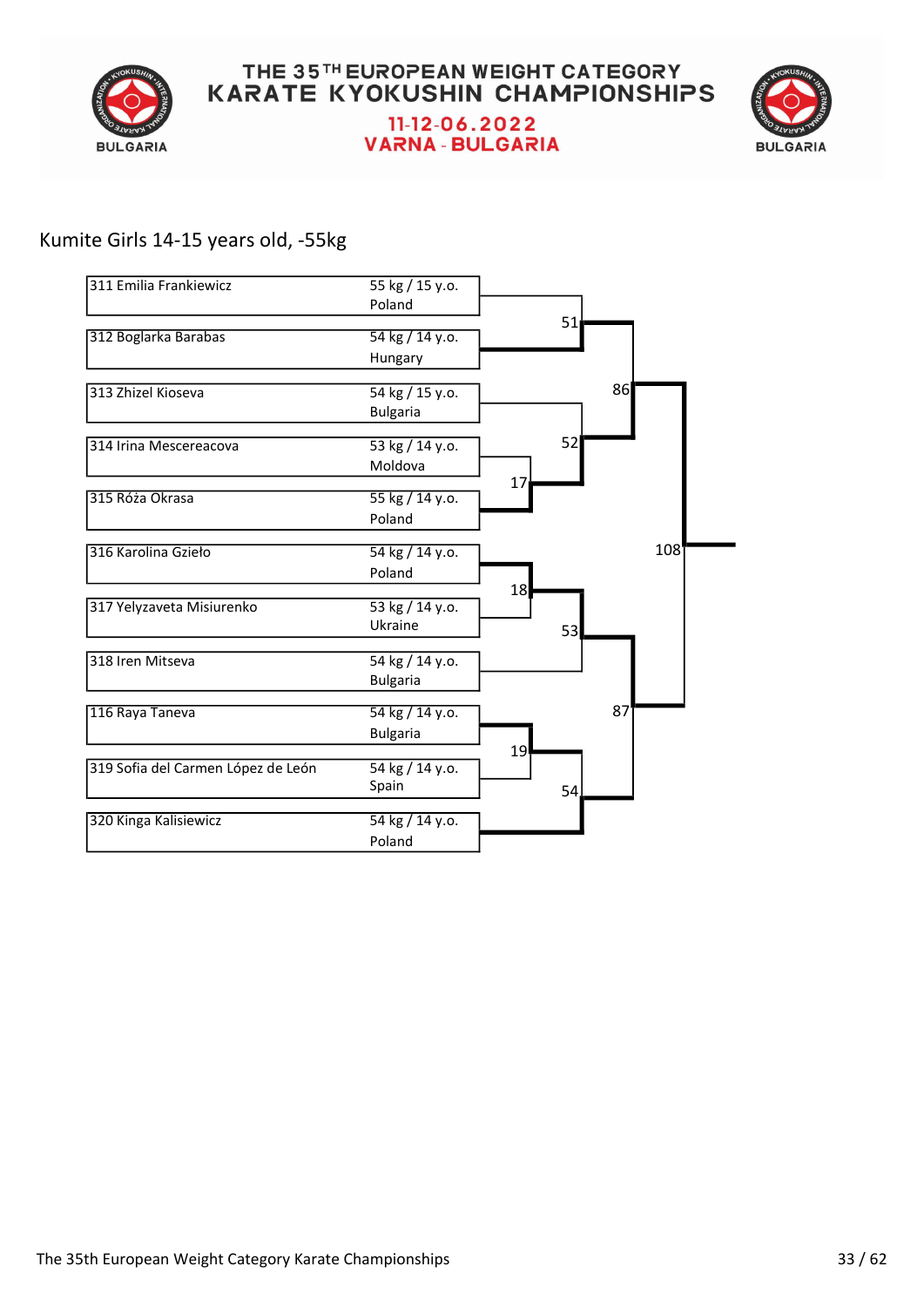# THE 35TH EUROPEAN WEIGHT CATEGORY KARATE KYOKUSHIN CHAMPIONSHIPS

## 11-12.06.2022
## VARNA - BULGARIA

### Kumite Girls 14-15 years old, -55kg

| Competitor | Weight / Age | Country |
|---|---|---|
| 311 Emilia Frankiewicz | 55 kg / 15 y.o. | Poland |
| 312 Boglarka Barabas | 54 kg / 14 y.o. | Hungary |
| 313 Zhizel Kioseva | 54 kg / 15 y.o. | Bulgaria |
| 314 Irina Mescereacova | 53 kg / 14 y.o. | Moldova |
| 315 Róża Okrasa | 55 kg / 14 y.o. | Poland |
| 316 Karolina Gzieło | 54 kg / 14 y.o. | Poland |
| 317 Yelyzaveta Misiurenko | 53 kg / 14 y.o. | Ukraine |
| 318 Iren Mitseva | 54 kg / 14 y.o. | Bulgaria |
| 116 Raya Taneva | 54 kg / 14 y.o. | Bulgaria |
| 319 Sofia del Carmen López de León | 54 kg / 14 y.o. | Spain |
| 320 Kinga Kalisiewicz | 54 kg / 14 y.o. | Poland |

Bouts: 17, 18, 19, 51, 52, 53, 54, 86, 87, 108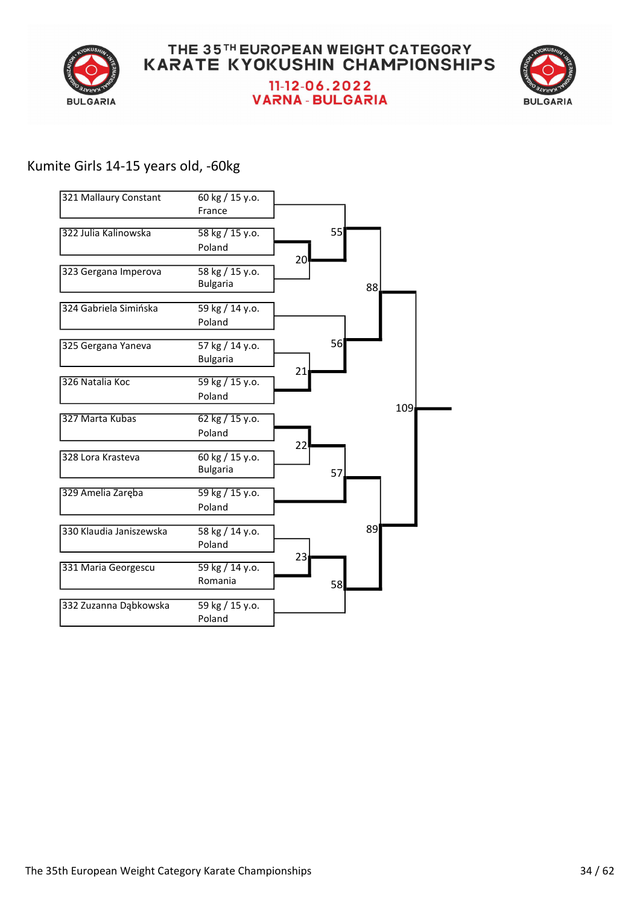# THE 35TH EUROPEAN WEIGHT CATEGORY KARATE KYOKUSHIN CHAMPIONSHIPS

11-12-06.2022

VARNA - BULGARIA

## Kumite Girls 14-15 years old, -60kg

| No. | Name | Weight / Age | Country |
|---|---|---|---|
| 321 | Mallaury Constant | 60 kg / 15 y.o. | France |
| 322 | Julia Kalinowska | 58 kg / 15 y.o. | Poland |
| 323 | Gergana Imperova | 58 kg / 15 y.o. | Bulgaria |
| 324 | Gabriela Simińska | 59 kg / 14 y.o. | Poland |
| 325 | Gergana Yaneva | 57 kg / 14 y.o. | Bulgaria |
| 326 | Natalia Koc | 59 kg / 15 y.o. | Poland |
| 327 | Marta Kubas | 62 kg / 15 y.o. | Poland |
| 328 | Lora Krasteva | 60 kg / 15 y.o. | Bulgaria |
| 329 | Amelia Zaręba | 59 kg / 15 y.o. | Poland |
| 330 | Klaudia Janiszewska | 58 kg / 14 y.o. | Poland |
| 331 | Maria Georgescu | 59 kg / 14 y.o. | Romania |
| 332 | Zuzanna Dąbkowska | 59 kg / 15 y.o. | Poland |

Bracket matches: 20, 21, 22, 23, 55, 56, 57, 58, 88, 89, 109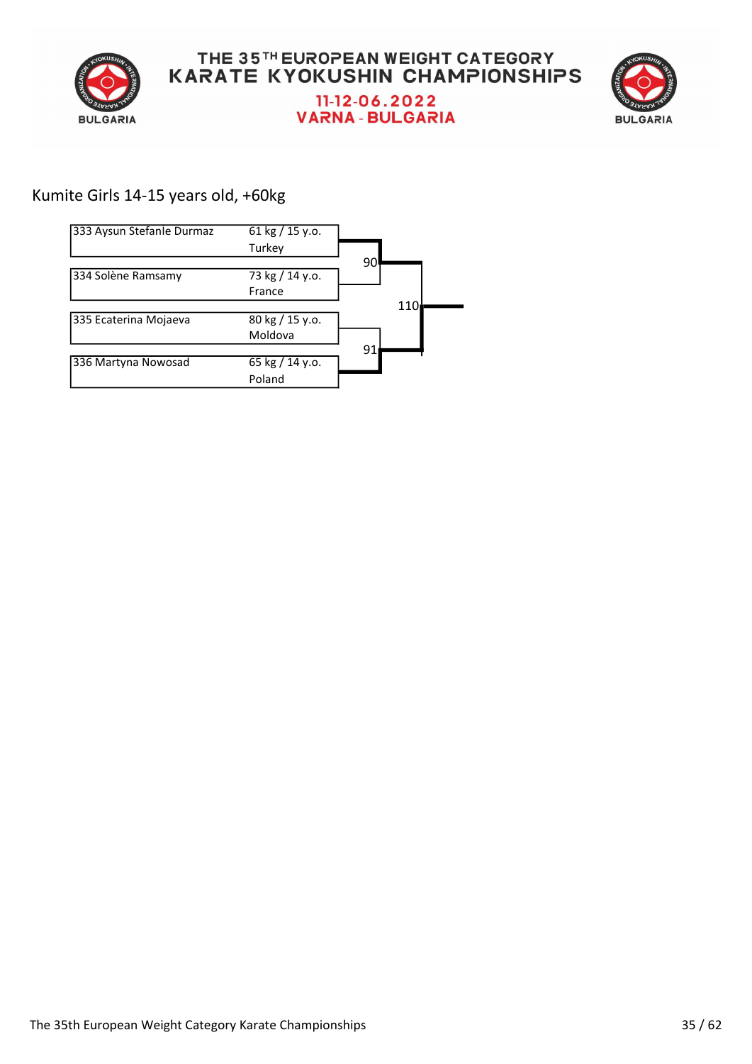# THE 35TH EUROPEAN WEIGHT CATEGORY KARATE KYOKUSHIN CHAMPIONSHIPS

11-12-06.2022
VARNA - BULGARIA

## Kumite Girls 14-15 years old, +60kg

| No. | Name | Weight / Age | Country |
|---|---|---|---|
| 333 | Aysun Stefanle Durmaz | 61 kg / 15 y.o. | Turkey |
| 334 | Solène Ramsamy | 73 kg / 14 y.o. | France |
| 335 | Ecaterina Mojaeva | 80 kg / 15 y.o. | Moldova |
| 336 | Martyna Nowosad | 65 kg / 14 y.o. | Poland |

- Fight 90: 333 Aysun Stefanle Durmaz vs 334 Solène Ramsamy
- Fight 91: 335 Ecaterina Mojaeva vs 336 Martyna Nowosad
- Fight 110: Winner of 90 vs Winner of 91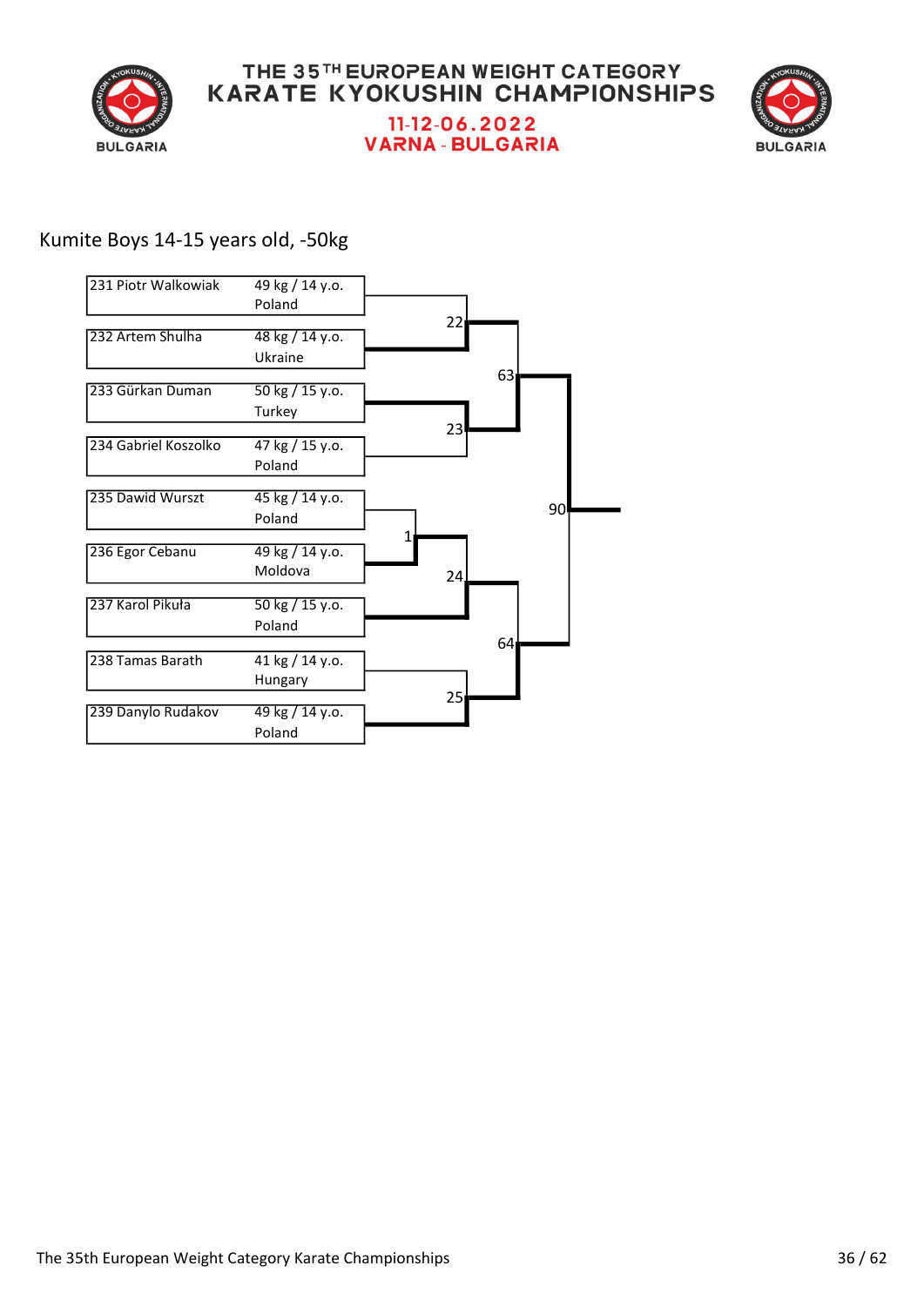# THE 35TH EUROPEAN WEIGHT CATEGORY KARATE KYOKUSHIN CHAMPIONSHIPS

11-12-06.2022
VARNA - BULGARIA

## Kumite Boys 14-15 years old, -50kg

| No. | Name | Weight / Age | Country |
|---|---|---|---|
| 231 | Piotr Walkowiak | 49 kg / 14 y.o. | Poland |
| 232 | Artem Shulha | 48 kg / 14 y.o. | Ukraine |
| 233 | Gürkan Duman | 50 kg / 15 y.o. | Turkey |
| 234 | Gabriel Koszolko | 47 kg / 15 y.o. | Poland |
| 235 | Dawid Wurszt | 45 kg / 14 y.o. | Poland |
| 236 | Egor Cebanu | 49 kg / 14 y.o. | Moldova |
| 237 | Karol Pikuła | 50 kg / 15 y.o. | Poland |
| 238 | Tamas Barath | 41 kg / 14 y.o. | Hungary |
| 239 | Danylo Rudakov | 49 kg / 14 y.o. | Poland |

Bracket fights:

- Fight 1: 235 Dawid Wurszt vs 236 Egor Cebanu
- Fight 22: 231 Piotr Walkowiak vs 232 Artem Shulha
- Fight 23: 233 Gürkan Duman vs 234 Gabriel Koszolko
- Fight 24: Winner of fight 1 vs 237 Karol Pikuła
- Fight 25: 238 Tamas Barath vs 239 Danylo Rudakov
- Fight 63: Winner of fight 22 vs Winner of fight 23
- Fight 64: Winner of fight 24 vs Winner of fight 25
- Fight 90: Winner of fight 63 vs Winner of fight 64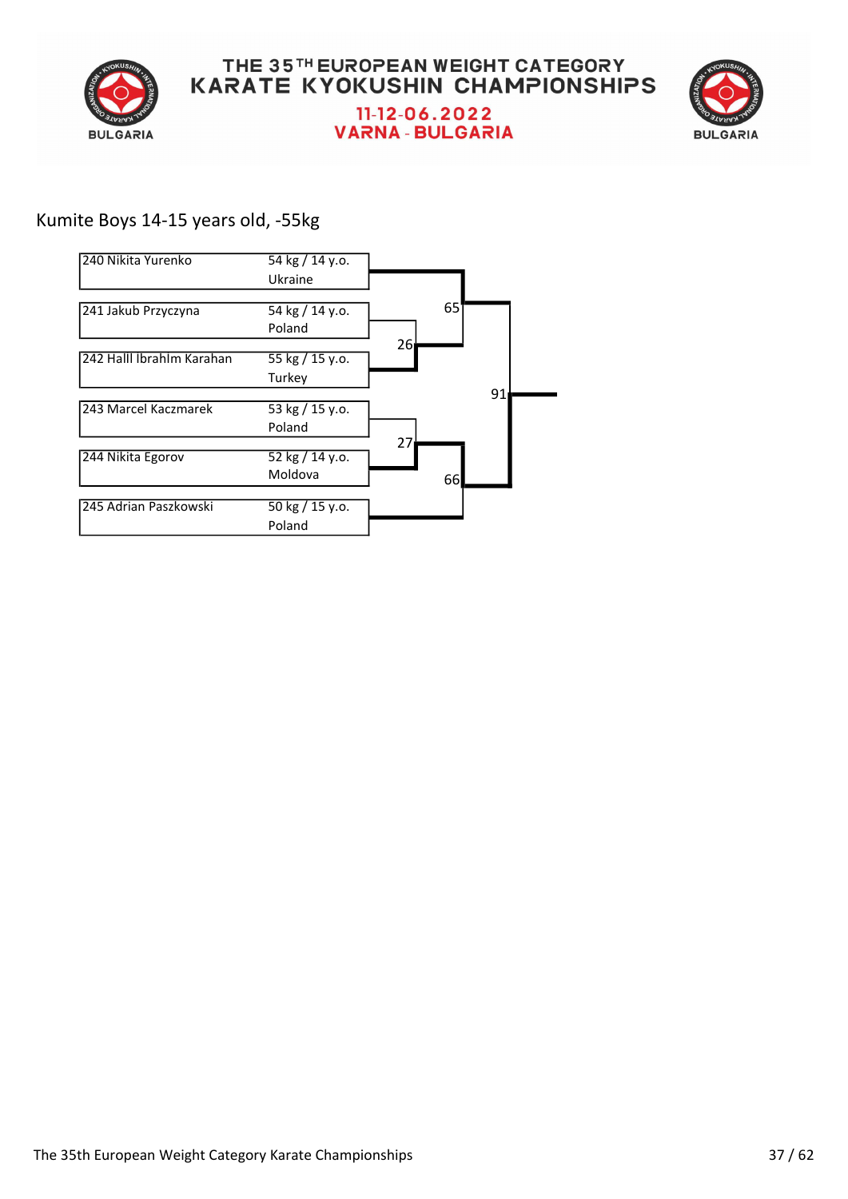# THE 35TH EUROPEAN WEIGHT CATEGORY KARATE KYOKUSHIN CHAMPIONSHIPS

**11-12-06.2022**
**VARNA - BULGARIA**

## Kumite Boys 14-15 years old, -55kg

| No. | Name | Weight / Age | Country |
|---|---|---|---|
| 240 | Nikita Yurenko | 54 kg / 14 y.o. | Ukraine |
| 241 | Jakub Przyczyna | 54 kg / 14 y.o. | Poland |
| 242 | Halll Ibrahlm Karahan | 55 kg / 15 y.o. | Turkey |
| 243 | Marcel Kaczmarek | 53 kg / 15 y.o. | Poland |
| 244 | Nikita Egorov | 52 kg / 14 y.o. | Moldova |
| 245 | Adrian Paszkowski | 50 kg / 15 y.o. | Poland |

Bouts: 26, 27, 65, 66, 91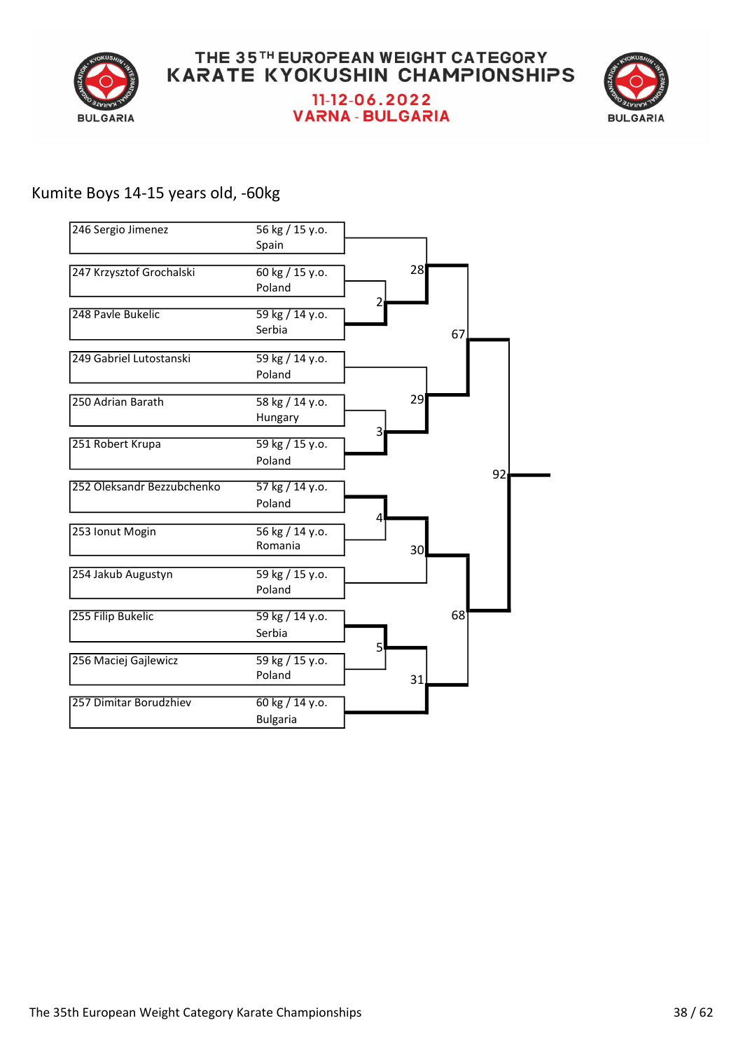THE 35TH EUROPEAN WEIGHT CATEGORY KARATE KYOKUSHIN CHAMPIONSHIPS

11-12-06.2022

VARNA - BULGARIA

## Kumite Boys 14-15 years old, -60kg

| No. | Name | Weight / Age | Country |
|---|---|---|---|
| 246 | Sergio Jimenez | 56 kg / 15 y.o. | Spain |
| 247 | Krzysztof Grochalski | 60 kg / 15 y.o. | Poland |
| 248 | Pavle Bukelic | 59 kg / 14 y.o. | Serbia |
| 249 | Gabriel Lutostanski | 59 kg / 14 y.o. | Poland |
| 250 | Adrian Barath | 58 kg / 14 y.o. | Hungary |
| 251 | Robert Krupa | 59 kg / 15 y.o. | Poland |
| 252 | Oleksandr Bezzubchenko | 57 kg / 14 y.o. | Poland |
| 253 | Ionut Mogin | 56 kg / 14 y.o. | Romania |
| 254 | Jakub Augustyn | 59 kg / 15 y.o. | Poland |
| 255 | Filip Bukelic | 59 kg / 14 y.o. | Serbia |
| 256 | Maciej Gajlewicz | 59 kg / 15 y.o. | Poland |
| 257 | Dimitar Borudzhiev | 60 kg / 14 y.o. | Bulgaria |

Bracket matches: 2, 3, 4, 5, 28, 29, 30, 31, 67, 68, 92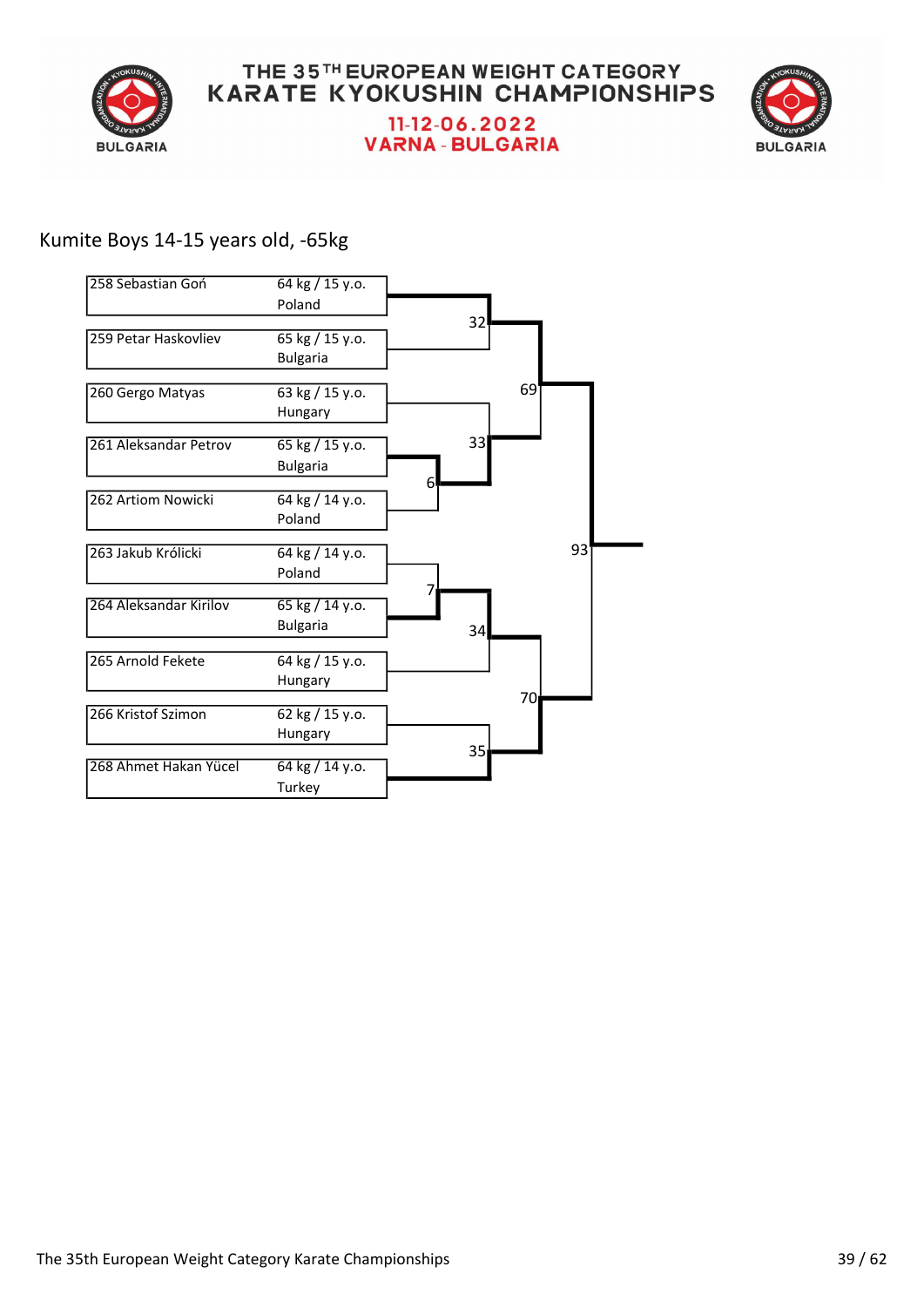# THE 35TH EUROPEAN WEIGHT CATEGORY KARATE KYOKUSHIN CHAMPIONSHIPS

11-12-06.2022

VARNA - BULGARIA

## Kumite Boys 14-15 years old, -65kg

| Competitor | Weight / Age | Country |
|---|---|---|
| 258 Sebastian Goń | 64 kg / 15 y.o. | Poland |
| 259 Petar Haskovliev | 65 kg / 15 y.o. | Bulgaria |
| 260 Gergo Matyas | 63 kg / 15 y.o. | Hungary |
| 261 Aleksandar Petrov | 65 kg / 15 y.o. | Bulgaria |
| 262 Artiom Nowicki | 64 kg / 14 y.o. | Poland |
| 263 Jakub Królicki | 64 kg / 14 y.o. | Poland |
| 264 Aleksandar Kirilov | 65 kg / 14 y.o. | Bulgaria |
| 265 Arnold Fekete | 64 kg / 15 y.o. | Hungary |
| 266 Kristof Szimon | 62 kg / 15 y.o. | Hungary |
| 268 Ahmet Hakan Yücel | 64 kg / 14 y.o. | Turkey |

Bouts: 6, 7, 32, 33, 34, 35, 69, 70, 93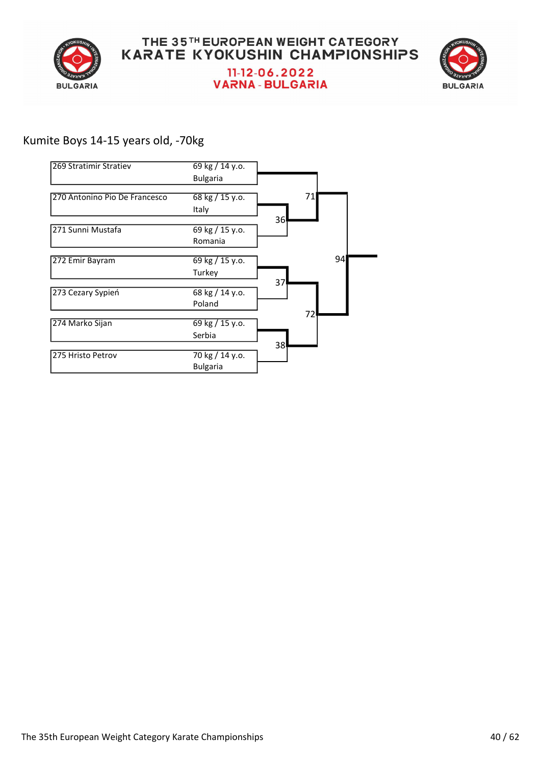# THE 35TH EUROPEAN WEIGHT CATEGORY KARATE KYOKUSHIN CHAMPIONSHIPS

11-12-06.2022
VARNA - BULGARIA

## Kumite Boys 14-15 years old, -70kg

| Name | Weight / Age | Country |
|---|---|---|
| 269 Stratimir Stratiev | 69 kg / 14 y.o. | Bulgaria |
| 270 Antonino Pio De Francesco | 68 kg / 15 y.o. | Italy |
| 271 Sunni Mustafa | 69 kg / 15 y.o. | Romania |
| 272 Emir Bayram | 69 kg / 15 y.o. | Turkey |
| 273 Cezary Sypień | 68 kg / 14 y.o. | Poland |
| 274 Marko Sijan | 69 kg / 15 y.o. | Serbia |
| 275 Hristo Petrov | 70 kg / 14 y.o. | Bulgaria |

Bracket matches: 36, 37, 38, 71, 72, 94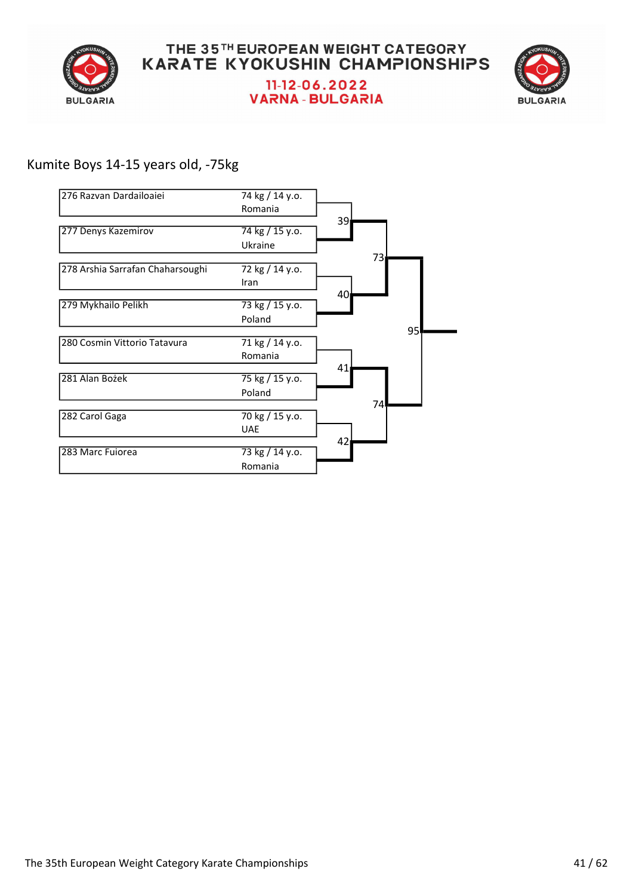# THE 35TH EUROPEAN WEIGHT CATEGORY KARATE KYOKUSHIN CHAMPIONSHIPS

11-12-06.2022

VARNA - BULGARIA

## Kumite Boys 14-15 years old, -75kg

| No. | Name | Weight / Age | Country |
|---|---|---|---|
| 276 | Razvan Dardailoaiei | 74 kg / 14 y.o. | Romania |
| 277 | Denys Kazemirov | 74 kg / 15 y.o. | Ukraine |
| 278 | Arshia Sarrafan Chaharsoughi | 72 kg / 14 y.o. | Iran |
| 279 | Mykhailo Pelikh | 73 kg / 15 y.o. | Poland |
| 280 | Cosmin Vittorio Tatavura | 71 kg / 14 y.o. | Romania |
| 281 | Alan Bożek | 75 kg / 15 y.o. | Poland |
| 282 | Carol Gaga | 70 kg / 15 y.o. | UAE |
| 283 | Marc Fuiorea | 73 kg / 14 y.o. | Romania |

| Fight | Participants |
|---|---|
| 39 | 276 vs 277 |
| 40 | 278 vs 279 |
| 41 | 280 vs 281 |
| 42 | 282 vs 283 |
| 73 | Winner 39 vs Winner 40 |
| 74 | Winner 41 vs Winner 42 |
| 95 | Winner 73 vs Winner 74 |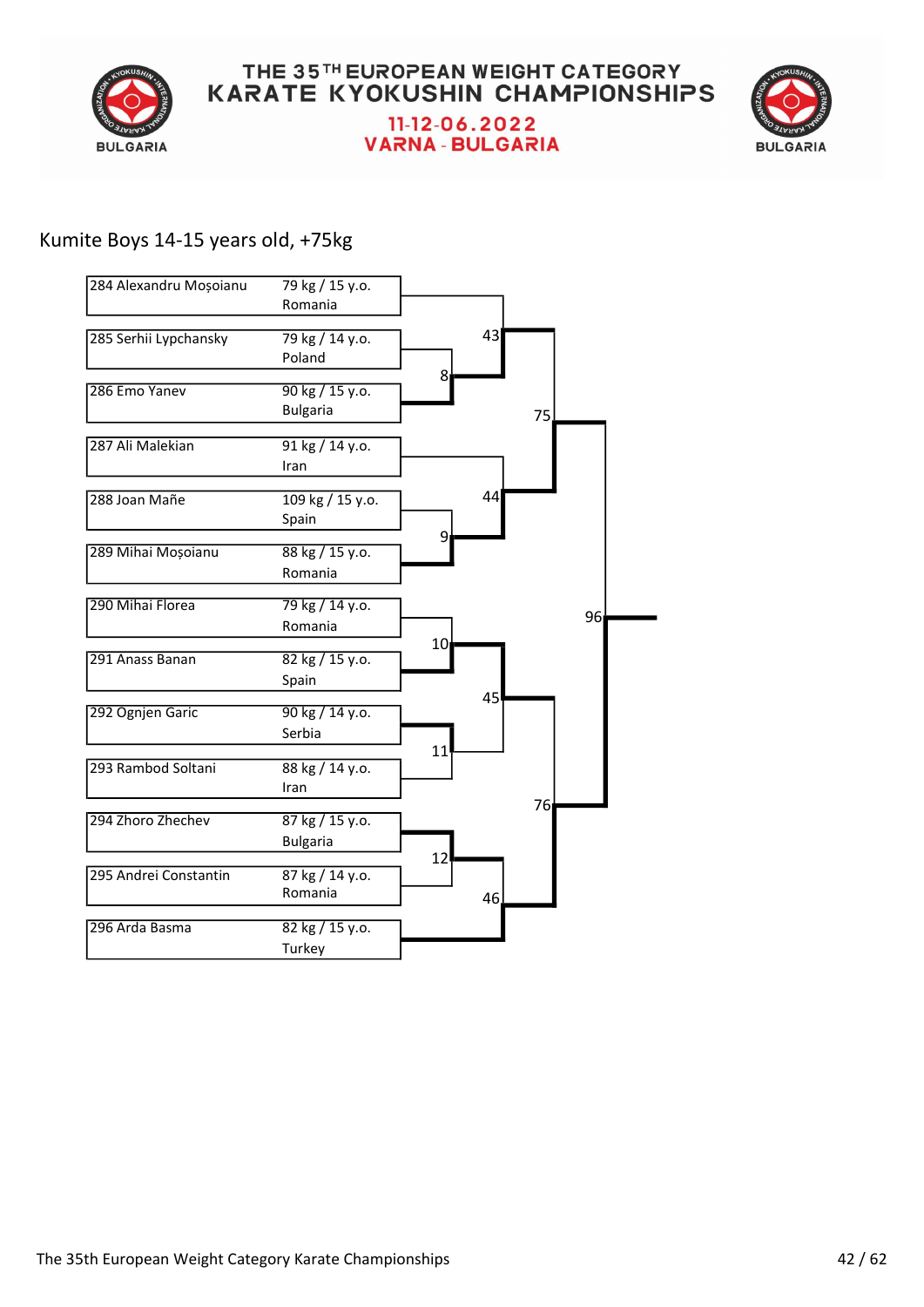# THE 35TH EUROPEAN WEIGHT CATEGORY KARATE KYOKUSHIN CHAMPIONSHIPS

11-12-06.2022

VARNA - BULGARIA

## Kumite Boys 14-15 years old, +75kg

| No. | Name | Weight / Age | Country |
|---|---|---|---|
| 284 | Alexandru Moșoianu | 79 kg / 15 y.o. | Romania |
| 285 | Serhii Lypchansky | 79 kg / 14 y.o. | Poland |
| 286 | Emo Yanev | 90 kg / 15 y.o. | Bulgaria |
| 287 | Ali Malekian | 91 kg / 14 y.o. | Iran |
| 288 | Joan Mañe | 109 kg / 15 y.o. | Spain |
| 289 | Mihai Moșoianu | 88 kg / 15 y.o. | Romania |
| 290 | Mihai Florea | 79 kg / 14 y.o. | Romania |
| 291 | Anass Banan | 82 kg / 15 y.o. | Spain |
| 292 | Ognjen Garic | 90 kg / 14 y.o. | Serbia |
| 293 | Rambod Soltani | 88 kg / 14 y.o. | Iran |
| 294 | Zhoro Zhechev | 87 kg / 15 y.o. | Bulgaria |
| 295 | Andrei Constantin | 87 kg / 14 y.o. | Romania |
| 296 | Arda Basma | 82 kg / 15 y.o. | Turkey |

Bracket fights: 8, 9, 10, 11, 12, 43, 44, 45, 46, 75, 76, 96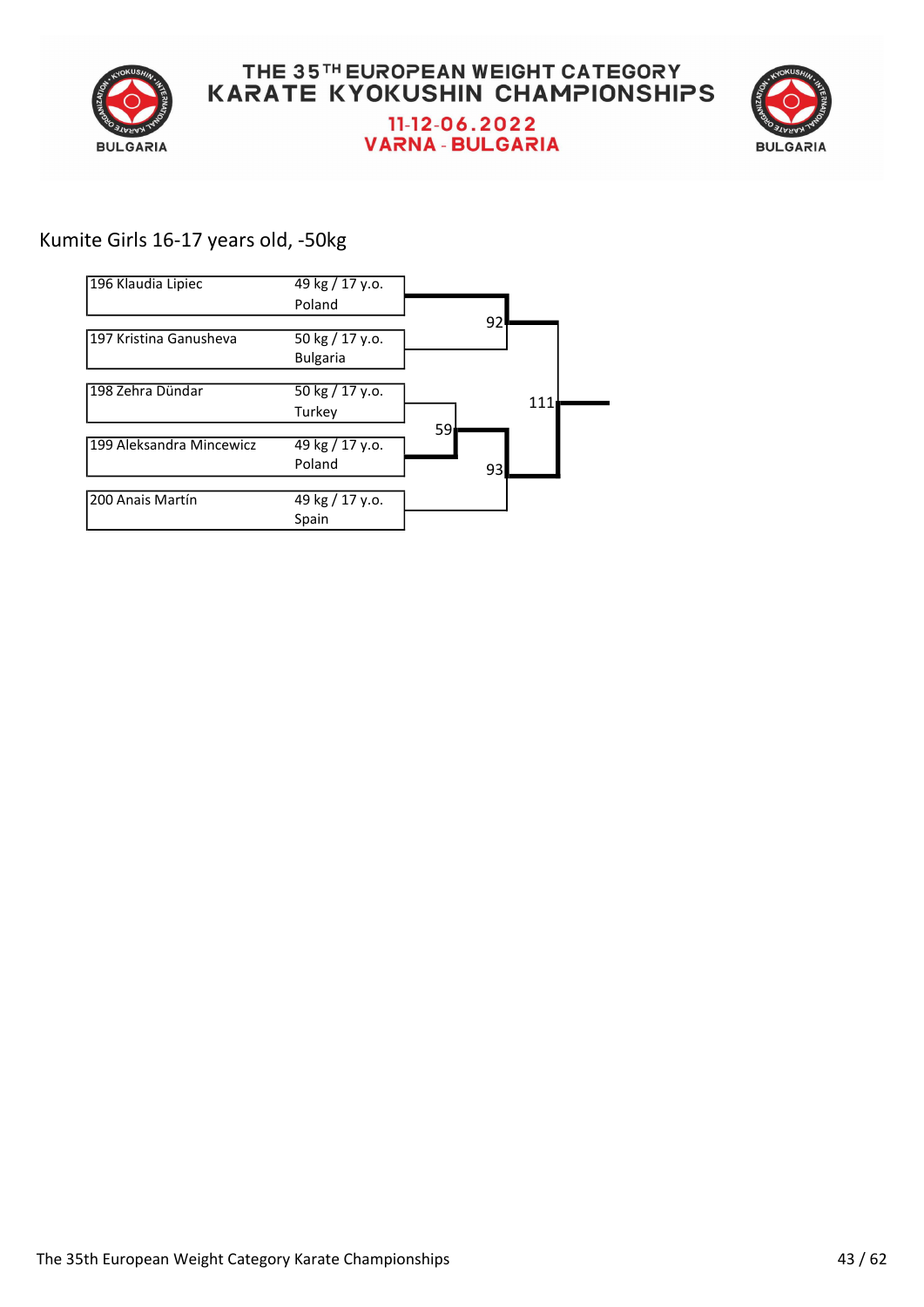# THE 35TH EUROPEAN WEIGHT CATEGORY KARATE KYOKUSHIN CHAMPIONSHIPS

11-12-06.2022
VARNA - BULGARIA

## Kumite Girls 16-17 years old, -50kg

| Competitor | Weight / Age | Country |
| --- | --- | --- |
| 196 Klaudia Lipiec | 49 kg / 17 y.o. | Poland |
| 197 Kristina Ganusheva | 50 kg / 17 y.o. | Bulgaria |
| 198 Zehra Dündar | 50 kg / 17 y.o. | Turkey |
| 199 Aleksandra Mincewicz | 49 kg / 17 y.o. | Poland |
| 200 Anais Martín | 49 kg / 17 y.o. | Spain |

| Fight | Participants | Winner |
| --- | --- | --- |
| 59 | 198 Zehra Dündar vs 199 Aleksandra Mincewicz | 199 Aleksandra Mincewicz |
| 92 | 196 Klaudia Lipiec vs 197 Kristina Ganusheva | 196 Klaudia Lipiec |
| 93 | Winner of 59 vs 200 Anais Martín | Winner of 59 |
| 111 | Winner of 92 vs Winner of 93 | Winner of 93 |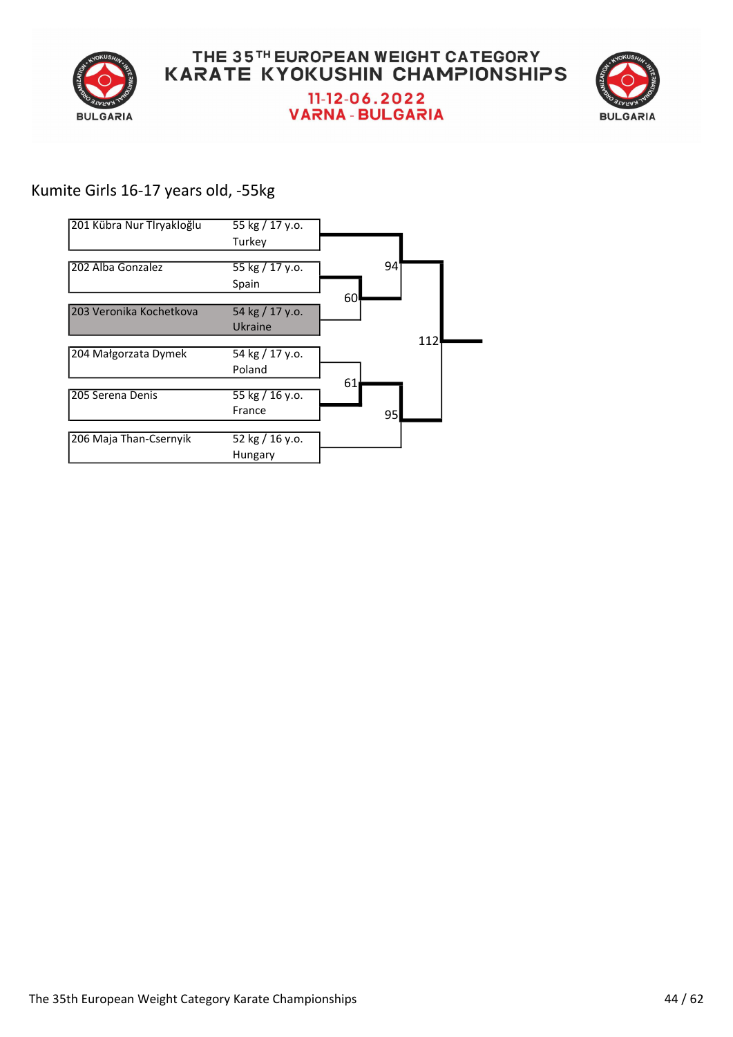THE 35TH EUROPEAN WEIGHT CATEGORY KARATE KYOKUSHIN CHAMPIONSHIPS

11-12-06.2022

VARNA - BULGARIA

## Kumite Girls 16-17 years old, -55kg

| Competitor | Weight / Age | Country |
| --- | --- | --- |
| 201 Kübra Nur Tlryakloğlu | 55 kg / 17 y.o. | Turkey |
| 202 Alba Gonzalez | 55 kg / 17 y.o. | Spain |
| 203 Veronika Kochetkova | 54 kg / 17 y.o. | Ukraine |
| 204 Małgorzata Dymek | 54 kg / 17 y.o. | Poland |
| 205 Serena Denis | 55 kg / 16 y.o. | France |
| 206 Maja Than-Csernyik | 52 kg / 16 y.o. | Hungary |

Bracket fights: 60, 61, 94, 95, 112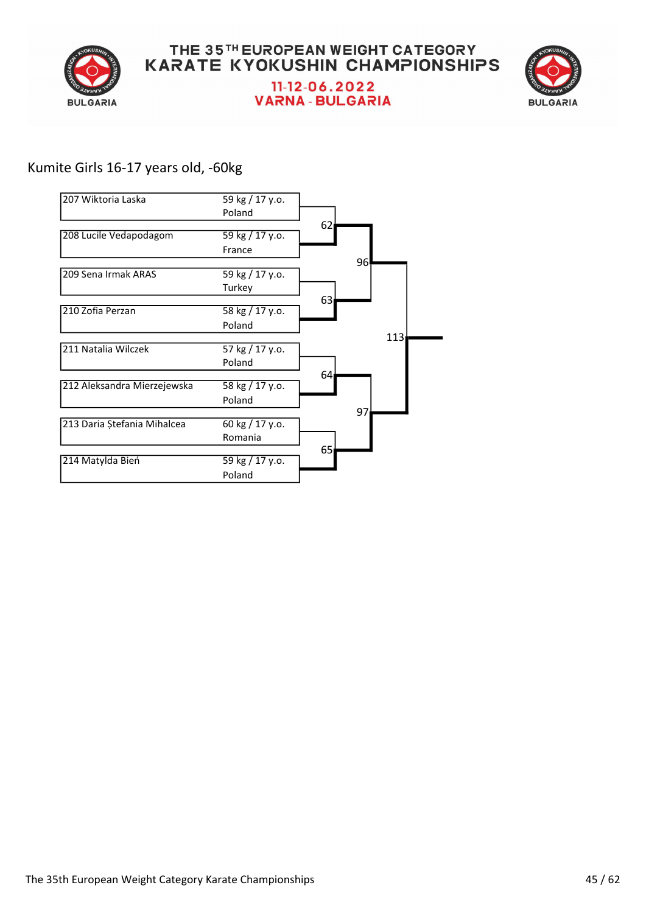# THE 35TH EUROPEAN WEIGHT CATEGORY KARATE KYOKUSHIN CHAMPIONSHIPS

**11-12-06.2022**
**VARNA - BULGARIA**

## Kumite Girls 16-17 years old, -60kg

| No. | Name | Weight / Age | Country |
|---|---|---|---|
| 207 | Wiktoria Laska | 59 kg / 17 y.o. | Poland |
| 208 | Lucile Vedapodagom | 59 kg / 17 y.o. | France |
| 209 | Sena Irmak ARAS | 59 kg / 17 y.o. | Turkey |
| 210 | Zofia Perzan | 58 kg / 17 y.o. | Poland |
| 211 | Natalia Wilczek | 57 kg / 17 y.o. | Poland |
| 212 | Aleksandra Mierzejewska | 58 kg / 17 y.o. | Poland |
| 213 | Daria Ștefania Mihalcea | 60 kg / 17 y.o. | Romania |
| 214 | Matylda Bień | 59 kg / 17 y.o. | Poland |

| Fight | Participants |
|---|---|
| 62 | 207 vs 208 |
| 63 | 209 vs 210 |
| 64 | 211 vs 212 |
| 65 | 213 vs 214 |
| 96 | Winner 62 vs Winner 63 |
| 97 | Winner 64 vs Winner 65 |
| 113 | Winner 96 vs Winner 97 |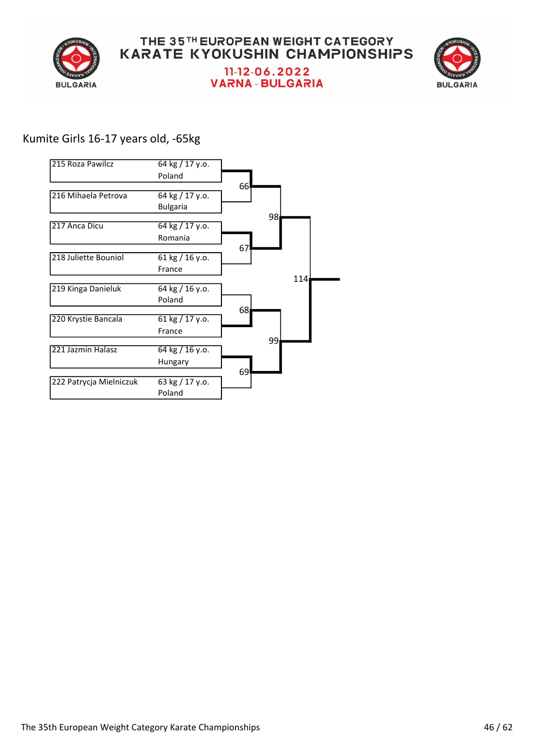THE 35TH EUROPEAN WEIGHT CATEGORY KARATE KYOKUSHIN CHAMPIONSHIPS

11-12-06.2022

VARNA - BULGARIA

## Kumite Girls 16-17 years old, -65kg

| Competitor | Weight / Age | Country |
| --- | --- | --- |
| 215 Roza Pawilcz | 64 kg / 17 y.o. | Poland |
| 216 Mihaela Petrova | 64 kg / 17 y.o. | Bulgaria |
| 217 Anca Dicu | 64 kg / 17 y.o. | Romania |
| 218 Juliette Bouniol | 61 kg / 16 y.o. | France |
| 219 Kinga Danieluk | 64 kg / 16 y.o. | Poland |
| 220 Krystie Bancala | 61 kg / 17 y.o. | France |
| 221 Jazmin Halasz | 64 kg / 16 y.o. | Hungary |
| 222 Patrycja Mielniczuk | 63 kg / 17 y.o. | Poland |

Bouts:

- 66: 215 Roza Pawilcz vs 216 Mihaela Petrova
- 67: 217 Anca Dicu vs 218 Juliette Bouniol
- 68: 219 Kinga Danieluk vs 220 Krystie Bancala
- 69: 221 Jazmin Halasz vs 222 Patrycja Mielniczuk
- 98: Winner 66 vs Winner 67
- 99: Winner 68 vs Winner 69
- 114: Winner 98 vs Winner 99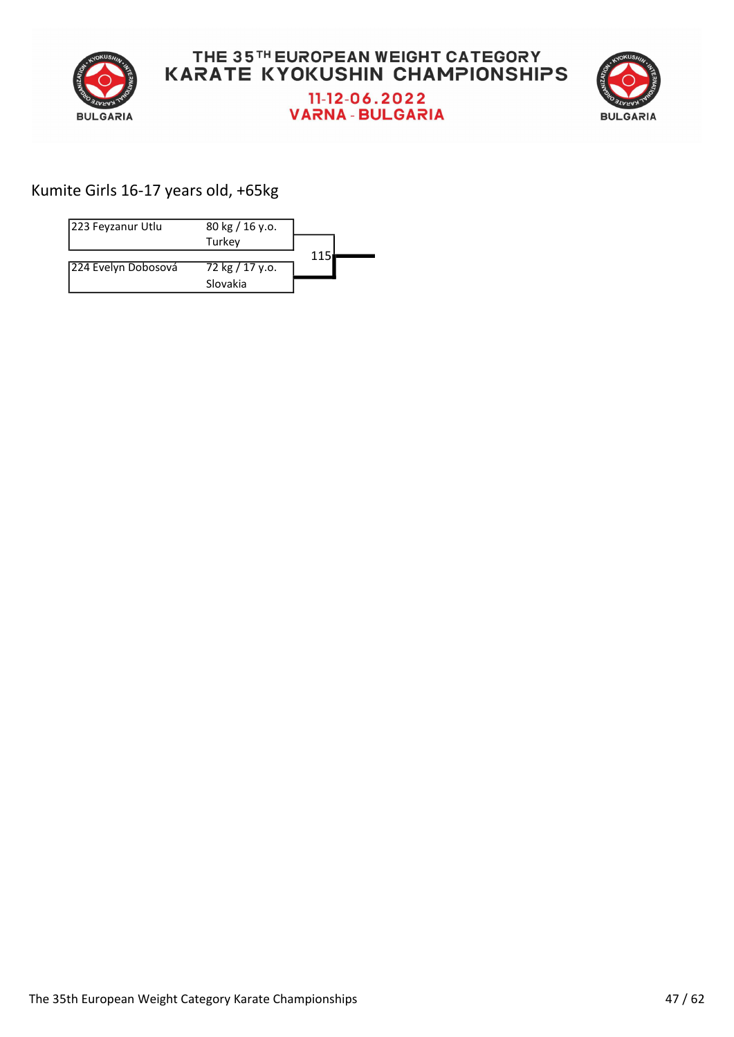# THE 35TH EUROPEAN WEIGHT CATEGORY KARATE KYOKUSHIN CHAMPIONSHIPS

11-12-06.2022
VARNA - BULGARIA

## Kumite Girls 16-17 years old, +65kg

| Competitor | Details | Match |
|---|---|---|
| 223 Feyzanur Utlu | 80 kg / 16 y.o. Turkey | 115 |
| 224 Evelyn Dobosová | 72 kg / 17 y.o. Slovakia | |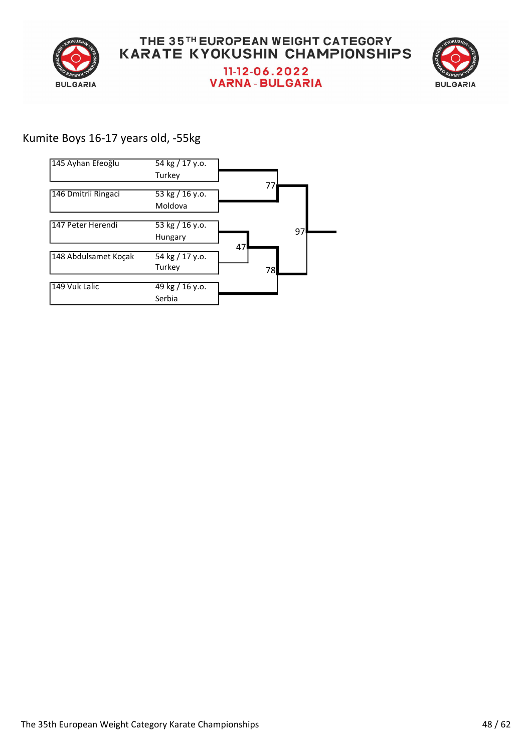# Kumite Boys 16-17 years old, -55kg

| Name | Weight / Age | Country |
|---|---|---|
| 145 Ayhan Efeoğlu | 54 kg / 17 y.o. | Turkey |
| 146 Dmitrii Ringaci | 53 kg / 16 y.o. | Moldova |
| 147 Peter Herendi | 53 kg / 16 y.o. | Hungary |
| 148 Abdulsamet Koçak | 54 kg / 17 y.o. | Turkey |
| 149 Vuk Lalic | 49 kg / 16 y.o. | Serbia |

Bracket fights: 47, 77, 78, 97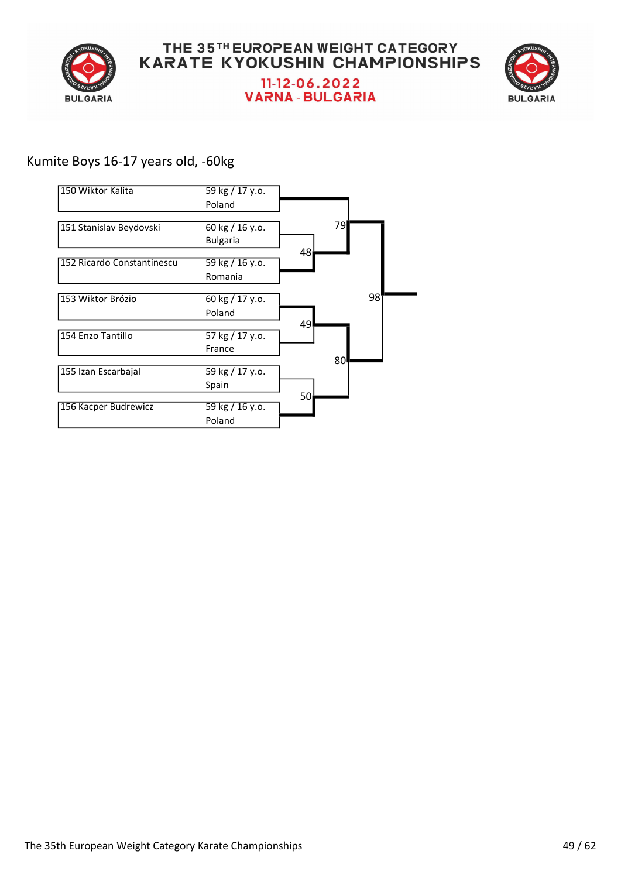THE 35TH EUROPEAN WEIGHT CATEGORY KARATE KYOKUSHIN CHAMPIONSHIPS

11-12-06.2022

VARNA - BULGARIA

## Kumite Boys 16-17 years old, -60kg

| No. | Name | Weight / Age | Country |
|---|---|---|---|
| 150 | Wiktor Kalita | 59 kg / 17 y.o. | Poland |
| 151 | Stanislav Beydovski | 60 kg / 16 y.o. | Bulgaria |
| 152 | Ricardo Constantinescu | 59 kg / 16 y.o. | Romania |
| 153 | Wiktor Brózio | 60 kg / 17 y.o. | Poland |
| 154 | Enzo Tantillo | 57 kg / 17 y.o. | France |
| 155 | Izan Escarbajal | 59 kg / 17 y.o. | Spain |
| 156 | Kacper Budrewicz | 59 kg / 16 y.o. | Poland |

Fights: 48, 49, 50, 79, 80, 98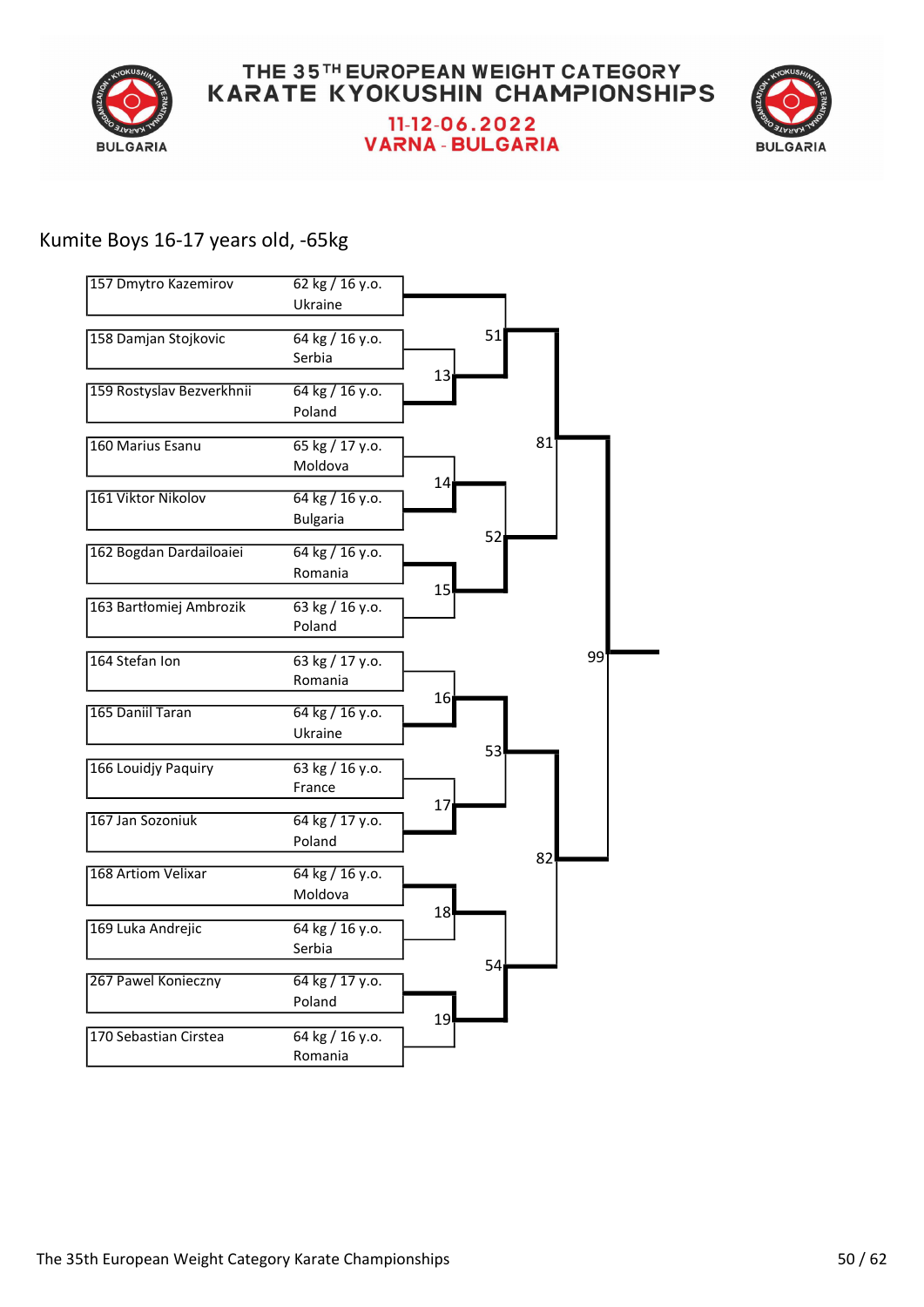# THE 35TH EUROPEAN WEIGHT CATEGORY KARATE KYOKUSHIN CHAMPIONSHIPS

## 11-12-06.2022
## VARNA - BULGARIA

### Kumite Boys 16-17 years old, -65kg

| No. | Name | Weight / Age | Country |
|---|---|---|---|
| 157 | Dmytro Kazemirov | 62 kg / 16 y.o. | Ukraine |
| 158 | Damjan Stojkovic | 64 kg / 16 y.o. | Serbia |
| 159 | Rostyslav Bezverkhnii | 64 kg / 16 y.o. | Poland |
| 160 | Marius Esanu | 65 kg / 17 y.o. | Moldova |
| 161 | Viktor Nikolov | 64 kg / 16 y.o. | Bulgaria |
| 162 | Bogdan Dardailoaiei | 64 kg / 16 y.o. | Romania |
| 163 | Bartłomiej Ambrozik | 63 kg / 16 y.o. | Poland |
| 164 | Stefan Ion | 63 kg / 17 y.o. | Romania |
| 165 | Daniil Taran | 64 kg / 16 y.o. | Ukraine |
| 166 | Louidjy Paquiry | 63 kg / 16 y.o. | France |
| 167 | Jan Sozoniuk | 64 kg / 17 y.o. | Poland |
| 168 | Artiom Velixar | 64 kg / 16 y.o. | Moldova |
| 169 | Luka Andrejic | 64 kg / 16 y.o. | Serbia |
| 267 | Pawel Konieczny | 64 kg / 17 y.o. | Poland |
| 170 | Sebastian Cirstea | 64 kg / 16 y.o. | Romania |

Bracket fights: 13, 14, 15, 16, 17, 18, 19, 51, 52, 53, 54, 81, 82, 99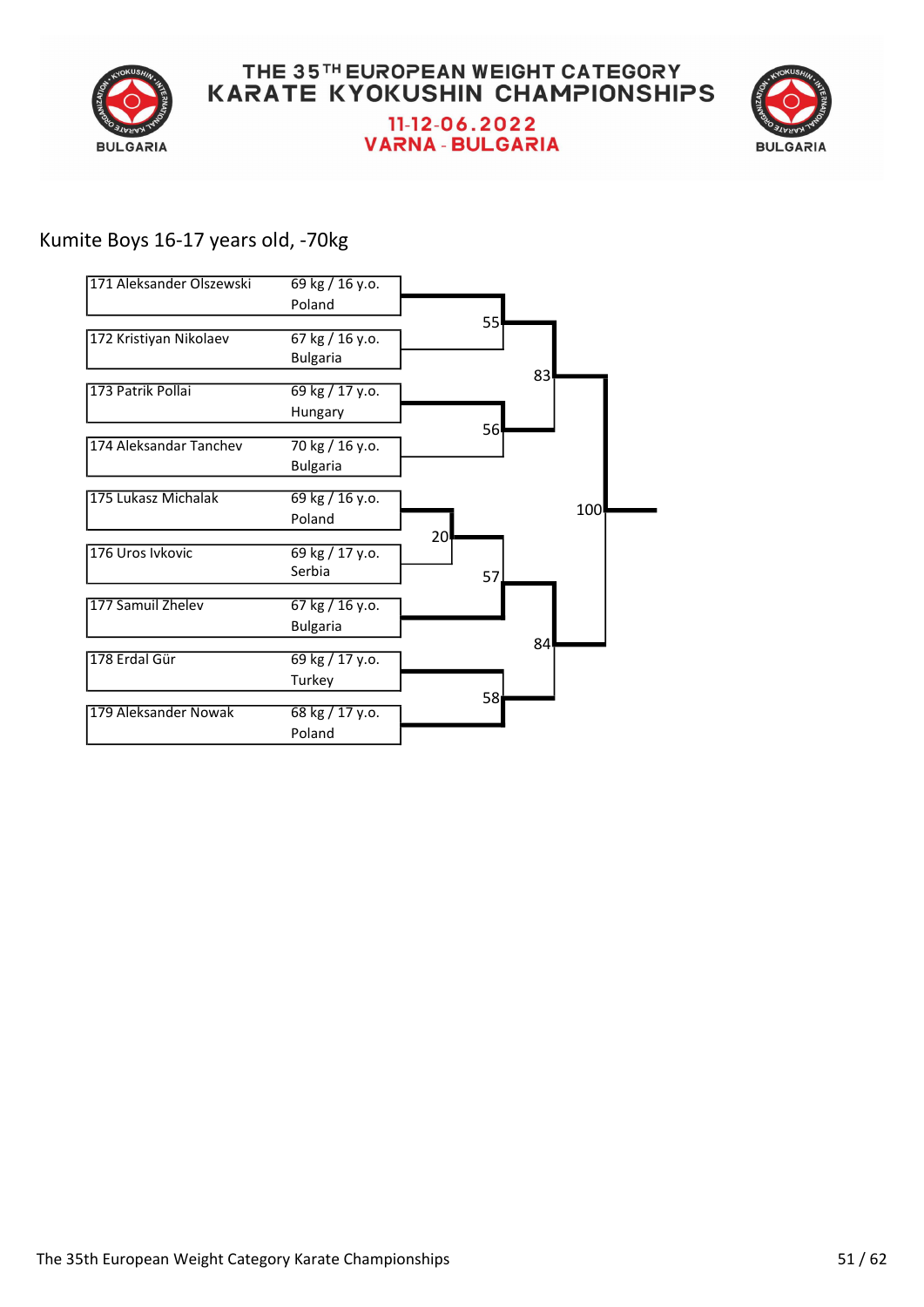# THE 35TH EUROPEAN WEIGHT CATEGORY KARATE KYOKUSHIN CHAMPIONSHIPS

**11-12-06.2022**
**VARNA - BULGARIA**

## Kumite Boys 16-17 years old, -70kg

| No. | Name | Weight / Age | Country |
| --- | --- | --- | --- |
| 171 | Aleksander Olszewski | 69 kg / 16 y.o. | Poland |
| 172 | Kristiyan Nikolaev | 67 kg / 16 y.o. | Bulgaria |
| 173 | Patrik Pollai | 69 kg / 17 y.o. | Hungary |
| 174 | Aleksandar Tanchev | 70 kg / 16 y.o. | Bulgaria |
| 175 | Lukasz Michalak | 69 kg / 16 y.o. | Poland |
| 176 | Uros Ivkovic | 69 kg / 17 y.o. | Serbia |
| 177 | Samuil Zhelev | 67 kg / 16 y.o. | Bulgaria |
| 178 | Erdal Gür | 69 kg / 17 y.o. | Turkey |
| 179 | Aleksander Nowak | 68 kg / 17 y.o. | Poland |

Bracket fights:

- Fight 20: 175 Lukasz Michalak vs 176 Uros Ivkovic
- Fight 55: 171 Aleksander Olszewski vs 172 Kristiyan Nikolaev
- Fight 56: 173 Patrik Pollai vs 174 Aleksandar Tanchev
- Fight 57: Winner of fight 20 vs 177 Samuil Zhelev
- Fight 58: 178 Erdal Gür vs 179 Aleksander Nowak
- Fight 83: Winner of fight 55 vs Winner of fight 56
- Fight 84: Winner of fight 57 vs Winner of fight 58
- Fight 100: Winner of fight 83 vs Winner of fight 84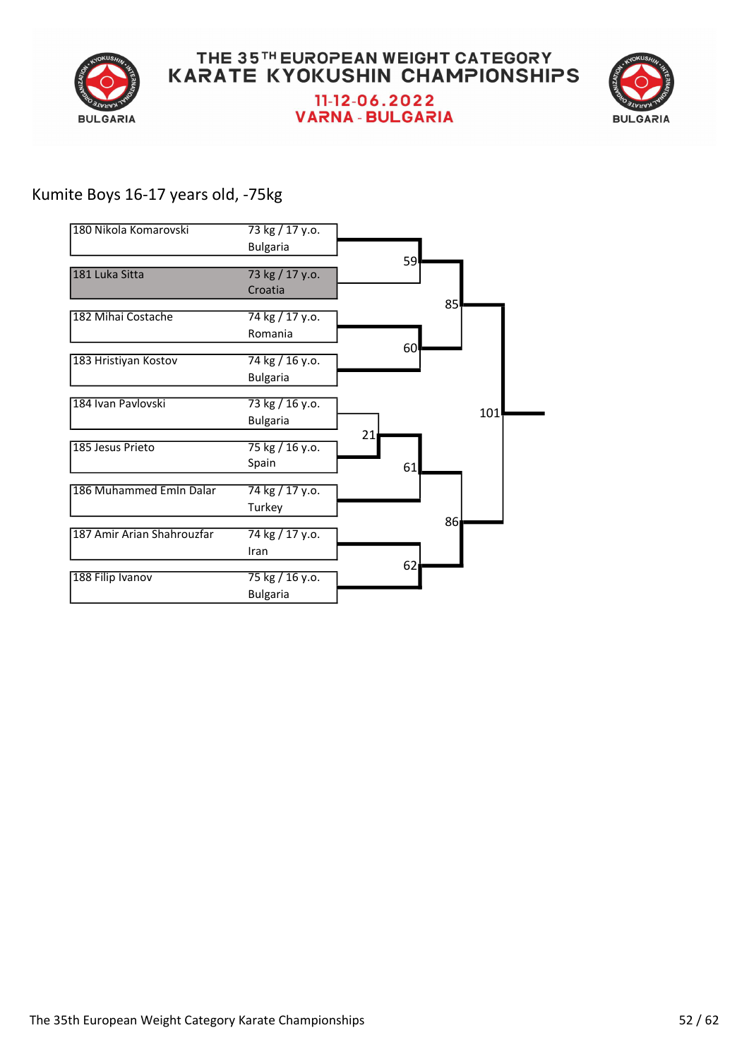# THE 35TH EUROPEAN WEIGHT CATEGORY KARATE KYOKUSHIN CHAMPIONSHIPS

**11-12-06.2022**
**VARNA - BULGARIA**

## Kumite Boys 16-17 years old, -75kg

| No. | Name | Weight / Age | Country |
|---|---|---|---|
| 180 | Nikola Komarovski | 73 kg / 17 y.o. | Bulgaria |
| 181 | Luka Sitta | 73 kg / 17 y.o. | Croatia |
| 182 | Mihai Costache | 74 kg / 17 y.o. | Romania |
| 183 | Hristiyan Kostov | 74 kg / 16 y.o. | Bulgaria |
| 184 | Ivan Pavlovski | 73 kg / 16 y.o. | Bulgaria |
| 185 | Jesus Prieto | 75 kg / 16 y.o. | Spain |
| 186 | Muhammed EmIn Dalar | 74 kg / 17 y.o. | Turkey |
| 187 | Amir Arian Shahrouzfar | 74 kg / 17 y.o. | Iran |
| 188 | Filip Ivanov | 75 kg / 16 y.o. | Bulgaria |

Bracket fights:
- 21: 184 Ivan Pavlovski vs 185 Jesus Prieto
- 59: 180 Nikola Komarovski vs 181 Luka Sitta
- 60: 182 Mihai Costache vs 183 Hristiyan Kostov
- 61: Winner of 21 vs 186 Muhammed EmIn Dalar
- 62: 187 Amir Arian Shahrouzfar vs 188 Filip Ivanov
- 85: Winner of 59 vs Winner of 60
- 86: Winner of 61 vs Winner of 62
- 101: Winner of 85 vs Winner of 86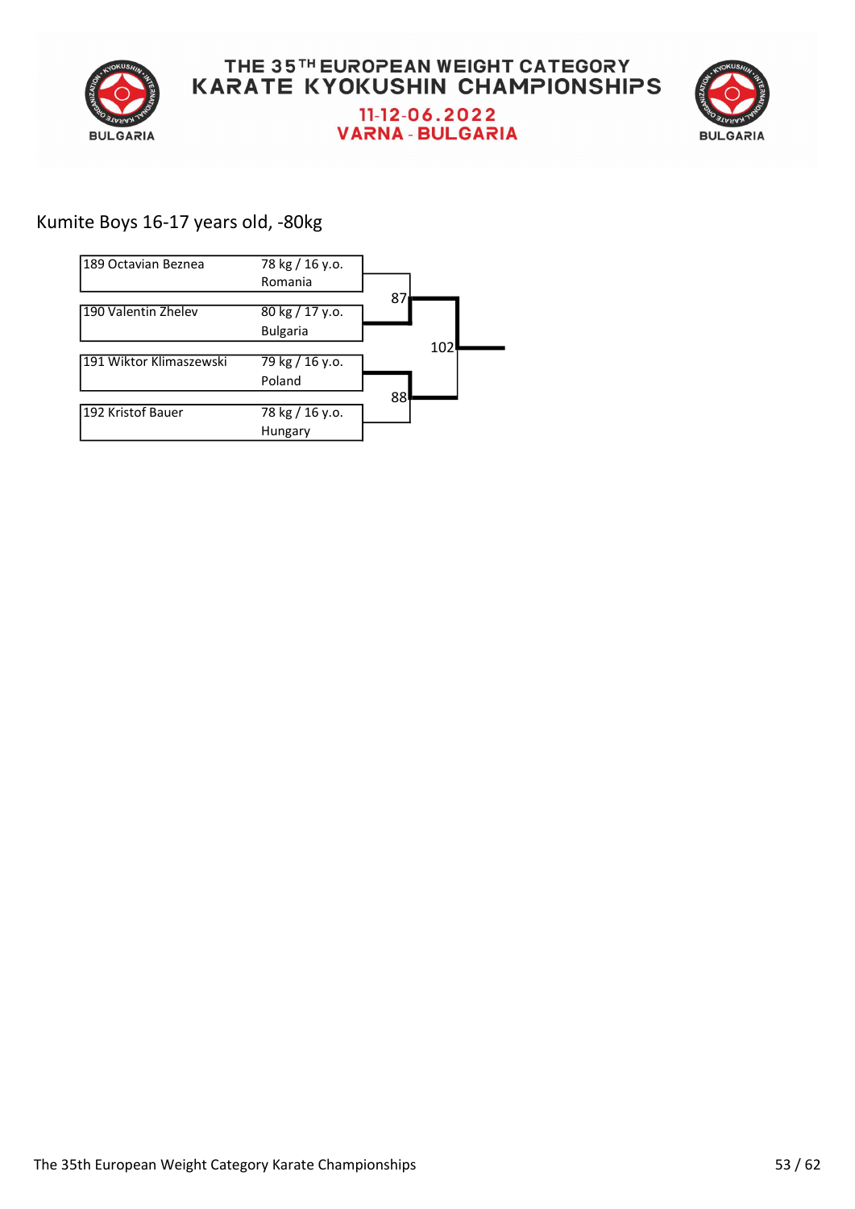# Kumite Boys 16-17 years old, -80kg

| Competitor | Weight / Age | Country |
|---|---|---|
| 189 Octavian Beznea | 78 kg / 16 y.o. | Romania |
| 190 Valentin Zhelev | 80 kg / 17 y.o. | Bulgaria |
| 191 Wiktor Klimaszewski | 79 kg / 16 y.o. | Poland |
| 192 Kristof Bauer | 78 kg / 16 y.o. | Hungary |

| Match | Competitors |
|---|---|
| 87 | 189 Octavian Beznea vs 190 Valentin Zhelev |
| 88 | 191 Wiktor Klimaszewski vs 192 Kristof Bauer |
| 102 | Winner 87 vs Winner 88 |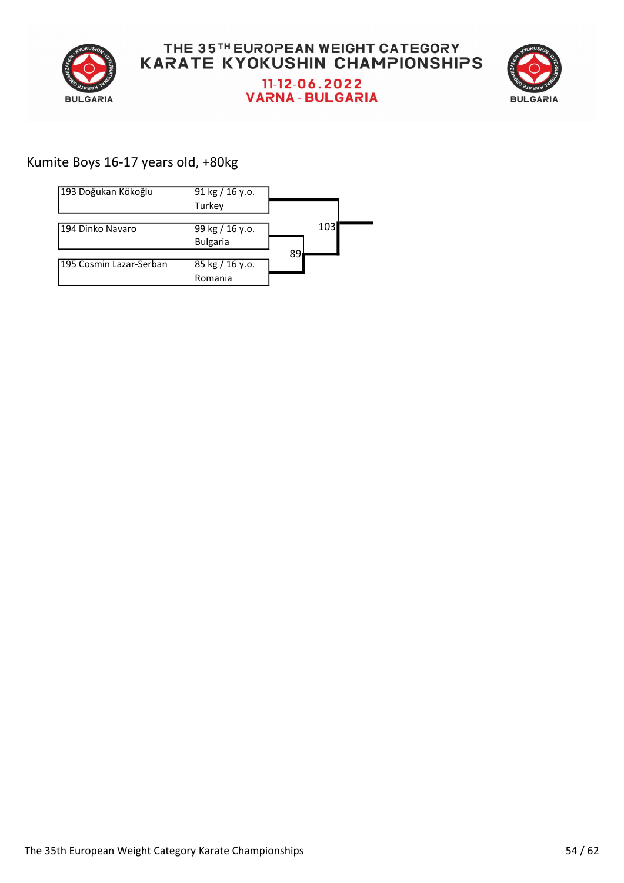# THE 35TH EUROPEAN WEIGHT CATEGORY KARATE KYOKUSHIN CHAMPIONSHIPS

**11-12-06.2022**
**VARNA - BULGARIA**

## Kumite Boys 16-17 years old, +80kg

| No. | Name | Weight / Age | Country |
|---|---|---|---|
| 193 | Doğukan Kököğlu | 91 kg / 16 y.o. | Turkey |
| 194 | Dinko Navaro | 99 kg / 16 y.o. | Bulgaria |
| 195 | Cosmin Lazar-Serban | 85 kg / 16 y.o. | Romania |

Fight 89: 194 Dinko Navaro vs 195 Cosmin Lazar-Serban

Fight 103: 193 Doğukan Kököğlu vs winner of fight 89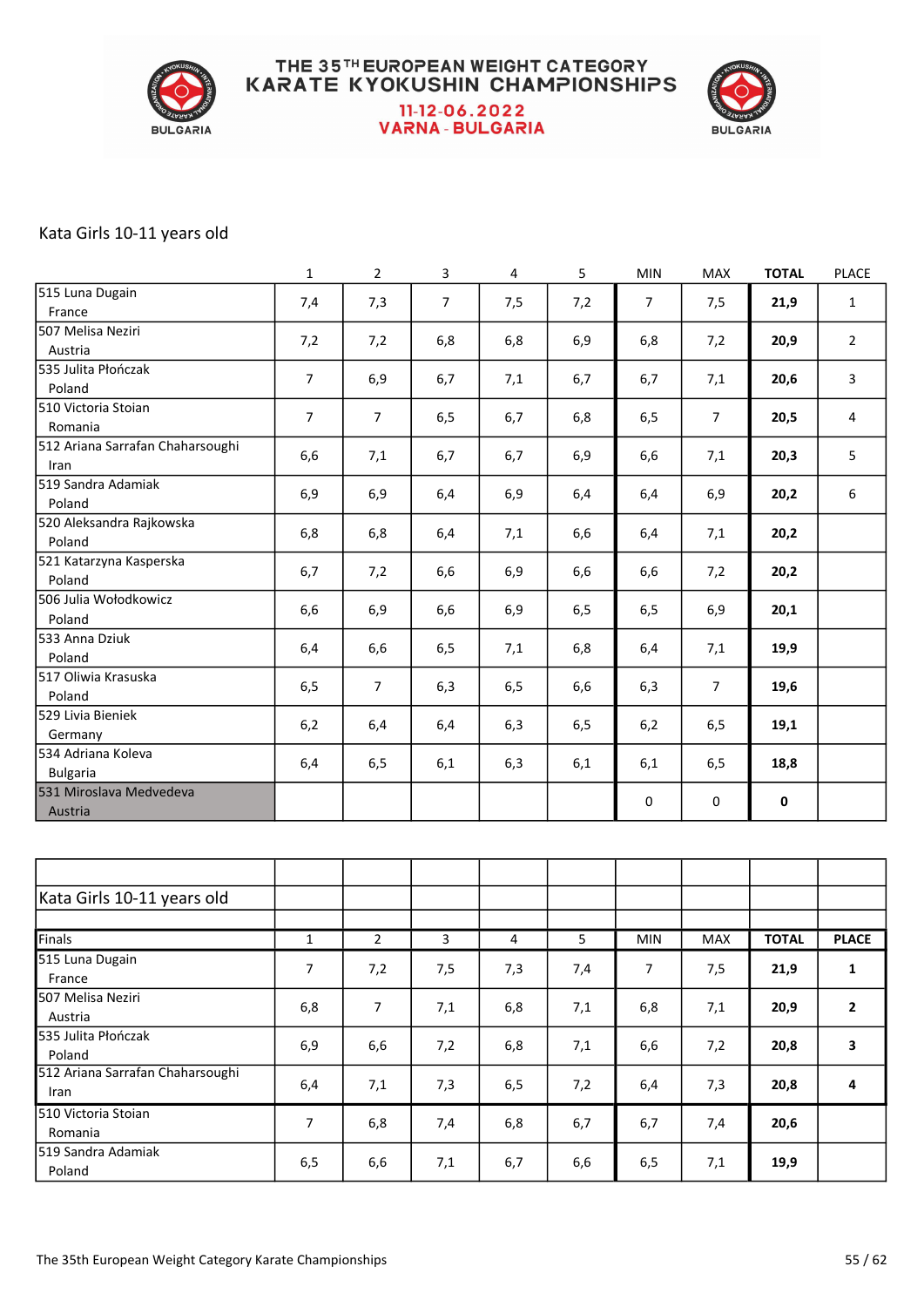# THE 35TH EUROPEAN WEIGHT CATEGORY KARATE KYOKUSHIN CHAMPIONSHIPS

**11-12.06.2022**
**VARNA - BULGARIA**

## Kata Girls 10-11 years old

| | 1 | 2 | 3 | 4 | 5 | MIN | MAX | **TOTAL** | PLACE |
|---|---|---|---|---|---|---|---|---|---|
| 515 Luna Dugain France | 7,4 | 7,3 | 7 | 7,5 | 7,2 | 7 | 7,5 | **21,9** | 1 |
| 507 Melisa Neziri Austria | 7,2 | 7,2 | 6,8 | 6,8 | 6,9 | 6,8 | 7,2 | **20,9** | 2 |
| 535 Julita Płończak Poland | 7 | 6,9 | 6,7 | 7,1 | 6,7 | 6,7 | 7,1 | **20,6** | 3 |
| 510 Victoria Stoian Romania | 7 | 7 | 6,5 | 6,7 | 6,8 | 6,5 | 7 | **20,5** | 4 |
| 512 Ariana Sarrafan Chaharsoughi Iran | 6,6 | 7,1 | 6,7 | 6,7 | 6,9 | 6,6 | 7,1 | **20,3** | 5 |
| 519 Sandra Adamiak Poland | 6,9 | 6,9 | 6,4 | 6,9 | 6,4 | 6,4 | 6,9 | **20,2** | 6 |
| 520 Aleksandra Rajkowska Poland | 6,8 | 6,8 | 6,4 | 7,1 | 6,6 | 6,4 | 7,1 | **20,2** | |
| 521 Katarzyna Kasperska Poland | 6,7 | 7,2 | 6,6 | 6,9 | 6,6 | 6,6 | 7,2 | **20,2** | |
| 506 Julia Wołodkowicz Poland | 6,6 | 6,9 | 6,6 | 6,9 | 6,5 | 6,5 | 6,9 | **20,1** | |
| 533 Anna Dziuk Poland | 6,4 | 6,6 | 6,5 | 7,1 | 6,8 | 6,4 | 7,1 | **19,9** | |
| 517 Oliwia Krasuska Poland | 6,5 | 7 | 6,3 | 6,5 | 6,6 | 6,3 | 7 | **19,6** | |
| 529 Livia Bieniek Germany | 6,2 | 6,4 | 6,4 | 6,3 | 6,5 | 6,2 | 6,5 | **19,1** | |
| 534 Adriana Koleva Bulgaria | 6,4 | 6,5 | 6,1 | 6,3 | 6,1 | 6,1 | 6,5 | **18,8** | |
| 531 Miroslava Medvedeva Austria | | | | | | 0 | 0 | **0** | |

## Kata Girls 10-11 years old

| Finals | 1 | 2 | 3 | 4 | 5 | MIN | MAX | **TOTAL** | **PLACE** |
|---|---|---|---|---|---|---|---|---|---|
| 515 Luna Dugain France | 7 | 7,2 | 7,5 | 7,3 | 7,4 | 7 | 7,5 | **21,9** | **1** |
| 507 Melisa Neziri Austria | 6,8 | 7 | 7,1 | 6,8 | 7,1 | 6,8 | 7,1 | **20,9** | **2** |
| 535 Julita Płończak Poland | 6,9 | 6,6 | 7,2 | 6,8 | 7,1 | 6,6 | 7,2 | **20,8** | **3** |
| 512 Ariana Sarrafan Chaharsoughi Iran | 6,4 | 7,1 | 7,3 | 6,5 | 7,2 | 6,4 | 7,3 | **20,8** | **4** |
| 510 Victoria Stoian Romania | 7 | 6,8 | 7,4 | 6,8 | 6,7 | 6,7 | 7,4 | **20,6** | |
| 519 Sandra Adamiak Poland | 6,5 | 6,6 | 7,1 | 6,7 | 6,6 | 6,5 | 7,1 | **19,9** | |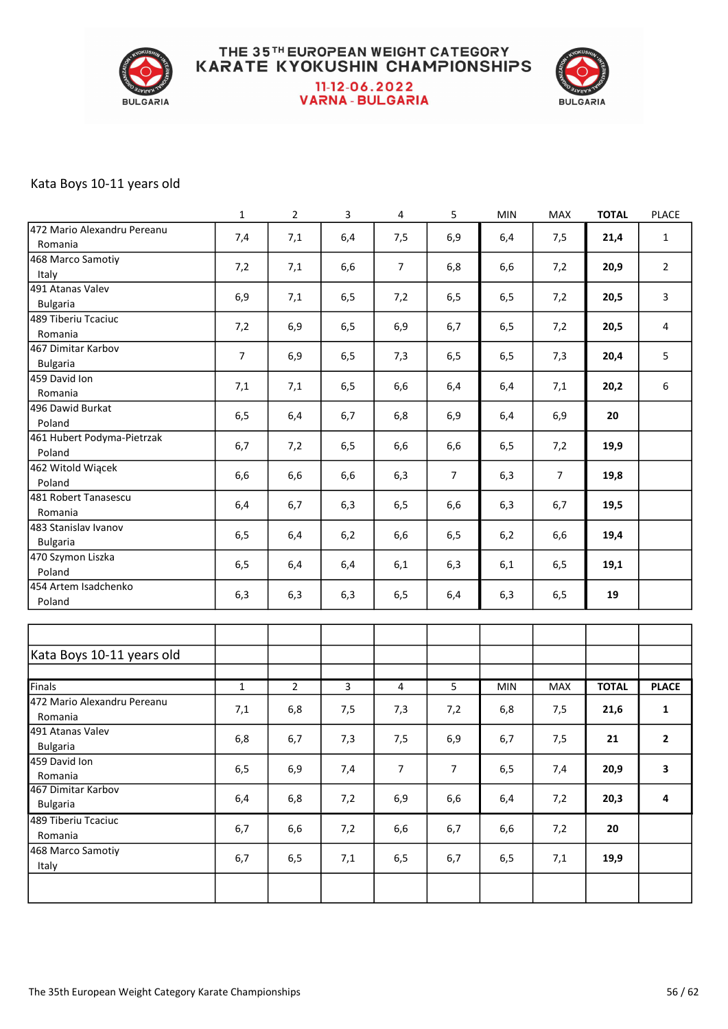# THE 35TH EUROPEAN WEIGHT CATEGORY KARATE KYOKUSHIN CHAMPIONSHIPS

11-12-06.2022
VARNA - BULGARIA

## Kata Boys 10-11 years old

| | 1 | 2 | 3 | 4 | 5 | MIN | MAX | TOTAL | PLACE |
|---|---|---|---|---|---|---|---|---|---|
| 472 Mario Alexandru Pereanu Romania | 7,4 | 7,1 | 6,4 | 7,5 | 6,9 | 6,4 | 7,5 | **21,4** | 1 |
| 468 Marco Samotiy Italy | 7,2 | 7,1 | 6,6 | 7 | 6,8 | 6,6 | 7,2 | **20,9** | 2 |
| 491 Atanas Valev Bulgaria | 6,9 | 7,1 | 6,5 | 7,2 | 6,5 | 6,5 | 7,2 | **20,5** | 3 |
| 489 Tiberiu Tcaciuc Romania | 7,2 | 6,9 | 6,5 | 6,9 | 6,7 | 6,5 | 7,2 | **20,5** | 4 |
| 467 Dimitar Karbov Bulgaria | 7 | 6,9 | 6,5 | 7,3 | 6,5 | 6,5 | 7,3 | **20,4** | 5 |
| 459 David Ion Romania | 7,1 | 7,1 | 6,5 | 6,6 | 6,4 | 6,4 | 7,1 | **20,2** | 6 |
| 496 Dawid Burkat Poland | 6,5 | 6,4 | 6,7 | 6,8 | 6,9 | 6,4 | 6,9 | **20** | |
| 461 Hubert Podyma-Pietrzak Poland | 6,7 | 7,2 | 6,5 | 6,6 | 6,6 | 6,5 | 7,2 | **19,9** | |
| 462 Witold Wiącek Poland | 6,6 | 6,6 | 6,6 | 6,3 | 7 | 6,3 | 7 | **19,8** | |
| 481 Robert Tanasescu Romania | 6,4 | 6,7 | 6,3 | 6,5 | 6,6 | 6,3 | 6,7 | **19,5** | |
| 483 Stanislav Ivanov Bulgaria | 6,5 | 6,4 | 6,2 | 6,6 | 6,5 | 6,2 | 6,6 | **19,4** | |
| 470 Szymon Liszka Poland | 6,5 | 6,4 | 6,4 | 6,1 | 6,3 | 6,1 | 6,5 | **19,1** | |
| 454 Artem Isadchenko Poland | 6,3 | 6,3 | 6,3 | 6,5 | 6,4 | 6,3 | 6,5 | **19** | |

## Kata Boys 10-11 years old

| Finals | 1 | 2 | 3 | 4 | 5 | MIN | MAX | TOTAL | PLACE |
|---|---|---|---|---|---|---|---|---|---|
| 472 Mario Alexandru Pereanu Romania | 7,1 | 6,8 | 7,5 | 7,3 | 7,2 | 6,8 | 7,5 | **21,6** | **1** |
| 491 Atanas Valev Bulgaria | 6,8 | 6,7 | 7,3 | 7,5 | 6,9 | 6,7 | 7,5 | **21** | **2** |
| 459 David Ion Romania | 6,5 | 6,9 | 7,4 | 7 | 7 | 6,5 | 7,4 | **20,9** | **3** |
| 467 Dimitar Karbov Bulgaria | 6,4 | 6,8 | 7,2 | 6,9 | 6,6 | 6,4 | 7,2 | **20,3** | **4** |
| 489 Tiberiu Tcaciuc Romania | 6,7 | 6,6 | 7,2 | 6,6 | 6,7 | 6,6 | 7,2 | **20** | |
| 468 Marco Samotiy Italy | 6,7 | 6,5 | 7,1 | 6,5 | 6,7 | 6,5 | 7,1 | **19,9** | |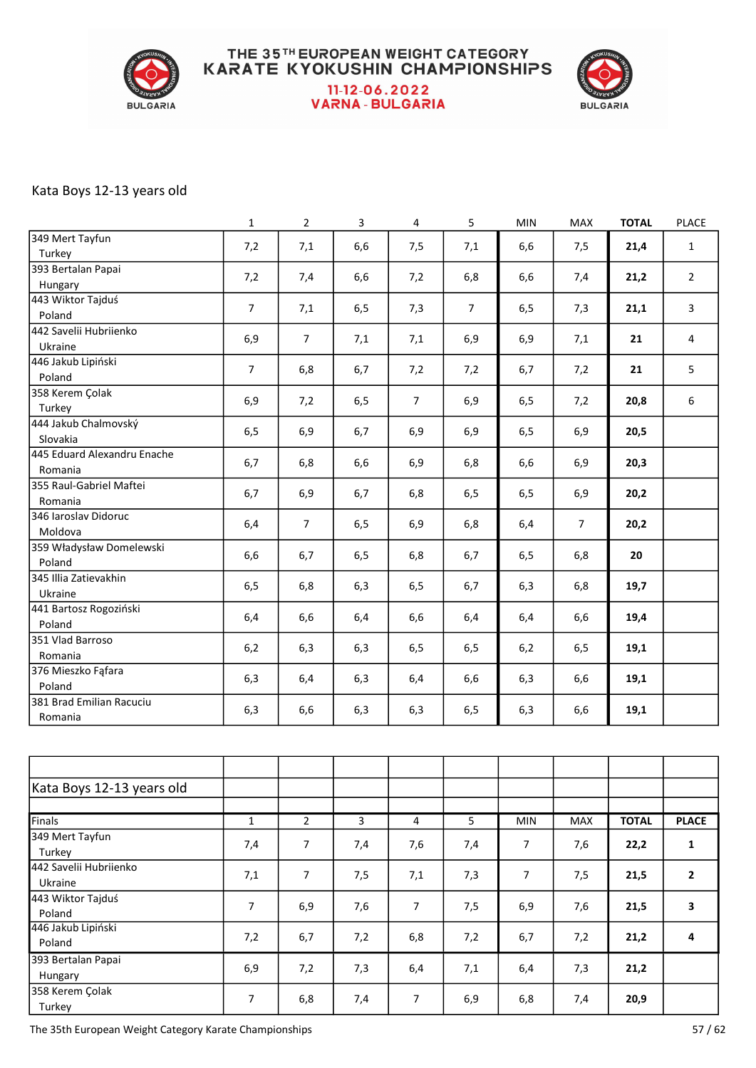# THE 35TH EUROPEAN WEIGHT CATEGORY KARATE KYOKUSHIN CHAMPIONSHIPS

11-12-06.2022
VARNA - BULGARIA

## Kata Boys 12-13 years old

| | 1 | 2 | 3 | 4 | 5 | MIN | MAX | TOTAL | PLACE |
|---|---|---|---|---|---|---|---|---|---|
| 349 Mert Tayfun Turkey | 7,2 | 7,1 | 6,6 | 7,5 | 7,1 | 6,6 | 7,5 | **21,4** | 1 |
| 393 Bertalan Papai Hungary | 7,2 | 7,4 | 6,6 | 7,2 | 6,8 | 6,6 | 7,4 | **21,2** | 2 |
| 443 Wiktor Tajduś Poland | 7 | 7,1 | 6,5 | 7,3 | 7 | 6,5 | 7,3 | **21,1** | 3 |
| 442 Savelii Hubriienko Ukraine | 6,9 | 7 | 7,1 | 7,1 | 6,9 | 6,9 | 7,1 | **21** | 4 |
| 446 Jakub Lipiński Poland | 7 | 6,8 | 6,7 | 7,2 | 7,2 | 6,7 | 7,2 | **21** | 5 |
| 358 Kerem Çolak Turkey | 6,9 | 7,2 | 6,5 | 7 | 6,9 | 6,5 | 7,2 | **20,8** | 6 |
| 444 Jakub Chalmovský Slovakia | 6,5 | 6,9 | 6,7 | 6,9 | 6,9 | 6,5 | 6,9 | **20,5** | |
| 445 Eduard Alexandru Enache Romania | 6,7 | 6,8 | 6,6 | 6,9 | 6,8 | 6,6 | 6,9 | **20,3** | |
| 355 Raul-Gabriel Maftei Romania | 6,7 | 6,9 | 6,7 | 6,8 | 6,5 | 6,5 | 6,9 | **20,2** | |
| 346 Iaroslav Didoruc Moldova | 6,4 | 7 | 6,5 | 6,9 | 6,8 | 6,4 | 7 | **20,2** | |
| 359 Władysław Domelewski Poland | 6,6 | 6,7 | 6,5 | 6,8 | 6,7 | 6,5 | 6,8 | **20** | |
| 345 Illia Zatievakhin Ukraine | 6,5 | 6,8 | 6,3 | 6,5 | 6,7 | 6,3 | 6,8 | **19,7** | |
| 441 Bartosz Rogoziński Poland | 6,4 | 6,6 | 6,4 | 6,6 | 6,4 | 6,4 | 6,6 | **19,4** | |
| 351 Vlad Barroso Romania | 6,2 | 6,3 | 6,3 | 6,5 | 6,5 | 6,2 | 6,5 | **19,1** | |
| 376 Mieszko Fąfara Poland | 6,3 | 6,4 | 6,3 | 6,4 | 6,6 | 6,3 | 6,6 | **19,1** | |
| 381 Brad Emilian Racuciu Romania | 6,3 | 6,6 | 6,3 | 6,3 | 6,5 | 6,3 | 6,6 | **19,1** | |

## Kata Boys 12-13 years old

| Finals | 1 | 2 | 3 | 4 | 5 | MIN | MAX | TOTAL | PLACE |
|---|---|---|---|---|---|---|---|---|---|
| 349 Mert Tayfun Turkey | 7,4 | 7 | 7,4 | 7,6 | 7,4 | 7 | 7,6 | **22,2** | **1** |
| 442 Savelii Hubriienko Ukraine | 7,1 | 7 | 7,5 | 7,1 | 7,3 | 7 | 7,5 | **21,5** | **2** |
| 443 Wiktor Tajduś Poland | 7 | 6,9 | 7,6 | 7 | 7,5 | 6,9 | 7,6 | **21,5** | **3** |
| 446 Jakub Lipiński Poland | 7,2 | 6,7 | 7,2 | 6,8 | 7,2 | 6,7 | 7,2 | **21,2** | **4** |
| 393 Bertalan Papai Hungary | 6,9 | 7,2 | 7,3 | 6,4 | 7,1 | 6,4 | 7,3 | **21,2** | |
| 358 Kerem Çolak Turkey | 7 | 6,8 | 7,4 | 7 | 6,9 | 6,8 | 7,4 | **20,9** | |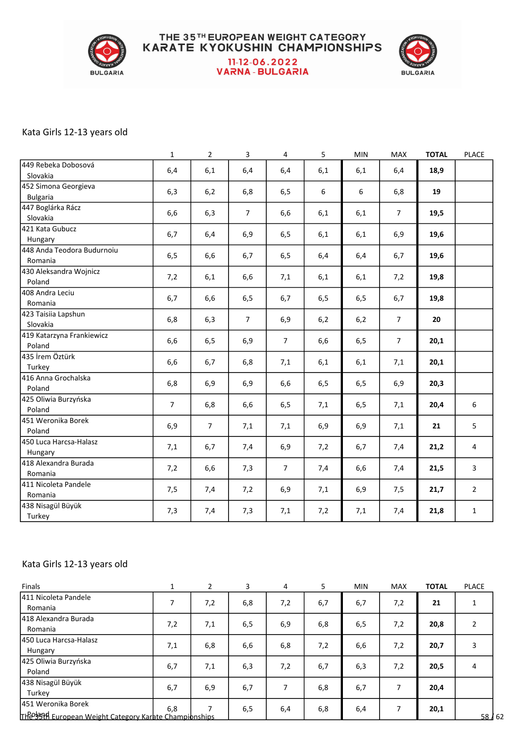# THE 35TH EUROPEAN WEIGHT CATEGORY KARATE KYOKUSHIN CHAMPIONSHIPS

11-12-06.2022
VARNA - BULGARIA

## Kata Girls 12-13 years old

| | 1 | 2 | 3 | 4 | 5 | MIN | MAX | TOTAL | PLACE |
|---|---|---|---|---|---|---|---|---|---|
| 449 Rebeka Dobosová<br>Slovakia | 6,4 | 6,1 | 6,4 | 6,4 | 6,1 | 6,1 | 6,4 | **18,9** | |
| 452 Simona Georgieva<br>Bulgaria | 6,3 | 6,2 | 6,8 | 6,5 | 6 | 6 | 6,8 | **19** | |
| 447 Boglárka Rácz<br>Slovakia | 6,6 | 6,3 | 7 | 6,6 | 6,1 | 6,1 | 7 | **19,5** | |
| 421 Kata Gubucz<br>Hungary | 6,7 | 6,4 | 6,9 | 6,5 | 6,1 | 6,1 | 6,9 | **19,6** | |
| 448 Anda Teodora Budurnoiu<br>Romania | 6,5 | 6,6 | 6,7 | 6,5 | 6,4 | 6,4 | 6,7 | **19,6** | |
| 430 Aleksandra Wojnicz<br>Poland | 7,2 | 6,1 | 6,6 | 7,1 | 6,1 | 6,1 | 7,2 | **19,8** | |
| 408 Andra Leciu<br>Romania | 6,7 | 6,6 | 6,5 | 6,7 | 6,5 | 6,5 | 6,7 | **19,8** | |
| 423 Taisiia Lapshun<br>Slovakia | 6,8 | 6,3 | 7 | 6,9 | 6,2 | 6,2 | 7 | **20** | |
| 419 Katarzyna Frankiewicz<br>Poland | 6,6 | 6,5 | 6,9 | 7 | 6,6 | 6,5 | 7 | **20,1** | |
| 435 İrem Öztürk<br>Turkey | 6,6 | 6,7 | 6,8 | 7,1 | 6,1 | 6,1 | 7,1 | **20,1** | |
| 416 Anna Grochalska<br>Poland | 6,8 | 6,9 | 6,9 | 6,6 | 6,5 | 6,5 | 6,9 | **20,3** | |
| 425 Oliwia Burzyńska<br>Poland | 7 | 6,8 | 6,6 | 6,5 | 7,1 | 6,5 | 7,1 | **20,4** | 6 |
| 451 Weronika Borek<br>Poland | 6,9 | 7 | 7,1 | 7,1 | 6,9 | 6,9 | 7,1 | **21** | 5 |
| 450 Luca Harcsa-Halasz<br>Hungary | 7,1 | 6,7 | 7,4 | 6,9 | 7,2 | 6,7 | 7,4 | **21,2** | 4 |
| 418 Alexandra Burada<br>Romania | 7,2 | 6,6 | 7,3 | 7 | 7,4 | 6,6 | 7,4 | **21,5** | 3 |
| 411 Nicoleta Pandele<br>Romania | 7,5 | 7,4 | 7,2 | 6,9 | 7,1 | 6,9 | 7,5 | **21,7** | 2 |
| 438 Nisagül Büyük<br>Turkey | 7,3 | 7,4 | 7,3 | 7,1 | 7,2 | 7,1 | 7,4 | **21,8** | 1 |

## Kata Girls 12-13 years old

| Finals | 1 | 2 | 3 | 4 | 5 | MIN | MAX | TOTAL | PLACE |
|---|---|---|---|---|---|---|---|---|---|
| 411 Nicoleta Pandele<br>Romania | 7 | 7,2 | 6,8 | 7,2 | 6,7 | 6,7 | 7,2 | **21** | 1 |
| 418 Alexandra Burada<br>Romania | 7,2 | 7,1 | 6,5 | 6,9 | 6,8 | 6,5 | 7,2 | **20,8** | 2 |
| 450 Luca Harcsa-Halasz<br>Hungary | 7,1 | 6,8 | 6,6 | 6,8 | 7,2 | 6,6 | 7,2 | **20,7** | 3 |
| 425 Oliwia Burzyńska<br>Poland | 6,7 | 7,1 | 6,3 | 7,2 | 6,7 | 6,3 | 7,2 | **20,5** | 4 |
| 438 Nisagül Büyük<br>Turkey | 6,7 | 6,9 | 6,7 | 7 | 6,8 | 6,7 | 7 | **20,4** | |
| 451 Weronika Borek<br>Poland | 6,8 | 7 | 6,5 | 6,4 | 6,8 | 6,4 | 7 | **20,1** | |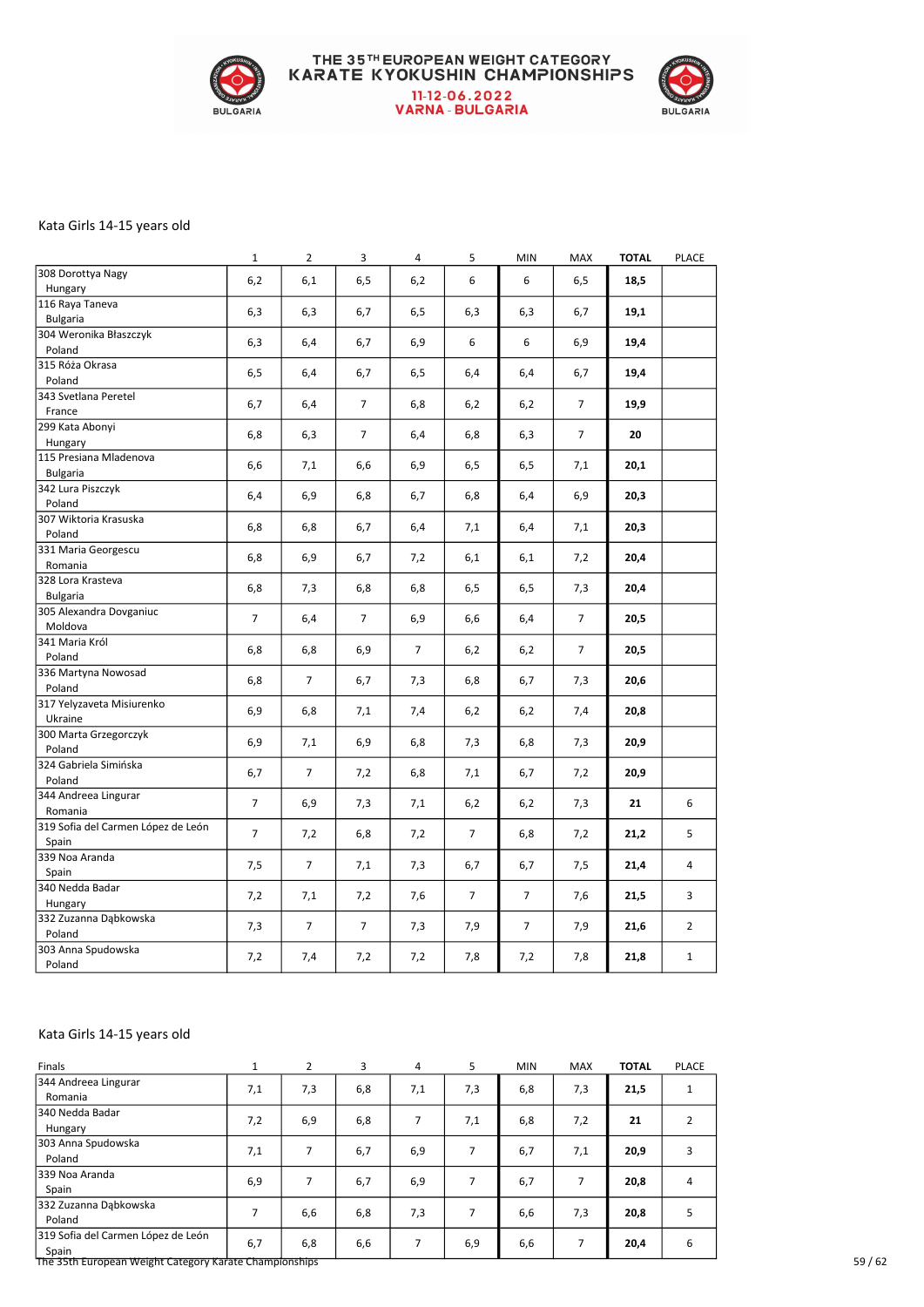# THE 35TH EUROPEAN WEIGHT CATEGORY KARATE KYOKUSHIN CHAMPIONSHIPS

11-12-06.2022
VARNA - BULGARIA

## Kata Girls 14-15 years old

| | 1 | 2 | 3 | 4 | 5 | MIN | MAX | TOTAL | PLACE |
|---|---|---|---|---|---|---|---|---|---|
| 308 Dorottya Nagy Hungary | 6,2 | 6,1 | 6,5 | 6,2 | 6 | 6 | 6,5 | **18,5** | |
| 116 Raya Taneva Bulgaria | 6,3 | 6,3 | 6,7 | 6,5 | 6,3 | 6,3 | 6,7 | **19,1** | |
| 304 Weronika Błaszczyk Poland | 6,3 | 6,4 | 6,7 | 6,9 | 6 | 6 | 6,9 | **19,4** | |
| 315 Róża Okrasa Poland | 6,5 | 6,4 | 6,7 | 6,5 | 6,4 | 6,4 | 6,7 | **19,4** | |
| 343 Svetlana Peretel France | 6,7 | 6,4 | 7 | 6,8 | 6,2 | 6,2 | 7 | **19,9** | |
| 299 Kata Abonyi Hungary | 6,8 | 6,3 | 7 | 6,4 | 6,8 | 6,3 | 7 | **20** | |
| 115 Presiana Mladenova Bulgaria | 6,6 | 7,1 | 6,6 | 6,9 | 6,5 | 6,5 | 7,1 | **20,1** | |
| 342 Lura Piszczyk Poland | 6,4 | 6,9 | 6,8 | 6,7 | 6,8 | 6,4 | 6,9 | **20,3** | |
| 307 Wiktoria Krasuska Poland | 6,8 | 6,8 | 6,7 | 6,4 | 7,1 | 6,4 | 7,1 | **20,3** | |
| 331 Maria Georgescu Romania | 6,8 | 6,9 | 6,7 | 7,2 | 6,1 | 6,1 | 7,2 | **20,4** | |
| 328 Lora Krasteva Bulgaria | 6,8 | 7,3 | 6,8 | 6,8 | 6,5 | 6,5 | 7,3 | **20,4** | |
| 305 Alexandra Dovganiuc Moldova | 7 | 6,4 | 7 | 6,9 | 6,6 | 6,4 | 7 | **20,5** | |
| 341 Maria Król Poland | 6,8 | 6,8 | 6,9 | 7 | 6,2 | 6,2 | 7 | **20,5** | |
| 336 Martyna Nowosad Poland | 6,8 | 7 | 6,7 | 7,3 | 6,8 | 6,7 | 7,3 | **20,6** | |
| 317 Yelyzaveta Misiurenko Ukraine | 6,9 | 6,8 | 7,1 | 7,4 | 6,2 | 6,2 | 7,4 | **20,8** | |
| 300 Marta Grzegorczyk Poland | 6,9 | 7,1 | 6,9 | 6,8 | 7,3 | 6,8 | 7,3 | **20,9** | |
| 324 Gabriela Simińska Poland | 6,7 | 7 | 7,2 | 6,8 | 7,1 | 6,7 | 7,2 | **20,9** | |
| 344 Andreea Lingurar Romania | 7 | 6,9 | 7,3 | 7,1 | 6,2 | 6,2 | 7,3 | **21** | 6 |
| 319 Sofia del Carmen López de León Spain | 7 | 7,2 | 6,8 | 7,2 | 7 | 6,8 | 7,2 | **21,2** | 5 |
| 339 Noa Aranda Spain | 7,5 | 7 | 7,1 | 7,3 | 6,7 | 6,7 | 7,5 | **21,4** | 4 |
| 340 Nedda Badar Hungary | 7,2 | 7,1 | 7,2 | 7,6 | 7 | 7 | 7,6 | **21,5** | 3 |
| 332 Zuzanna Dąbkowska Poland | 7,3 | 7 | 7 | 7,3 | 7,9 | 7 | 7,9 | **21,6** | 2 |
| 303 Anna Spudowska Poland | 7,2 | 7,4 | 7,2 | 7,2 | 7,8 | 7,2 | 7,8 | **21,8** | 1 |

## Kata Girls 14-15 years old

| Finals | 1 | 2 | 3 | 4 | 5 | MIN | MAX | TOTAL | PLACE |
|---|---|---|---|---|---|---|---|---|---|
| 344 Andreea Lingurar Romania | 7,1 | 7,3 | 6,8 | 7,1 | 7,3 | 6,8 | 7,3 | **21,5** | 1 |
| 340 Nedda Badar Hungary | 7,2 | 6,9 | 6,8 | 7 | 7,1 | 6,8 | 7,2 | **21** | 2 |
| 303 Anna Spudowska Poland | 7,1 | 7 | 6,7 | 6,9 | 7 | 6,7 | 7,1 | **20,9** | 3 |
| 339 Noa Aranda Spain | 6,9 | 7 | 6,7 | 6,9 | 7 | 6,7 | 7 | **20,8** | 4 |
| 332 Zuzanna Dąbkowska Poland | 7 | 6,6 | 6,8 | 7,3 | 7 | 6,6 | 7,3 | **20,8** | 5 |
| 319 Sofia del Carmen López de León Spain | 6,7 | 6,8 | 6,6 | 7 | 6,9 | 6,6 | 7 | **20,4** | 6 |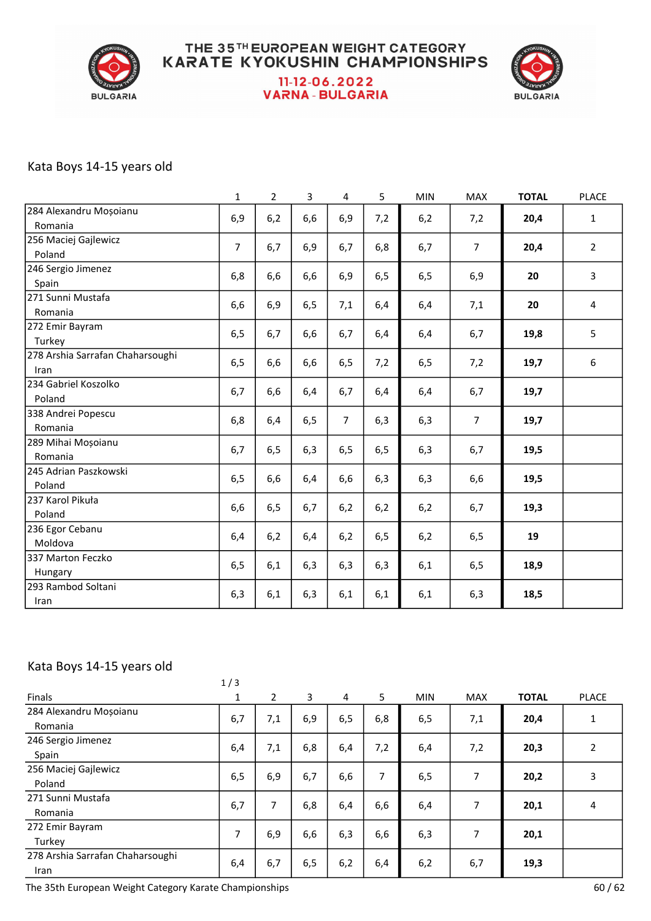# THE 35TH EUROPEAN WEIGHT CATEGORY KARATE KYOKUSHIN CHAMPIONSHIPS

11-12.06.2022
VARNA - BULGARIA

## Kata Boys 14-15 years old

| | 1 | 2 | 3 | 4 | 5 | MIN | MAX | **TOTAL** | PLACE |
|---|---|---|---|---|---|---|---|---|---|
| 284 Alexandru Moșoianu Romania | 6,9 | 6,2 | 6,6 | 6,9 | 7,2 | 6,2 | 7,2 | **20,4** | 1 |
| 256 Maciej Gajlewicz Poland | 7 | 6,7 | 6,9 | 6,7 | 6,8 | 6,7 | 7 | **20,4** | 2 |
| 246 Sergio Jimenez Spain | 6,8 | 6,6 | 6,6 | 6,9 | 6,5 | 6,5 | 6,9 | **20** | 3 |
| 271 Sunni Mustafa Romania | 6,6 | 6,9 | 6,5 | 7,1 | 6,4 | 6,4 | 7,1 | **20** | 4 |
| 272 Emir Bayram Turkey | 6,5 | 6,7 | 6,6 | 6,7 | 6,4 | 6,4 | 6,7 | **19,8** | 5 |
| 278 Arshia Sarrafan Chaharsoughi Iran | 6,5 | 6,6 | 6,6 | 6,5 | 7,2 | 6,5 | 7,2 | **19,7** | 6 |
| 234 Gabriel Koszolko Poland | 6,7 | 6,6 | 6,4 | 6,7 | 6,4 | 6,4 | 6,7 | **19,7** | |
| 338 Andrei Popescu Romania | 6,8 | 6,4 | 6,5 | 7 | 6,3 | 6,3 | 7 | **19,7** | |
| 289 Mihai Moșoianu Romania | 6,7 | 6,5 | 6,3 | 6,5 | 6,5 | 6,3 | 6,7 | **19,5** | |
| 245 Adrian Paszkowski Poland | 6,5 | 6,6 | 6,4 | 6,6 | 6,3 | 6,3 | 6,6 | **19,5** | |
| 237 Karol Pikuła Poland | 6,6 | 6,5 | 6,7 | 6,2 | 6,2 | 6,2 | 6,7 | **19,3** | |
| 236 Egor Cebanu Moldova | 6,4 | 6,2 | 6,4 | 6,2 | 6,5 | 6,2 | 6,5 | **19** | |
| 337 Marton Feczko Hungary | 6,5 | 6,1 | 6,3 | 6,3 | 6,3 | 6,1 | 6,5 | **18,9** | |
| 293 Rambod Soltani Iran | 6,3 | 6,1 | 6,3 | 6,1 | 6,1 | 6,1 | 6,3 | **18,5** | |

## Kata Boys 14-15 years old

1 / 3

| Finals | 1 | 2 | 3 | 4 | 5 | MIN | MAX | **TOTAL** | PLACE |
|---|---|---|---|---|---|---|---|---|---|
| 284 Alexandru Moșoianu Romania | 6,7 | 7,1 | 6,9 | 6,5 | 6,8 | 6,5 | 7,1 | **20,4** | 1 |
| 246 Sergio Jimenez Spain | 6,4 | 7,1 | 6,8 | 6,4 | 7,2 | 6,4 | 7,2 | **20,3** | 2 |
| 256 Maciej Gajlewicz Poland | 6,5 | 6,9 | 6,7 | 6,6 | 7 | 6,5 | 7 | **20,2** | 3 |
| 271 Sunni Mustafa Romania | 6,7 | 7 | 6,8 | 6,4 | 6,6 | 6,4 | 7 | **20,1** | 4 |
| 272 Emir Bayram Turkey | 7 | 6,9 | 6,6 | 6,3 | 6,6 | 6,3 | 7 | **20,1** | |
| 278 Arshia Sarrafan Chaharsoughi Iran | 6,4 | 6,7 | 6,5 | 6,2 | 6,4 | 6,2 | 6,7 | **19,3** | |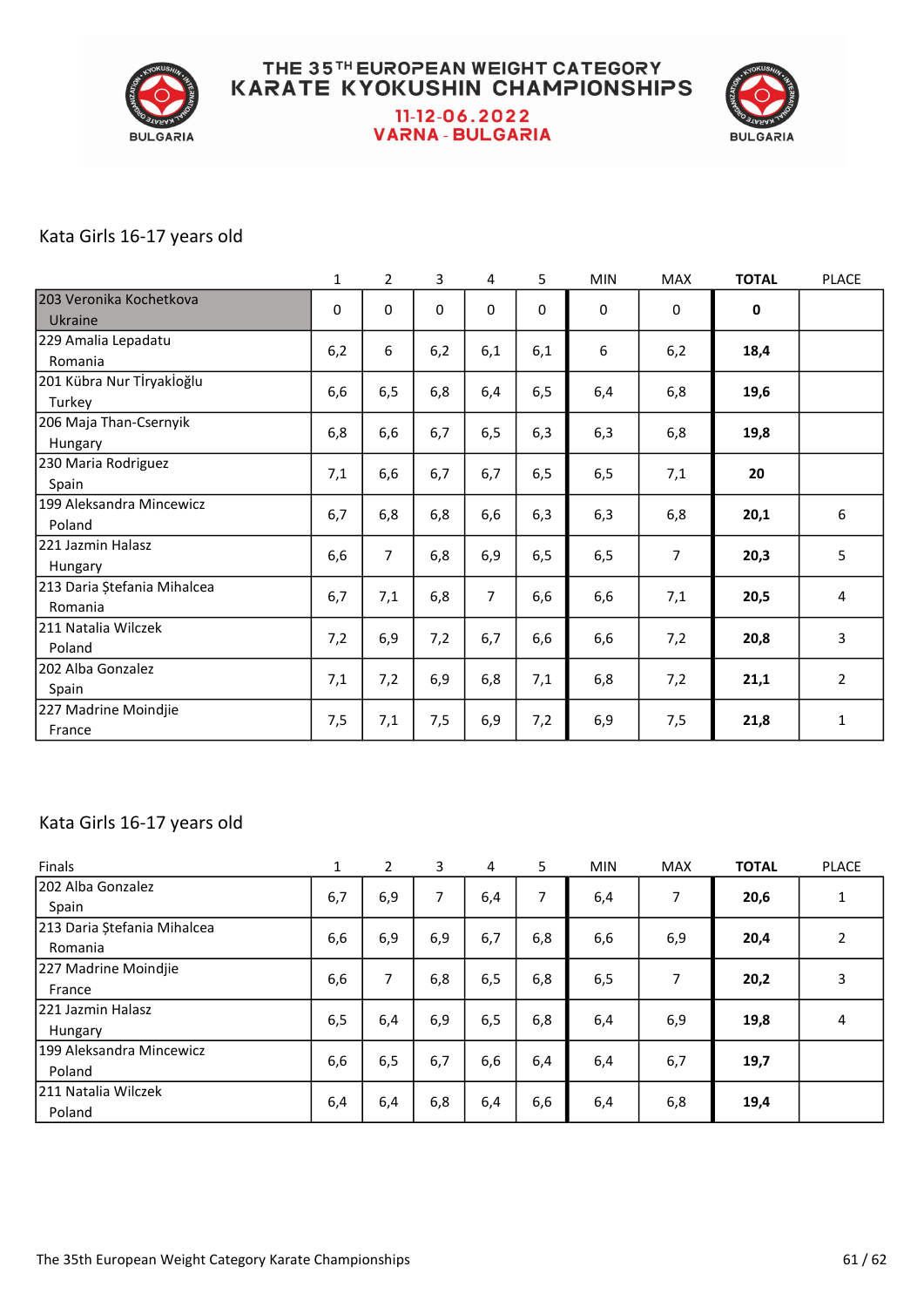# THE 35TH EUROPEAN WEIGHT CATEGORY KARATE KYOKUSHIN CHAMPIONSHIPS

## 11-12.06.2022
## VARNA - BULGARIA

### Kata Girls 16-17 years old

| | 1 | 2 | 3 | 4 | 5 | MIN | MAX | TOTAL | PLACE |
|---|---|---|---|---|---|---|---|---|---|
| 203 Veronika Kochetkova Ukraine | 0 | 0 | 0 | 0 | 0 | 0 | 0 | **0** | |
| 229 Amalia Lepadatu Romania | 6,2 | 6 | 6,2 | 6,1 | 6,1 | 6 | 6,2 | **18,4** | |
| 201 Kübra Nur Tİryakİoğlu Turkey | 6,6 | 6,5 | 6,8 | 6,4 | 6,5 | 6,4 | 6,8 | **19,6** | |
| 206 Maja Than-Csernyik Hungary | 6,8 | 6,6 | 6,7 | 6,5 | 6,3 | 6,3 | 6,8 | **19,8** | |
| 230 Maria Rodriguez Spain | 7,1 | 6,6 | 6,7 | 6,7 | 6,5 | 6,5 | 7,1 | **20** | |
| 199 Aleksandra Mincewicz Poland | 6,7 | 6,8 | 6,8 | 6,6 | 6,3 | 6,3 | 6,8 | **20,1** | 6 |
| 221 Jazmin Halasz Hungary | 6,6 | 7 | 6,8 | 6,9 | 6,5 | 6,5 | 7 | **20,3** | 5 |
| 213 Daria Ștefania Mihalcea Romania | 6,7 | 7,1 | 6,8 | 7 | 6,6 | 6,6 | 7,1 | **20,5** | 4 |
| 211 Natalia Wilczek Poland | 7,2 | 6,9 | 7,2 | 6,7 | 6,6 | 6,6 | 7,2 | **20,8** | 3 |
| 202 Alba Gonzalez Spain | 7,1 | 7,2 | 6,9 | 6,8 | 7,1 | 6,8 | 7,2 | **21,1** | 2 |
| 227 Madrine Moindjie France | 7,5 | 7,1 | 7,5 | 6,9 | 7,2 | 6,9 | 7,5 | **21,8** | 1 |

### Kata Girls 16-17 years old

| Finals | 1 | 2 | 3 | 4 | 5 | MIN | MAX | TOTAL | PLACE |
|---|---|---|---|---|---|---|---|---|---|
| 202 Alba Gonzalez Spain | 6,7 | 6,9 | 7 | 6,4 | 7 | 6,4 | 7 | **20,6** | 1 |
| 213 Daria Ștefania Mihalcea Romania | 6,6 | 6,9 | 6,9 | 6,7 | 6,8 | 6,6 | 6,9 | **20,4** | 2 |
| 227 Madrine Moindjie France | 6,6 | 7 | 6,8 | 6,5 | 6,8 | 6,5 | 7 | **20,2** | 3 |
| 221 Jazmin Halasz Hungary | 6,5 | 6,4 | 6,9 | 6,5 | 6,8 | 6,4 | 6,9 | **19,8** | 4 |
| 199 Aleksandra Mincewicz Poland | 6,6 | 6,5 | 6,7 | 6,6 | 6,4 | 6,4 | 6,7 | **19,7** | |
| 211 Natalia Wilczek Poland | 6,4 | 6,4 | 6,8 | 6,4 | 6,6 | 6,4 | 6,8 | **19,4** | |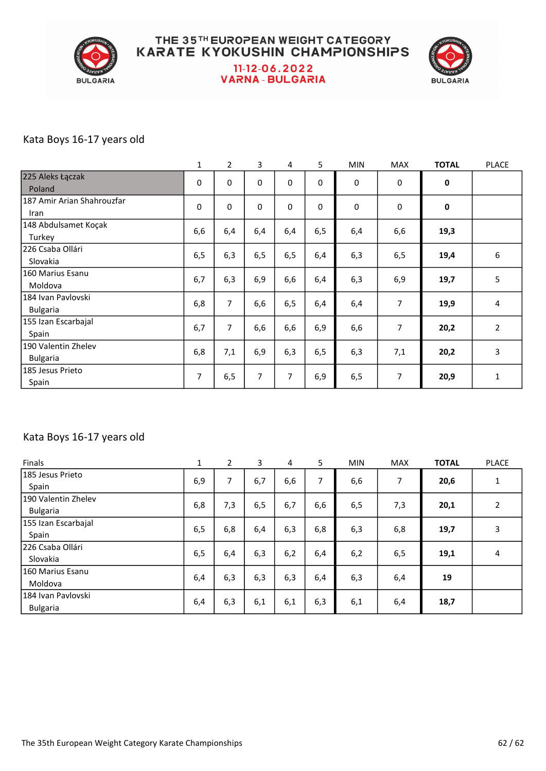# THE 35TH EUROPEAN WEIGHT CATEGORY KARATE KYOKUSHIN CHAMPIONSHIPS

11-12-06.2022

VARNA - BULGARIA

## Kata Boys 16-17 years old

| | 1 | 2 | 3 | 4 | 5 | MIN | MAX | TOTAL | PLACE |
|---|---|---|---|---|---|---|---|---|---|
| 225 Aleks Łączak<br>Poland | 0 | 0 | 0 | 0 | 0 | 0 | 0 | **0** | |
| 187 Amir Arian Shahrouzfar<br>Iran | 0 | 0 | 0 | 0 | 0 | 0 | 0 | **0** | |
| 148 Abdulsamet Koçak<br>Turkey | 6,6 | 6,4 | 6,4 | 6,4 | 6,5 | 6,4 | 6,6 | **19,3** | |
| 226 Csaba Ollári<br>Slovakia | 6,5 | 6,3 | 6,5 | 6,5 | 6,4 | 6,3 | 6,5 | **19,4** | 6 |
| 160 Marius Esanu<br>Moldova | 6,7 | 6,3 | 6,9 | 6,6 | 6,4 | 6,3 | 6,9 | **19,7** | 5 |
| 184 Ivan Pavlovski<br>Bulgaria | 6,8 | 7 | 6,6 | 6,5 | 6,4 | 6,4 | 7 | **19,9** | 4 |
| 155 Izan Escarbajal<br>Spain | 6,7 | 7 | 6,6 | 6,6 | 6,9 | 6,6 | 7 | **20,2** | 2 |
| 190 Valentin Zhelev<br>Bulgaria | 6,8 | 7,1 | 6,9 | 6,3 | 6,5 | 6,3 | 7,1 | **20,2** | 3 |
| 185 Jesus Prieto<br>Spain | 7 | 6,5 | 7 | 7 | 6,9 | 6,5 | 7 | **20,9** | 1 |

## Kata Boys 16-17 years old

| Finals | 1 | 2 | 3 | 4 | 5 | MIN | MAX | TOTAL | PLACE |
|---|---|---|---|---|---|---|---|---|---|
| 185 Jesus Prieto<br>Spain | 6,9 | 7 | 6,7 | 6,6 | 7 | 6,6 | 7 | **20,6** | 1 |
| 190 Valentin Zhelev<br>Bulgaria | 6,8 | 7,3 | 6,5 | 6,7 | 6,6 | 6,5 | 7,3 | **20,1** | 2 |
| 155 Izan Escarbajal<br>Spain | 6,5 | 6,8 | 6,4 | 6,3 | 6,8 | 6,3 | 6,8 | **19,7** | 3 |
| 226 Csaba Ollári<br>Slovakia | 6,5 | 6,4 | 6,3 | 6,2 | 6,4 | 6,2 | 6,5 | **19,1** | 4 |
| 160 Marius Esanu<br>Moldova | 6,4 | 6,3 | 6,3 | 6,3 | 6,4 | 6,3 | 6,4 | **19** | |
| 184 Ivan Pavlovski<br>Bulgaria | 6,4 | 6,3 | 6,1 | 6,1 | 6,3 | 6,1 | 6,4 | **18,7** | |